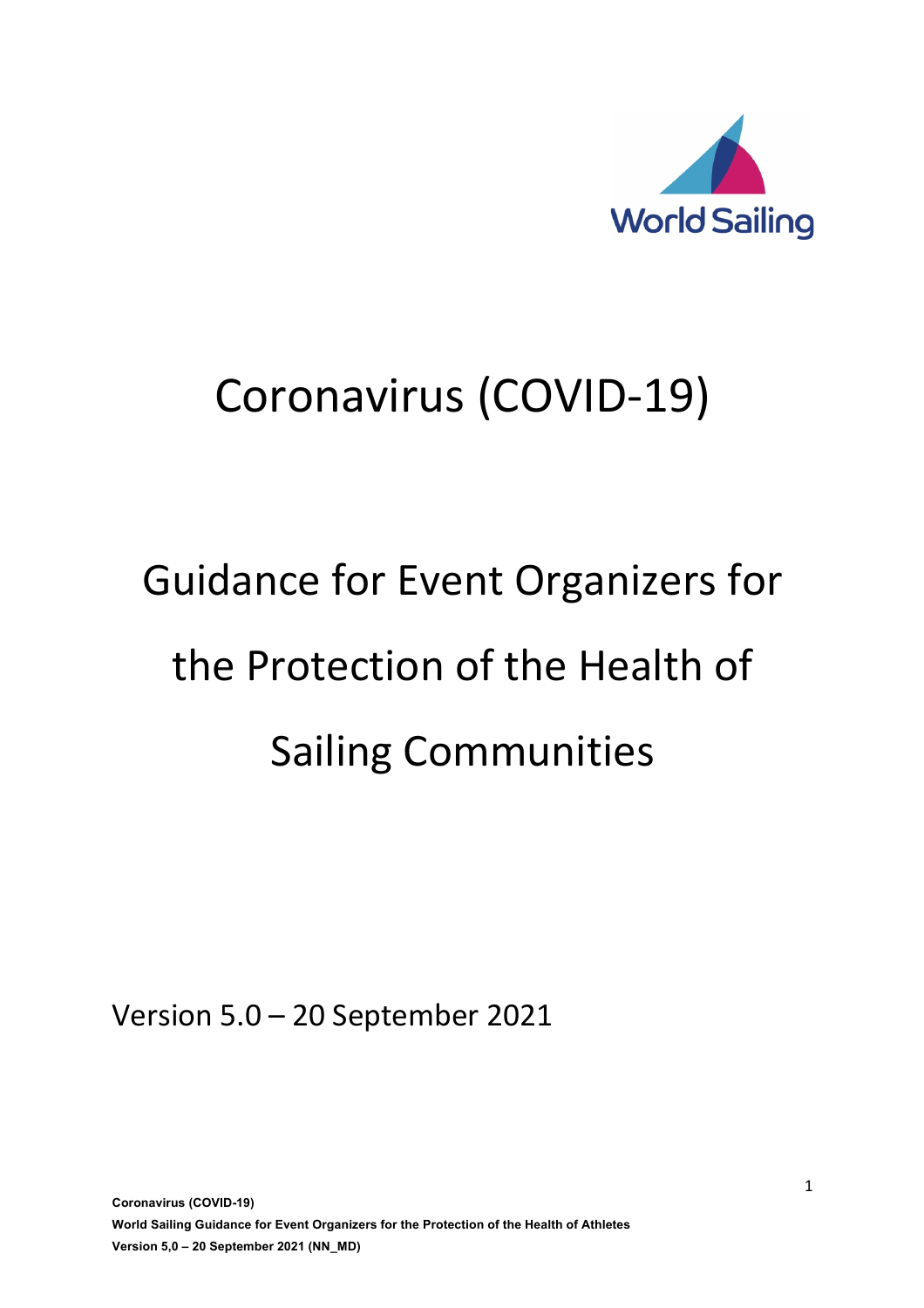World Sailing

# Coronavirus (COVID-19)

# Guidance for Event Organizers for the Protection of the Health of Sailing Communities

Version 5.0 – 20 September 2021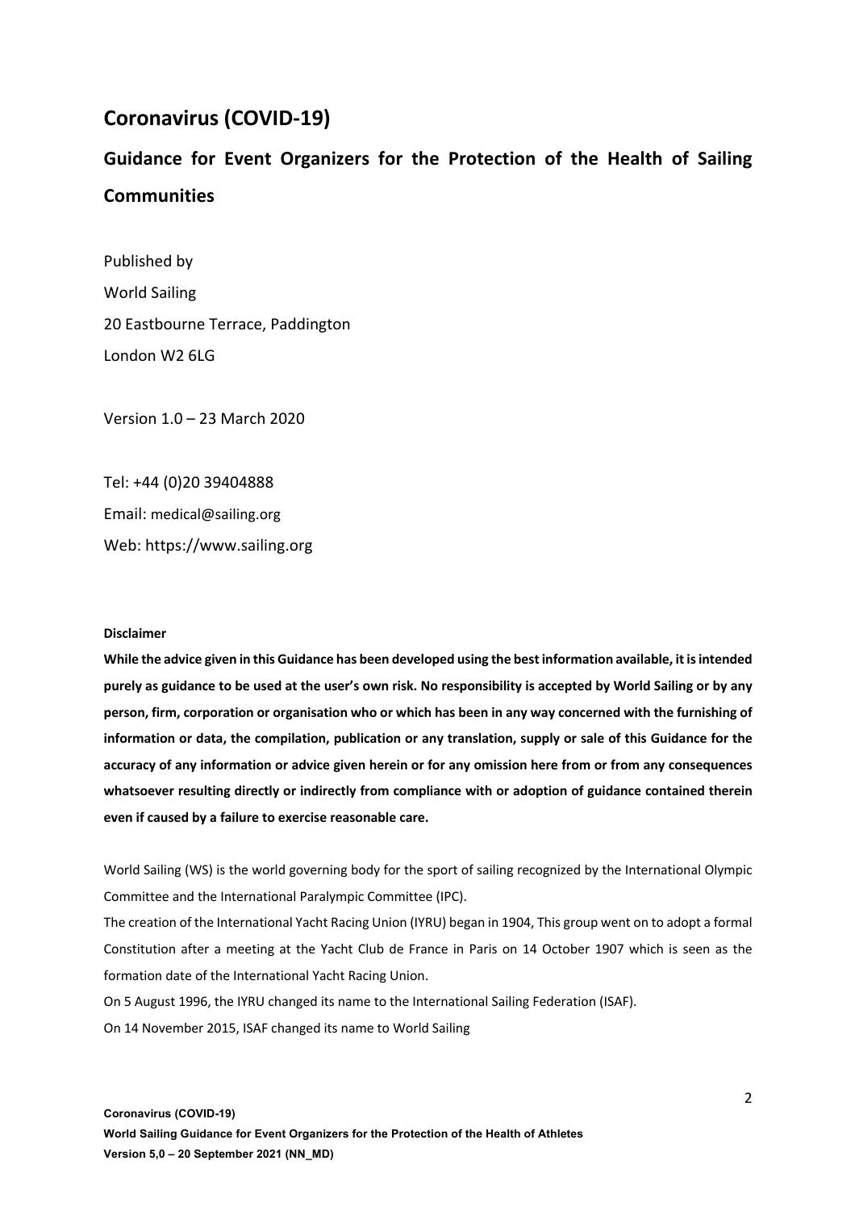# Coronavirus (COVID-19)

## Guidance for Event Organizers for the Protection of the Health of Sailing Communities

Published by
World Sailing
20 Eastbourne Terrace, Paddington
London W2 6LG

Version 1.0 – 23 March 2020

Tel: +44 (0)20 39404888
Email: medical@sailing.org
Web: https://www.sailing.org

**Disclaimer**

**While the advice given in this Guidance has been developed using the best information available, it is intended purely as guidance to be used at the user's own risk. No responsibility is accepted by World Sailing or by any person, firm, corporation or organisation who or which has been in any way concerned with the furnishing of information or data, the compilation, publication or any translation, supply or sale of this Guidance for the accuracy of any information or advice given herein or for any omission here from or from any consequences whatsoever resulting directly or indirectly from compliance with or adoption of guidance contained therein even if caused by a failure to exercise reasonable care.**

World Sailing (WS) is the world governing body for the sport of sailing recognized by the International Olympic Committee and the International Paralympic Committee (IPC).

The creation of the International Yacht Racing Union (IYRU) began in 1904, This group went on to adopt a formal Constitution after a meeting at the Yacht Club de France in Paris on 14 October 1907 which is seen as the formation date of the International Yacht Racing Union.

On 5 August 1996, the IYRU changed its name to the International Sailing Federation (ISAF).

On 14 November 2015, ISAF changed its name to World Sailing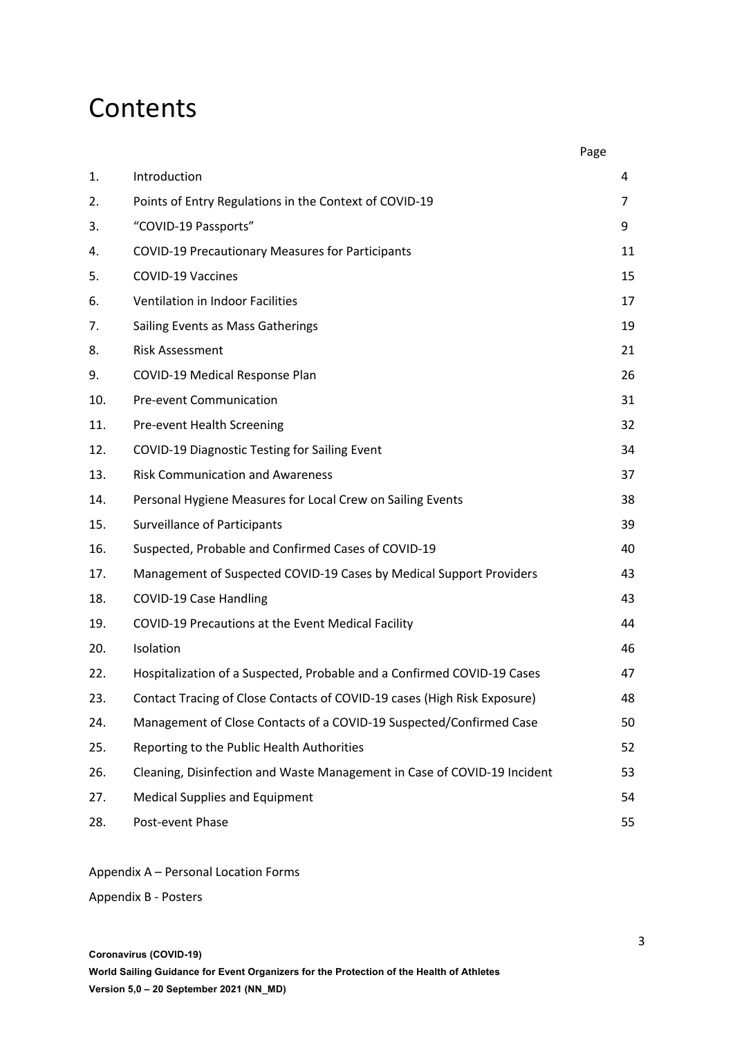# Contents

| | | Page |
|---|---|---|
| 1. | Introduction | 4 |
| 2. | Points of Entry Regulations in the Context of COVID-19 | 7 |
| 3. | "COVID-19 Passports" | 9 |
| 4. | COVID-19 Precautionary Measures for Participants | 11 |
| 5. | COVID-19 Vaccines | 15 |
| 6. | Ventilation in Indoor Facilities | 17 |
| 7. | Sailing Events as Mass Gatherings | 19 |
| 8. | Risk Assessment | 21 |
| 9. | COVID-19 Medical Response Plan | 26 |
| 10. | Pre-event Communication | 31 |
| 11. | Pre-event Health Screening | 32 |
| 12. | COVID-19 Diagnostic Testing for Sailing Event | 34 |
| 13. | Risk Communication and Awareness | 37 |
| 14. | Personal Hygiene Measures for Local Crew on Sailing Events | 38 |
| 15. | Surveillance of Participants | 39 |
| 16. | Suspected, Probable and Confirmed Cases of COVID-19 | 40 |
| 17. | Management of Suspected COVID-19 Cases by Medical Support Providers | 43 |
| 18. | COVID-19 Case Handling | 43 |
| 19. | COVID-19 Precautions at the Event Medical Facility | 44 |
| 20. | Isolation | 46 |
| 22. | Hospitalization of a Suspected, Probable and a Confirmed COVID-19 Cases | 47 |
| 23. | Contact Tracing of Close Contacts of COVID-19 cases (High Risk Exposure) | 48 |
| 24. | Management of Close Contacts of a COVID-19 Suspected/Confirmed Case | 50 |
| 25. | Reporting to the Public Health Authorities | 52 |
| 26. | Cleaning, Disinfection and Waste Management in Case of COVID-19 Incident | 53 |
| 27. | Medical Supplies and Equipment | 54 |
| 28. | Post-event Phase | 55 |

Appendix A – Personal Location Forms

Appendix B - Posters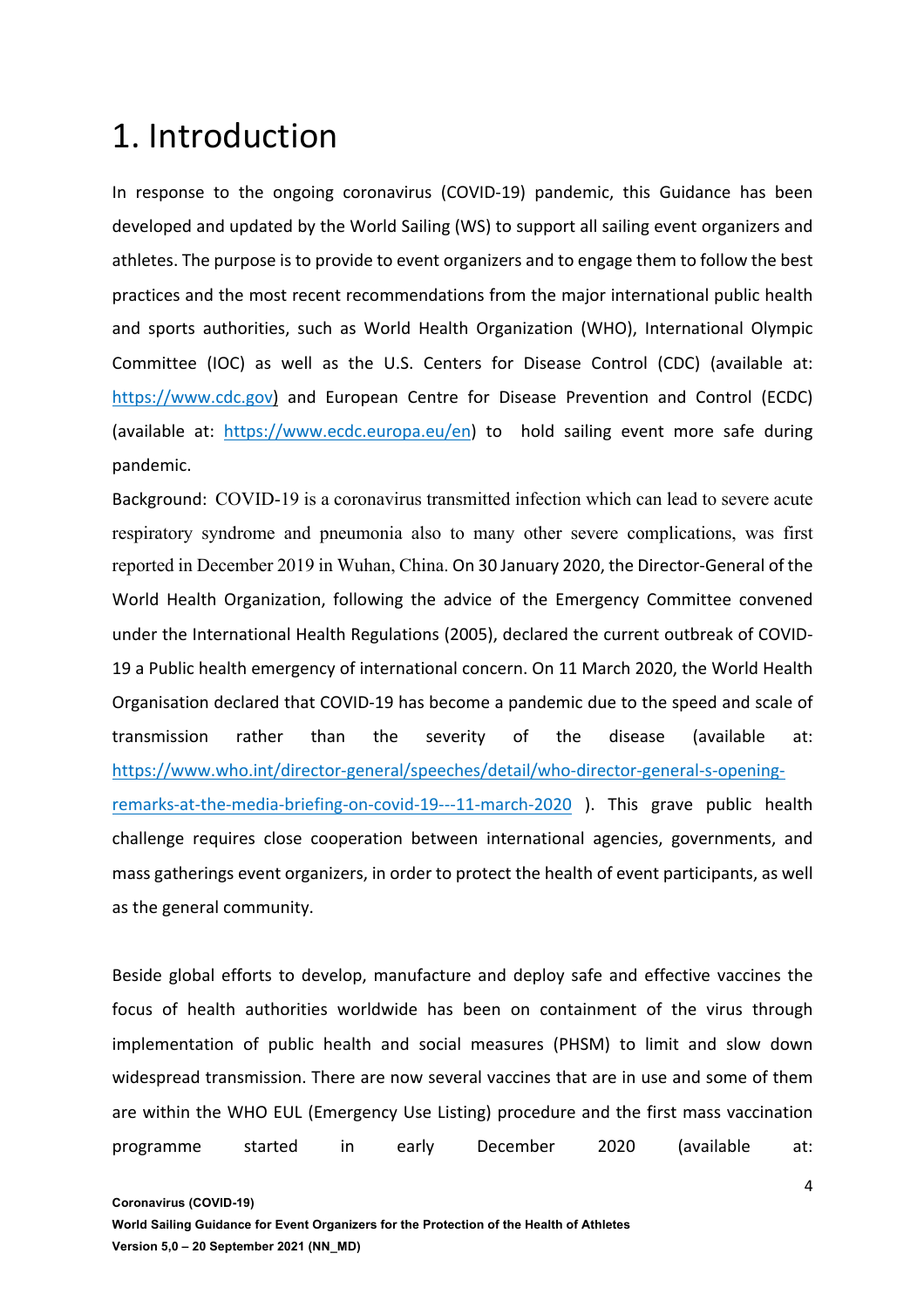# 1. Introduction

In response to the ongoing coronavirus (COVID-19) pandemic, this Guidance has been developed and updated by the World Sailing (WS) to support all sailing event organizers and athletes. The purpose is to provide to event organizers and to engage them to follow the best practices and the most recent recommendations from the major international public health and sports authorities, such as World Health Organization (WHO), International Olympic Committee (IOC) as well as the U.S. Centers for Disease Control (CDC) (available at: https://www.cdc.gov) and European Centre for Disease Prevention and Control (ECDC) (available at: https://www.ecdc.europa.eu/en) to hold sailing event more safe during pandemic.

Background: COVID-19 is a coronavirus transmitted infection which can lead to severe acute respiratory syndrome and pneumonia also to many other severe complications, was first reported in December 2019 in Wuhan, China. On 30 January 2020, the Director-General of the World Health Organization, following the advice of the Emergency Committee convened under the International Health Regulations (2005), declared the current outbreak of COVID-19 a Public health emergency of international concern. On 11 March 2020, the World Health Organisation declared that COVID-19 has become a pandemic due to the speed and scale of transmission rather than the severity of the disease (available at: https://www.who.int/director-general/speeches/detail/who-director-general-s-opening-remarks-at-the-media-briefing-on-covid-19---11-march-2020 ). This grave public health challenge requires close cooperation between international agencies, governments, and mass gatherings event organizers, in order to protect the health of event participants, as well as the general community.

Beside global efforts to develop, manufacture and deploy safe and effective vaccines the focus of health authorities worldwide has been on containment of the virus through implementation of public health and social measures (PHSM) to limit and slow down widespread transmission. There are now several vaccines that are in use and some of them are within the WHO EUL (Emergency Use Listing) procedure and the first mass vaccination programme started in early December 2020 (available at: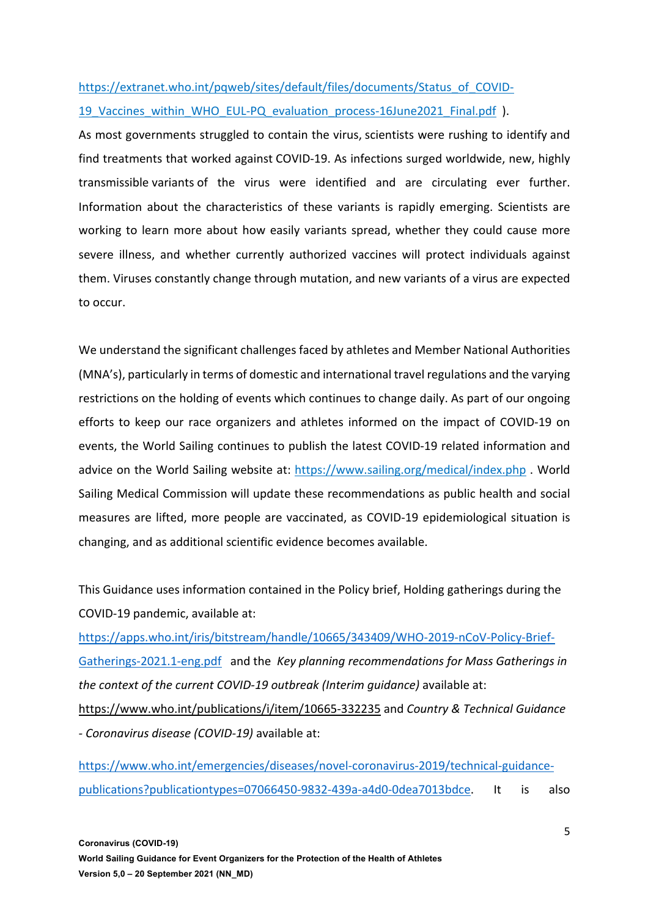https://extranet.who.int/pqweb/sites/default/files/documents/Status_of_COVID-19_Vaccines_within_WHO_EUL-PQ_evaluation_process-16June2021_Final.pdf ).

As most governments struggled to contain the virus, scientists were rushing to identify and find treatments that worked against COVID-19. As infections surged worldwide, new, highly transmissible variants of the virus were identified and are circulating ever further. Information about the characteristics of these variants is rapidly emerging. Scientists are working to learn more about how easily variants spread, whether they could cause more severe illness, and whether currently authorized vaccines will protect individuals against them. Viruses constantly change through mutation, and new variants of a virus are expected to occur.

We understand the significant challenges faced by athletes and Member National Authorities (MNA's), particularly in terms of domestic and international travel regulations and the varying restrictions on the holding of events which continues to change daily. As part of our ongoing efforts to keep our race organizers and athletes informed on the impact of COVID-19 on events, the World Sailing continues to publish the latest COVID-19 related information and advice on the World Sailing website at: https://www.sailing.org/medical/index.php . World Sailing Medical Commission will update these recommendations as public health and social measures are lifted, more people are vaccinated, as COVID-19 epidemiological situation is changing, and as additional scientific evidence becomes available.

This Guidance uses information contained in the Policy brief, Holding gatherings during the COVID-19 pandemic, available at: https://apps.who.int/iris/bitstream/handle/10665/343409/WHO-2019-nCoV-Policy-Brief-Gatherings-2021.1-eng.pdf and the *Key planning recommendations for Mass Gatherings in the context of the current COVID-19 outbreak (Interim guidance)* available at: https://www.who.int/publications/i/item/10665-332235 and *Country & Technical Guidance - Coronavirus disease (COVID-19)* available at:

https://www.who.int/emergencies/diseases/novel-coronavirus-2019/technical-guidance-publications?publicationtypes=07066450-9832-439a-a4d0-0dea7013bdce. It is also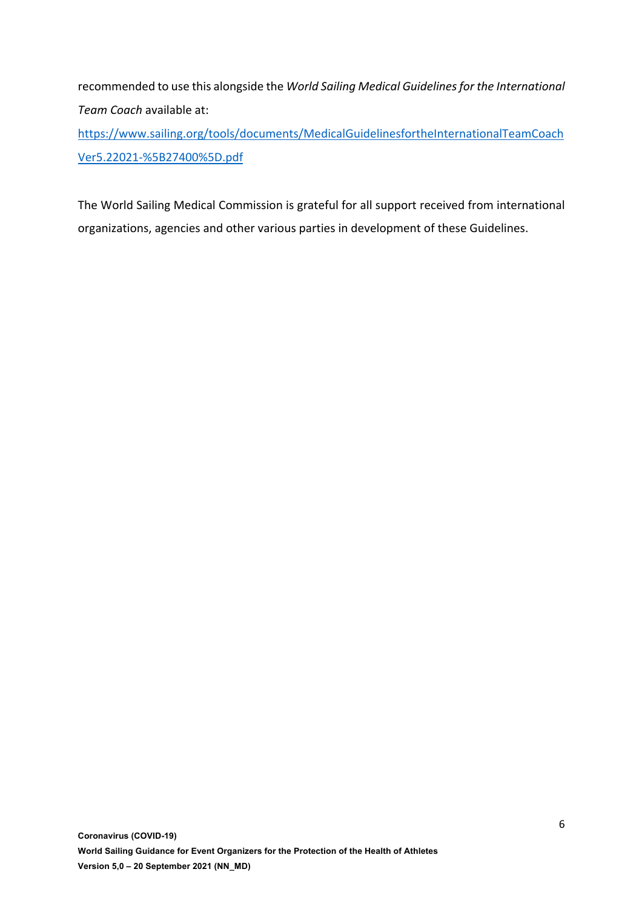recommended to use this alongside the *World Sailing Medical Guidelines for the International Team Coach* available at:

[https://www.sailing.org/tools/documents/MedicalGuidelinesfortheInternationalTeamCoachVer5.22021-%5B27400%5D.pdf](https://www.sailing.org/tools/documents/MedicalGuidelinesfortheInternationalTeamCoachVer5.22021-%5B27400%5D.pdf)

The World Sailing Medical Commission is grateful for all support received from international organizations, agencies and other various parties in development of these Guidelines.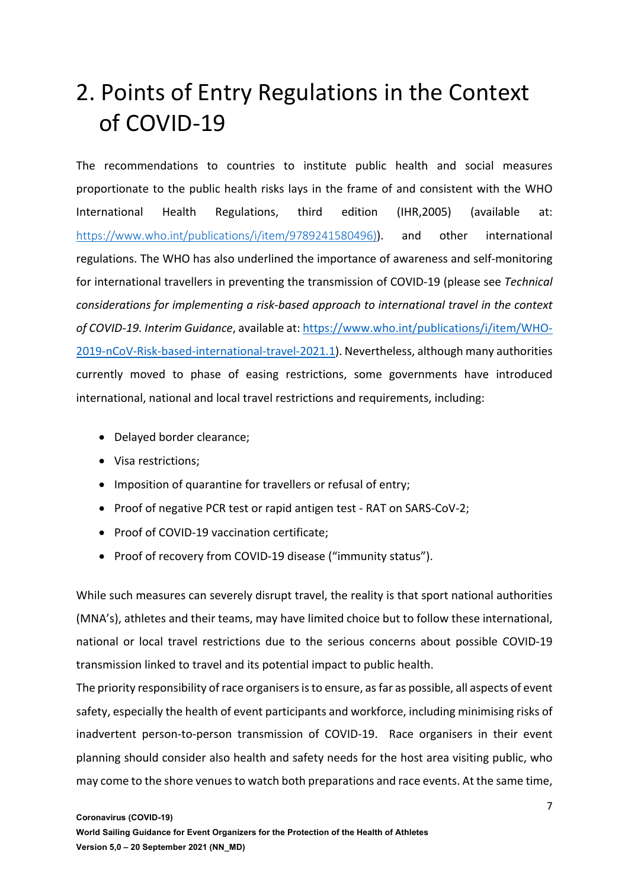# 2. Points of Entry Regulations in the Context of COVID-19

The recommendations to countries to institute public health and social measures proportionate to the public health risks lays in the frame of and consistent with the WHO International Health Regulations, third edition (IHR,2005) (available at: https://www.who.int/publications/i/item/9789241580496)). and other international regulations. The WHO has also underlined the importance of awareness and self-monitoring for international travellers in preventing the transmission of COVID-19 (please see *Technical considerations for implementing a risk-based approach to international travel in the context of COVID-19. Interim Guidance*, available at: https://www.who.int/publications/i/item/WHO-2019-nCoV-Risk-based-international-travel-2021.1). Nevertheless, although many authorities currently moved to phase of easing restrictions, some governments have introduced international, national and local travel restrictions and requirements, including:

- Delayed border clearance;
- Visa restrictions;
- Imposition of quarantine for travellers or refusal of entry;
- Proof of negative PCR test or rapid antigen test - RAT on SARS-CoV-2;
- Proof of COVID-19 vaccination certificate;
- Proof of recovery from COVID-19 disease ("immunity status").

While such measures can severely disrupt travel, the reality is that sport national authorities (MNA's), athletes and their teams, may have limited choice but to follow these international, national or local travel restrictions due to the serious concerns about possible COVID-19 transmission linked to travel and its potential impact to public health.

The priority responsibility of race organisers is to ensure, as far as possible, all aspects of event safety, especially the health of event participants and workforce, including minimising risks of inadvertent person-to-person transmission of COVID-19. Race organisers in their event planning should consider also health and safety needs for the host area visiting public, who may come to the shore venues to watch both preparations and race events. At the same time,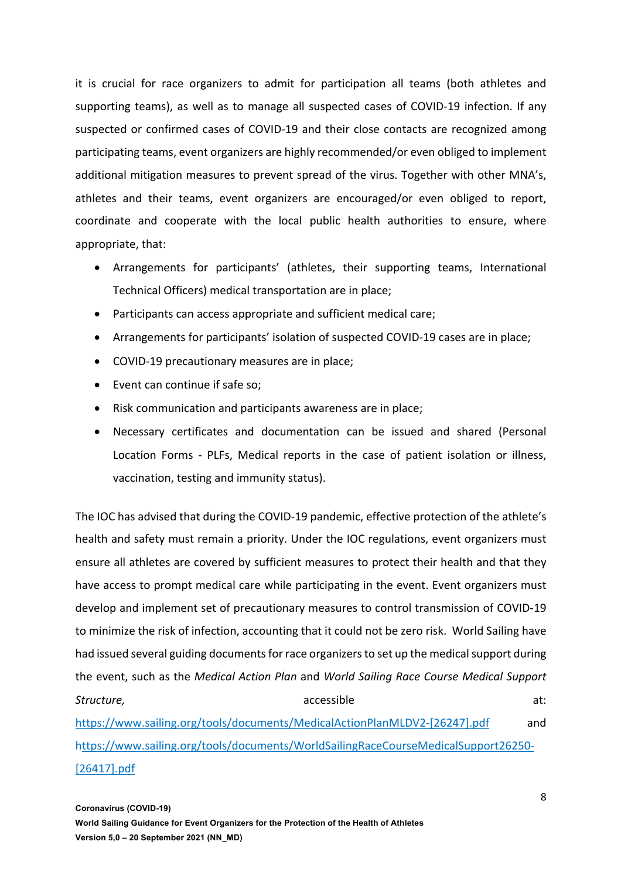it is crucial for race organizers to admit for participation all teams (both athletes and supporting teams), as well as to manage all suspected cases of COVID-19 infection. If any suspected or confirmed cases of COVID-19 and their close contacts are recognized among participating teams, event organizers are highly recommended/or even obliged to implement additional mitigation measures to prevent spread of the virus. Together with other MNA's, athletes and their teams, event organizers are encouraged/or even obliged to report, coordinate and cooperate with the local public health authorities to ensure, where appropriate, that:

- Arrangements for participants' (athletes, their supporting teams, International Technical Officers) medical transportation are in place;
- Participants can access appropriate and sufficient medical care;
- Arrangements for participants' isolation of suspected COVID-19 cases are in place;
- COVID-19 precautionary measures are in place;
- Event can continue if safe so;
- Risk communication and participants awareness are in place;
- Necessary certificates and documentation can be issued and shared (Personal Location Forms - PLFs, Medical reports in the case of patient isolation or illness, vaccination, testing and immunity status).

The IOC has advised that during the COVID-19 pandemic, effective protection of the athlete's health and safety must remain a priority. Under the IOC regulations, event organizers must ensure all athletes are covered by sufficient measures to protect their health and that they have access to prompt medical care while participating in the event. Event organizers must develop and implement set of precautionary measures to control transmission of COVID-19 to minimize the risk of infection, accounting that it could not be zero risk. World Sailing have had issued several guiding documents for race organizers to set up the medical support during the event, such as the *Medical Action Plan* and *World Sailing Race Course Medical Support Structure,* accessible at: https://www.sailing.org/tools/documents/MedicalActionPlanMLDV2-[26247].pdf and https://www.sailing.org/tools/documents/WorldSailingRaceCourseMedicalSupport26250-[26417].pdf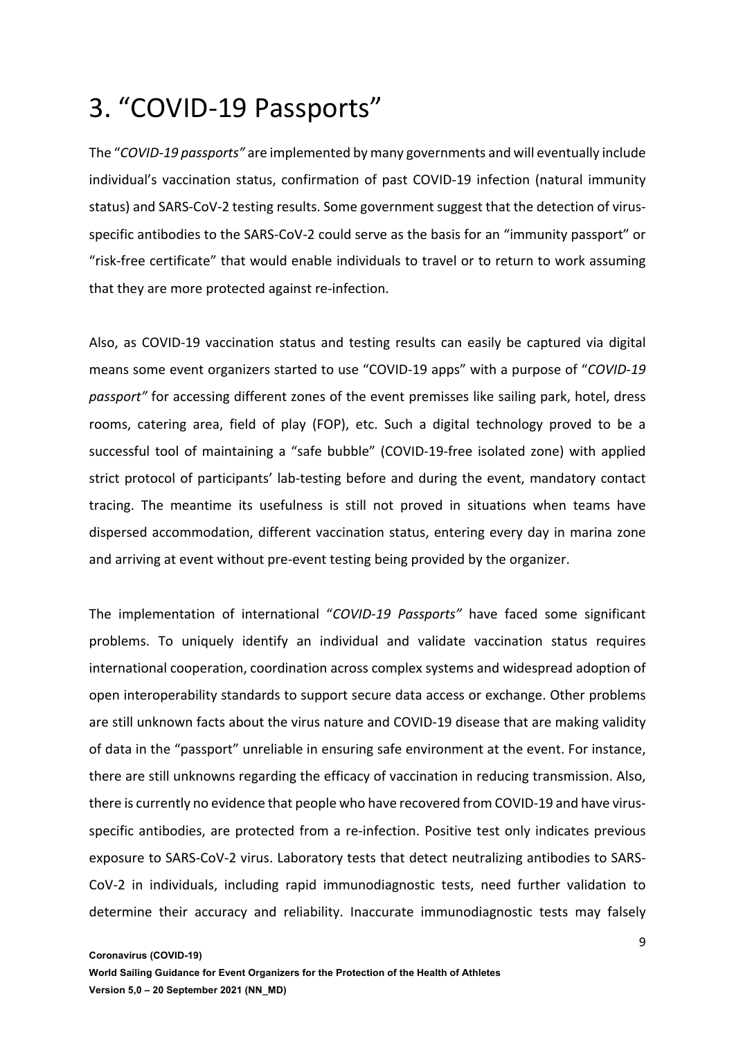# 3. "COVID-19 Passports"

The "*COVID-19 passports"* are implemented by many governments and will eventually include individual's vaccination status, confirmation of past COVID-19 infection (natural immunity status) and SARS-CoV-2 testing results. Some government suggest that the detection of virus-specific antibodies to the SARS-CoV-2 could serve as the basis for an "immunity passport" or "risk-free certificate" that would enable individuals to travel or to return to work assuming that they are more protected against re-infection.

Also, as COVID-19 vaccination status and testing results can easily be captured via digital means some event organizers started to use "COVID-19 apps" with a purpose of "*COVID-19 passport"* for accessing different zones of the event premisses like sailing park, hotel, dress rooms, catering area, field of play (FOP), etc. Such a digital technology proved to be a successful tool of maintaining a "safe bubble" (COVID-19-free isolated zone) with applied strict protocol of participants' lab-testing before and during the event, mandatory contact tracing. The meantime its usefulness is still not proved in situations when teams have dispersed accommodation, different vaccination status, entering every day in marina zone and arriving at event without pre-event testing being provided by the organizer.

The implementation of international "*COVID-19 Passports"* have faced some significant problems. To uniquely identify an individual and validate vaccination status requires international cooperation, coordination across complex systems and widespread adoption of open interoperability standards to support secure data access or exchange. Other problems are still unknown facts about the virus nature and COVID-19 disease that are making validity of data in the "passport" unreliable in ensuring safe environment at the event. For instance, there are still unknowns regarding the efficacy of vaccination in reducing transmission. Also, there is currently no evidence that people who have recovered from COVID-19 and have virus-specific antibodies, are protected from a re-infection. Positive test only indicates previous exposure to SARS-CoV-2 virus. Laboratory tests that detect neutralizing antibodies to SARS-CoV-2 in individuals, including rapid immunodiagnostic tests, need further validation to determine their accuracy and reliability. Inaccurate immunodiagnostic tests may falsely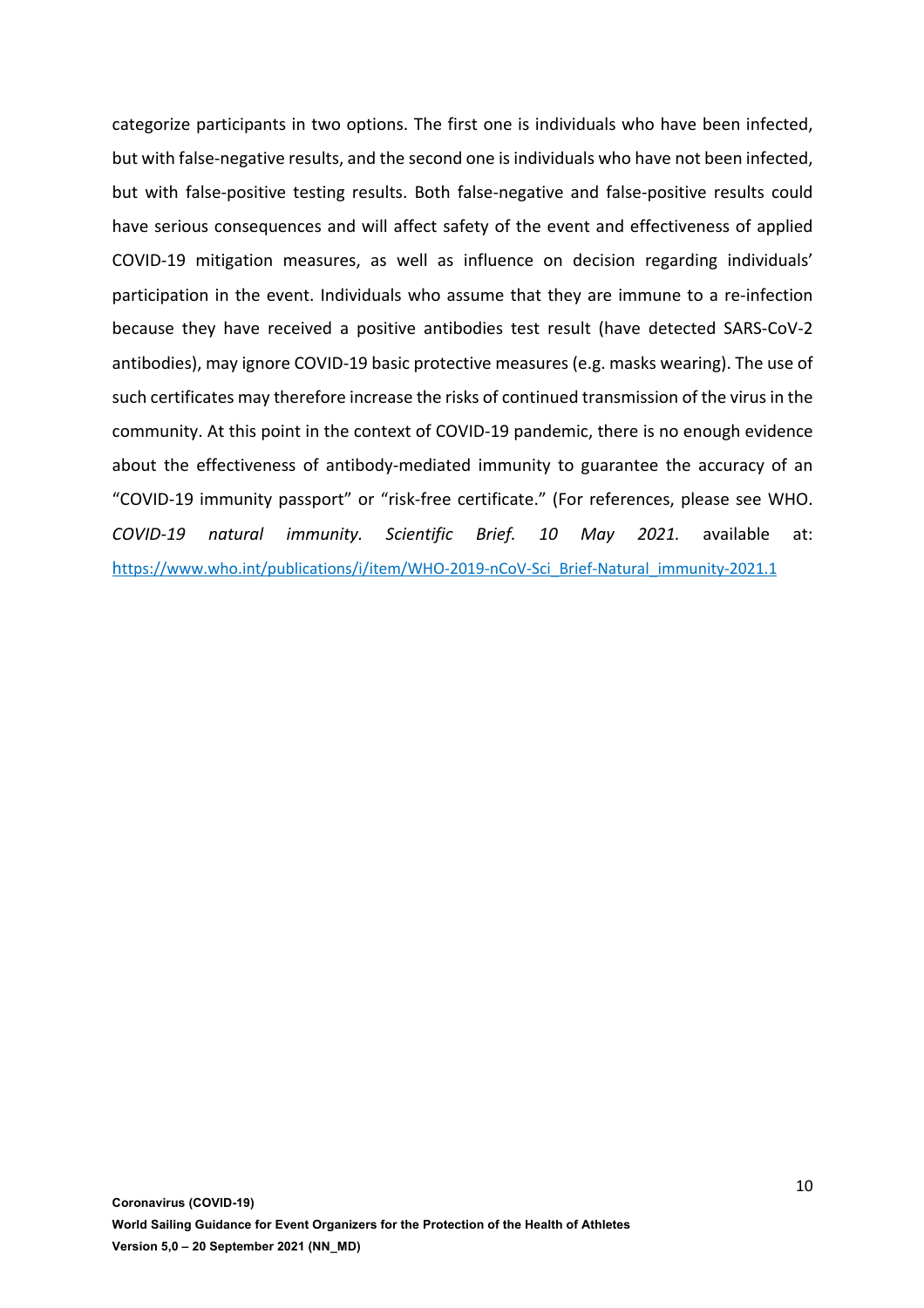categorize participants in two options. The first one is individuals who have been infected, but with false-negative results, and the second one is individuals who have not been infected, but with false-positive testing results. Both false-negative and false-positive results could have serious consequences and will affect safety of the event and effectiveness of applied COVID-19 mitigation measures, as well as influence on decision regarding individuals' participation in the event. Individuals who assume that they are immune to a re-infection because they have received a positive antibodies test result (have detected SARS-CoV-2 antibodies), may ignore COVID-19 basic protective measures (e.g. masks wearing). The use of such certificates may therefore increase the risks of continued transmission of the virus in the community. At this point in the context of COVID-19 pandemic, there is no enough evidence about the effectiveness of antibody-mediated immunity to guarantee the accuracy of an "COVID-19 immunity passport" or "risk-free certificate." (For references, please see WHO. *COVID-19 natural immunity. Scientific Brief. 10 May 2021.* available at: https://www.who.int/publications/i/item/WHO-2019-nCoV-Sci_Brief-Natural_immunity-2021.1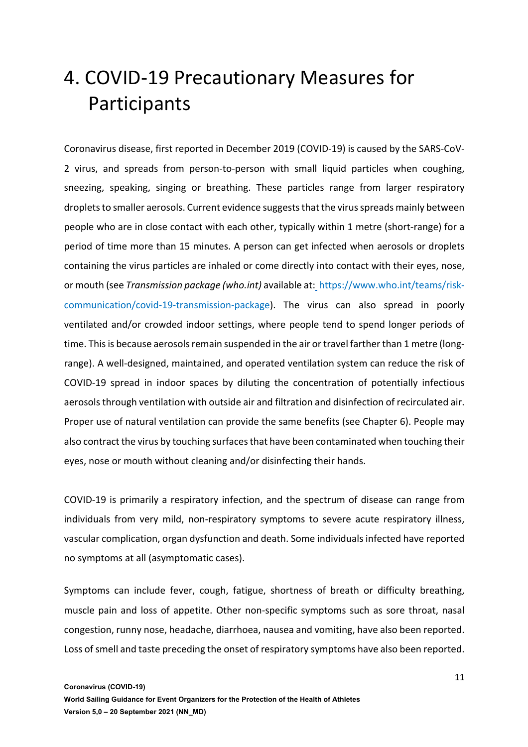# 4. COVID-19 Precautionary Measures for Participants

Coronavirus disease, first reported in December 2019 (COVID-19) is caused by the SARS-CoV-2 virus, and spreads from person-to-person with small liquid particles when coughing, sneezing, speaking, singing or breathing. These particles range from larger respiratory droplets to smaller aerosols. Current evidence suggests that the virus spreads mainly between people who are in close contact with each other, typically within 1 metre (short-range) for a period of time more than 15 minutes. A person can get infected when aerosols or droplets containing the virus particles are inhaled or come directly into contact with their eyes, nose, or mouth (see *Transmission package (who.int)* available at: https://www.who.int/teams/risk-communication/covid-19-transmission-package). The virus can also spread in poorly ventilated and/or crowded indoor settings, where people tend to spend longer periods of time. This is because aerosols remain suspended in the air or travel farther than 1 metre (long-range). A well-designed, maintained, and operated ventilation system can reduce the risk of COVID-19 spread in indoor spaces by diluting the concentration of potentially infectious aerosols through ventilation with outside air and filtration and disinfection of recirculated air. Proper use of natural ventilation can provide the same benefits (see Chapter 6). People may also contract the virus by touching surfaces that have been contaminated when touching their eyes, nose or mouth without cleaning and/or disinfecting their hands.

COVID-19 is primarily a respiratory infection, and the spectrum of disease can range from individuals from very mild, non-respiratory symptoms to severe acute respiratory illness, vascular complication, organ dysfunction and death. Some individuals infected have reported no symptoms at all (asymptomatic cases).

Symptoms can include fever, cough, fatigue, shortness of breath or difficulty breathing, muscle pain and loss of appetite. Other non-specific symptoms such as sore throat, nasal congestion, runny nose, headache, diarrhoea, nausea and vomiting, have also been reported. Loss of smell and taste preceding the onset of respiratory symptoms have also been reported.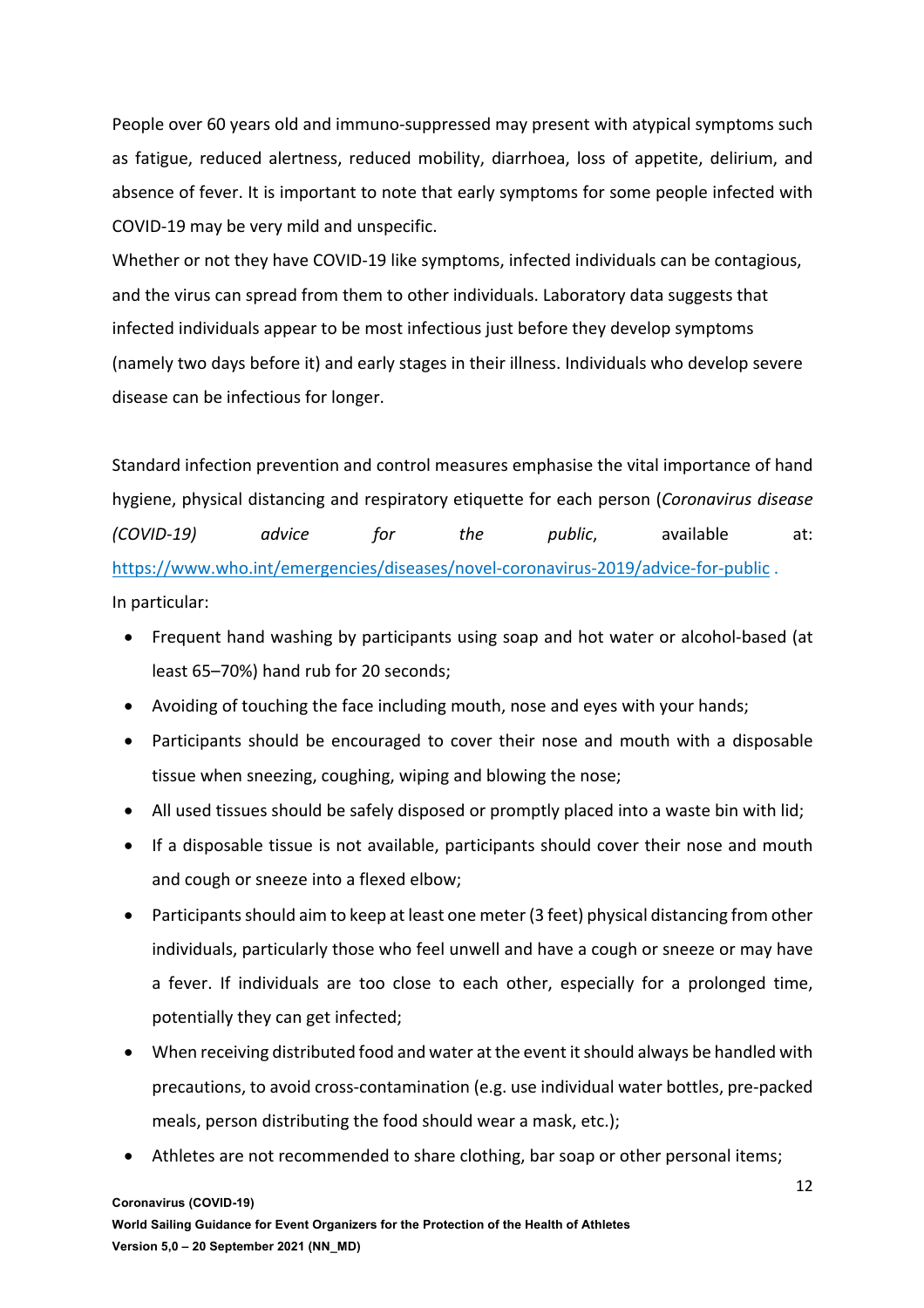People over 60 years old and immuno-suppressed may present with atypical symptoms such as fatigue, reduced alertness, reduced mobility, diarrhoea, loss of appetite, delirium, and absence of fever. It is important to note that early symptoms for some people infected with COVID-19 may be very mild and unspecific.

Whether or not they have COVID-19 like symptoms, infected individuals can be contagious, and the virus can spread from them to other individuals. Laboratory data suggests that infected individuals appear to be most infectious just before they develop symptoms (namely two days before it) and early stages in their illness. Individuals who develop severe disease can be infectious for longer.

Standard infection prevention and control measures emphasise the vital importance of hand hygiene, physical distancing and respiratory etiquette for each person (*Coronavirus disease (COVID-19) advice for the public*, available at: https://www.who.int/emergencies/diseases/novel-coronavirus-2019/advice-for-public .

In particular:

- Frequent hand washing by participants using soap and hot water or alcohol-based (at least 65–70%) hand rub for 20 seconds;
- Avoiding of touching the face including mouth, nose and eyes with your hands;
- Participants should be encouraged to cover their nose and mouth with a disposable tissue when sneezing, coughing, wiping and blowing the nose;
- All used tissues should be safely disposed or promptly placed into a waste bin with lid;
- If a disposable tissue is not available, participants should cover their nose and mouth and cough or sneeze into a flexed elbow;
- Participants should aim to keep at least one meter (3 feet) physical distancing from other individuals, particularly those who feel unwell and have a cough or sneeze or may have a fever. If individuals are too close to each other, especially for a prolonged time, potentially they can get infected;
- When receiving distributed food and water at the event it should always be handled with precautions, to avoid cross-contamination (e.g. use individual water bottles, pre-packed meals, person distributing the food should wear a mask, etc.);
- Athletes are not recommended to share clothing, bar soap or other personal items;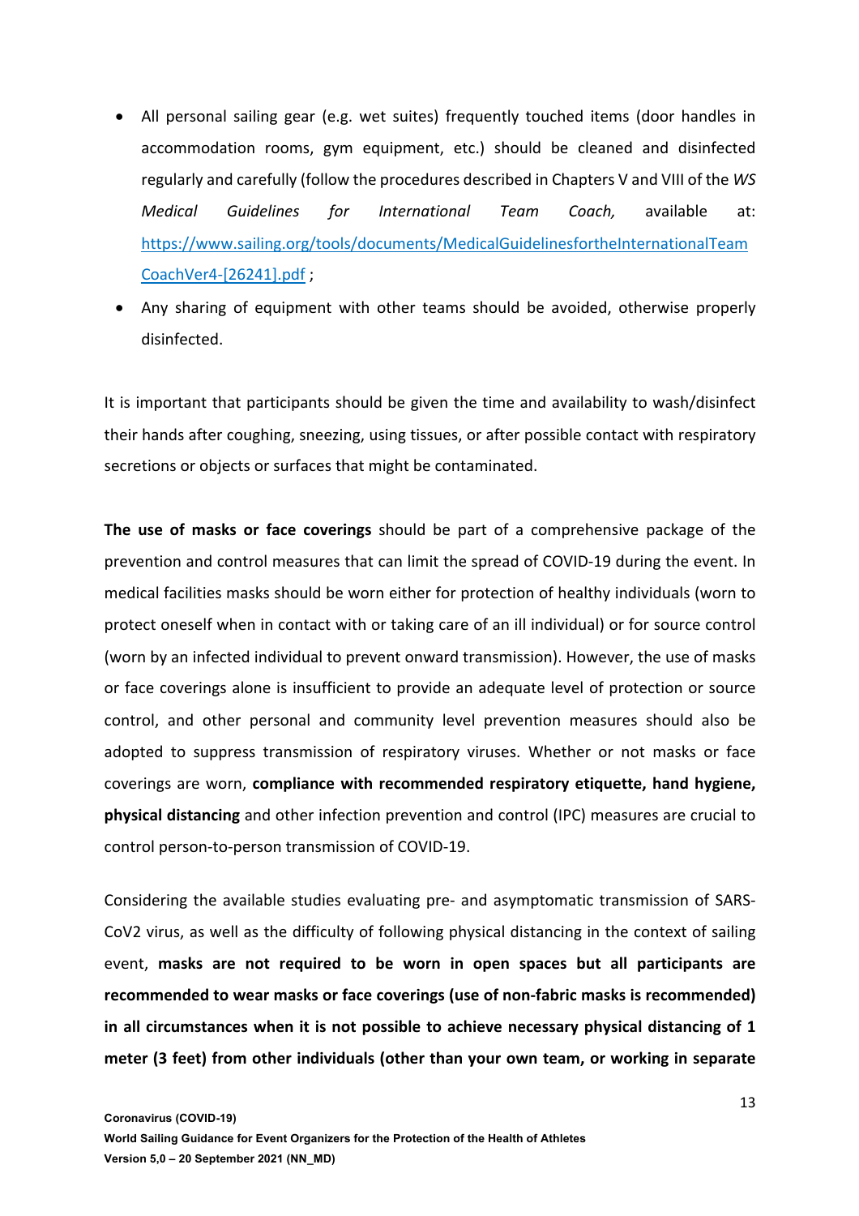- All personal sailing gear (e.g. wet suites) frequently touched items (door handles in accommodation rooms, gym equipment, etc.) should be cleaned and disinfected regularly and carefully (follow the procedures described in Chapters V and VIII of the *WS Medical Guidelines for International Team Coach,* available at: https://www.sailing.org/tools/documents/MedicalGuidelinesfortheInternationalTeamCoachVer4-[26241].pdf ;
- Any sharing of equipment with other teams should be avoided, otherwise properly disinfected.

It is important that participants should be given the time and availability to wash/disinfect their hands after coughing, sneezing, using tissues, or after possible contact with respiratory secretions or objects or surfaces that might be contaminated.

**The use of masks or face coverings** should be part of a comprehensive package of the prevention and control measures that can limit the spread of COVID-19 during the event. In medical facilities masks should be worn either for protection of healthy individuals (worn to protect oneself when in contact with or taking care of an ill individual) or for source control (worn by an infected individual to prevent onward transmission). However, the use of masks or face coverings alone is insufficient to provide an adequate level of protection or source control, and other personal and community level prevention measures should also be adopted to suppress transmission of respiratory viruses. Whether or not masks or face coverings are worn, **compliance with recommended respiratory etiquette, hand hygiene, physical distancing** and other infection prevention and control (IPC) measures are crucial to control person-to-person transmission of COVID-19.

Considering the available studies evaluating pre- and asymptomatic transmission of SARS-CoV2 virus, as well as the difficulty of following physical distancing in the context of sailing event, **masks are not required to be worn in open spaces but all participants are recommended to wear masks or face coverings (use of non-fabric masks is recommended) in all circumstances when it is not possible to achieve necessary physical distancing of 1 meter (3 feet) from other individuals (other than your own team, or working in separate**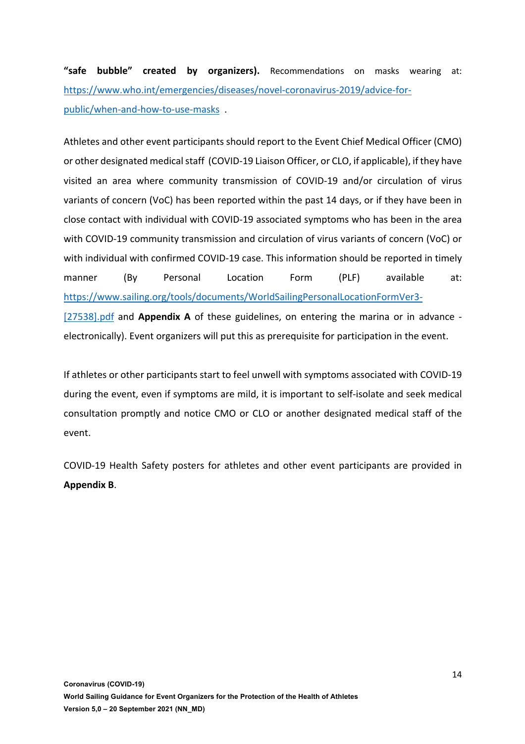**"safe bubble" created by organizers).** Recommendations on masks wearing at: https://www.who.int/emergencies/diseases/novel-coronavirus-2019/advice-for-public/when-and-how-to-use-masks .

Athletes and other event participants should report to the Event Chief Medical Officer (CMO) or other designated medical staff (COVID-19 Liaison Officer, or CLO, if applicable), if they have visited an area where community transmission of COVID-19 and/or circulation of virus variants of concern (VoC) has been reported within the past 14 days, or if they have been in close contact with individual with COVID-19 associated symptoms who has been in the area with COVID-19 community transmission and circulation of virus variants of concern (VoC) or with individual with confirmed COVID-19 case. This information should be reported in timely manner (By Personal Location Form (PLF) available at: https://www.sailing.org/tools/documents/WorldSailingPersonalLocationFormVer3-[27538].pdf and **Appendix A** of these guidelines, on entering the marina or in advance - electronically). Event organizers will put this as prerequisite for participation in the event.

If athletes or other participants start to feel unwell with symptoms associated with COVID-19 during the event, even if symptoms are mild, it is important to self-isolate and seek medical consultation promptly and notice CMO or CLO or another designated medical staff of the event.

COVID-19 Health Safety posters for athletes and other event participants are provided in **Appendix B**.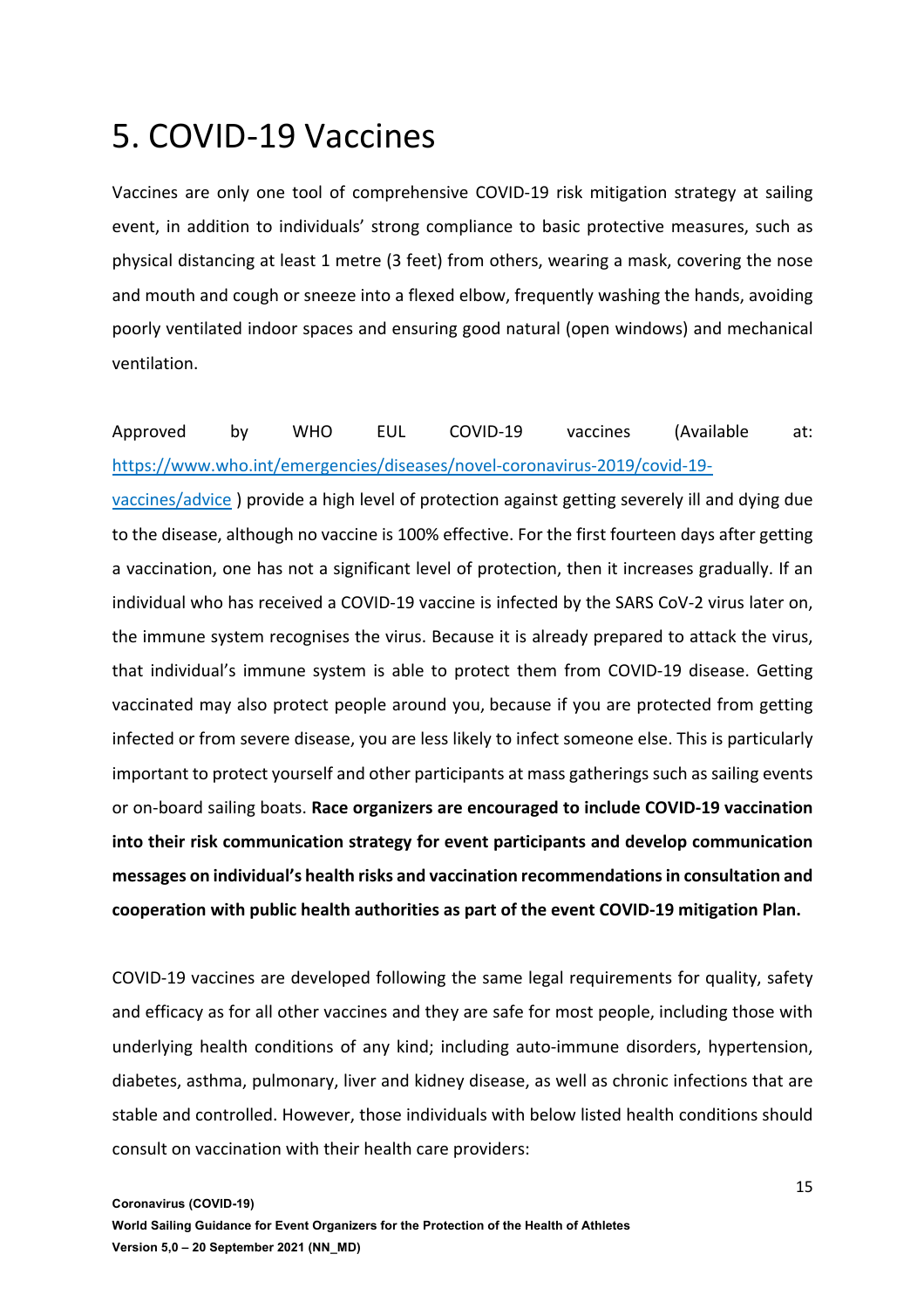# 5. COVID-19 Vaccines

Vaccines are only one tool of comprehensive COVID-19 risk mitigation strategy at sailing event, in addition to individuals' strong compliance to basic protective measures, such as physical distancing at least 1 metre (3 feet) from others, wearing a mask, covering the nose and mouth and cough or sneeze into a flexed elbow, frequently washing the hands, avoiding poorly ventilated indoor spaces and ensuring good natural (open windows) and mechanical ventilation.

Approved by WHO EUL COVID-19 vaccines (Available at: [https://www.who.int/emergencies/diseases/novel-coronavirus-2019/covid-19-vaccines/advice](https://www.who.int/emergencies/diseases/novel-coronavirus-2019/covid-19-vaccines/advice) ) provide a high level of protection against getting severely ill and dying due to the disease, although no vaccine is 100% effective. For the first fourteen days after getting a vaccination, one has not a significant level of protection, then it increases gradually. If an individual who has received a COVID-19 vaccine is infected by the SARS CoV-2 virus later on, the immune system recognises the virus. Because it is already prepared to attack the virus, that individual's immune system is able to protect them from COVID-19 disease. Getting vaccinated may also protect people around you, because if you are protected from getting infected or from severe disease, you are less likely to infect someone else. This is particularly important to protect yourself and other participants at mass gatherings such as sailing events or on-board sailing boats. **Race organizers are encouraged to include COVID-19 vaccination into their risk communication strategy for event participants and develop communication messages on individual's health risks and vaccination recommendations in consultation and cooperation with public health authorities as part of the event COVID-19 mitigation Plan.**

COVID-19 vaccines are developed following the same legal requirements for quality, safety and efficacy as for all other vaccines and they are safe for most people, including those with underlying health conditions of any kind; including auto-immune disorders, hypertension, diabetes, asthma, pulmonary, liver and kidney disease, as well as chronic infections that are stable and controlled. However, those individuals with below listed health conditions should consult on vaccination with their health care providers: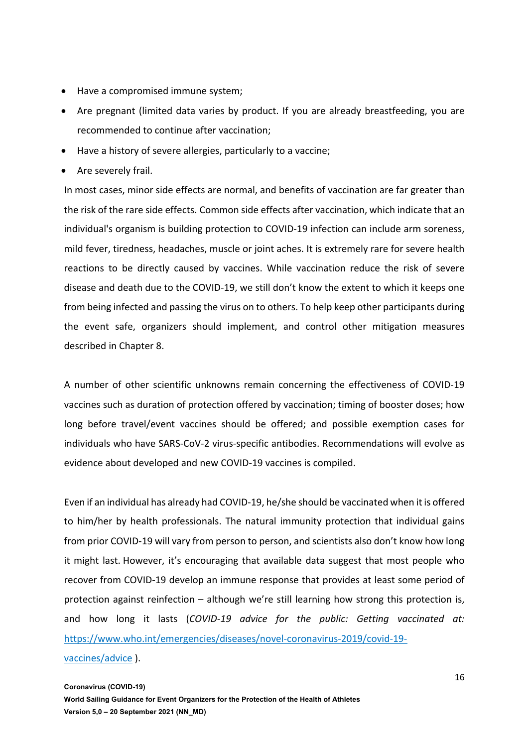- Have a compromised immune system;
- Are pregnant (limited data varies by product. If you are already breastfeeding, you are recommended to continue after vaccination;
- Have a history of severe allergies, particularly to a vaccine;
- Are severely frail.

In most cases, minor side effects are normal, and benefits of vaccination are far greater than the risk of the rare side effects. Common side effects after vaccination, which indicate that an individual's organism is building protection to COVID-19 infection can include arm soreness, mild fever, tiredness, headaches, muscle or joint aches. It is extremely rare for severe health reactions to be directly caused by vaccines. While vaccination reduce the risk of severe disease and death due to the COVID-19, we still don't know the extent to which it keeps one from being infected and passing the virus on to others. To help keep other participants during the event safe, organizers should implement, and control other mitigation measures described in Chapter 8.

A number of other scientific unknowns remain concerning the effectiveness of COVID-19 vaccines such as duration of protection offered by vaccination; timing of booster doses; how long before travel/event vaccines should be offered; and possible exemption cases for individuals who have SARS-CoV-2 virus-specific antibodies. Recommendations will evolve as evidence about developed and new COVID-19 vaccines is compiled.

Even if an individual has already had COVID-19, he/she should be vaccinated when it is offered to him/her by health professionals. The natural immunity protection that individual gains from prior COVID-19 will vary from person to person, and scientists also don't know how long it might last. However, it's encouraging that available data suggest that most people who recover from COVID-19 develop an immune response that provides at least some period of protection against reinfection – although we're still learning how strong this protection is, and how long it lasts (*COVID-19 advice for the public: Getting vaccinated at:* https://www.who.int/emergencies/diseases/novel-coronavirus-2019/covid-19-vaccines/advice ).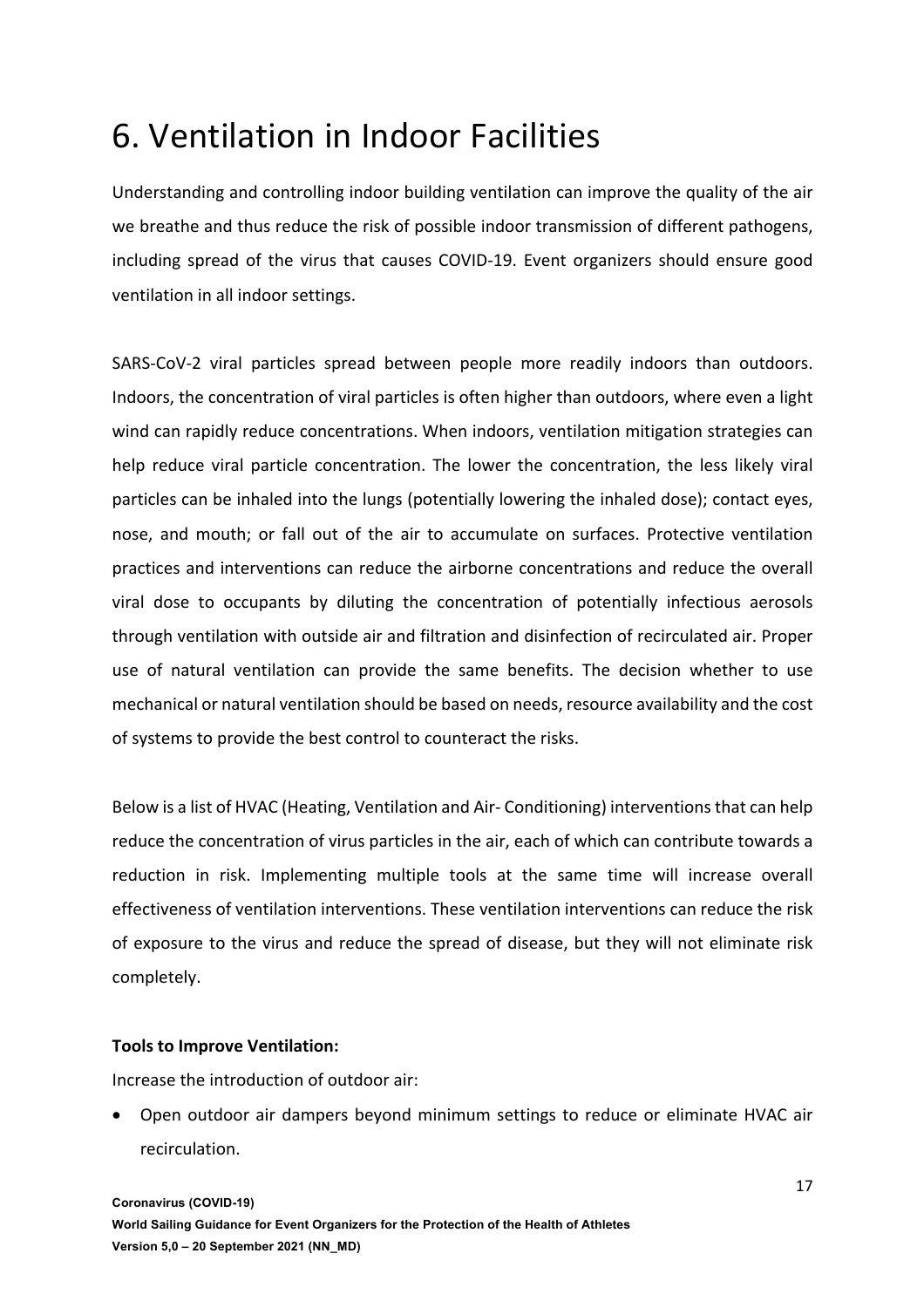# 6. Ventilation in Indoor Facilities

Understanding and controlling indoor building ventilation can improve the quality of the air we breathe and thus reduce the risk of possible indoor transmission of different pathogens, including spread of the virus that causes COVID-19. Event organizers should ensure good ventilation in all indoor settings.

SARS-CoV-2 viral particles spread between people more readily indoors than outdoors. Indoors, the concentration of viral particles is often higher than outdoors, where even a light wind can rapidly reduce concentrations. When indoors, ventilation mitigation strategies can help reduce viral particle concentration. The lower the concentration, the less likely viral particles can be inhaled into the lungs (potentially lowering the inhaled dose); contact eyes, nose, and mouth; or fall out of the air to accumulate on surfaces. Protective ventilation practices and interventions can reduce the airborne concentrations and reduce the overall viral dose to occupants by diluting the concentration of potentially infectious aerosols through ventilation with outside air and filtration and disinfection of recirculated air. Proper use of natural ventilation can provide the same benefits. The decision whether to use mechanical or natural ventilation should be based on needs, resource availability and the cost of systems to provide the best control to counteract the risks.

Below is a list of HVAC (Heating, Ventilation and Air- Conditioning) interventions that can help reduce the concentration of virus particles in the air, each of which can contribute towards a reduction in risk. Implementing multiple tools at the same time will increase overall effectiveness of ventilation interventions. These ventilation interventions can reduce the risk of exposure to the virus and reduce the spread of disease, but they will not eliminate risk completely.

**Tools to Improve Ventilation:**

Increase the introduction of outdoor air:

- Open outdoor air dampers beyond minimum settings to reduce or eliminate HVAC air recirculation.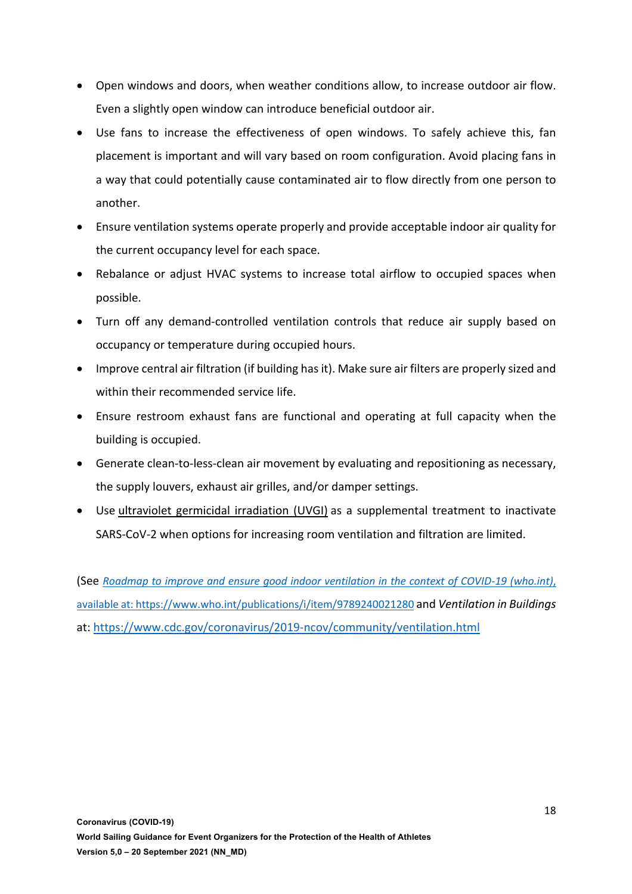- Open windows and doors, when weather conditions allow, to increase outdoor air flow. Even a slightly open window can introduce beneficial outdoor air.
- Use fans to increase the effectiveness of open windows. To safely achieve this, fan placement is important and will vary based on room configuration. Avoid placing fans in a way that could potentially cause contaminated air to flow directly from one person to another.
- Ensure ventilation systems operate properly and provide acceptable indoor air quality for the current occupancy level for each space.
- Rebalance or adjust HVAC systems to increase total airflow to occupied spaces when possible.
- Turn off any demand-controlled ventilation controls that reduce air supply based on occupancy or temperature during occupied hours.
- Improve central air filtration (if building has it). Make sure air filters are properly sized and within their recommended service life.
- Ensure restroom exhaust fans are functional and operating at full capacity when the building is occupied.
- Generate clean-to-less-clean air movement by evaluating and repositioning as necessary, the supply louvers, exhaust air grilles, and/or damper settings.
- Use ultraviolet germicidal irradiation (UVGI) as a supplemental treatment to inactivate SARS-CoV-2 when options for increasing room ventilation and filtration are limited.

(See *Roadmap to improve and ensure good indoor ventilation in the context of COVID-19 (who.int),* available at: https://www.who.int/publications/i/item/9789240021280 and *Ventilation in Buildings* at: https://www.cdc.gov/coronavirus/2019-ncov/community/ventilation.html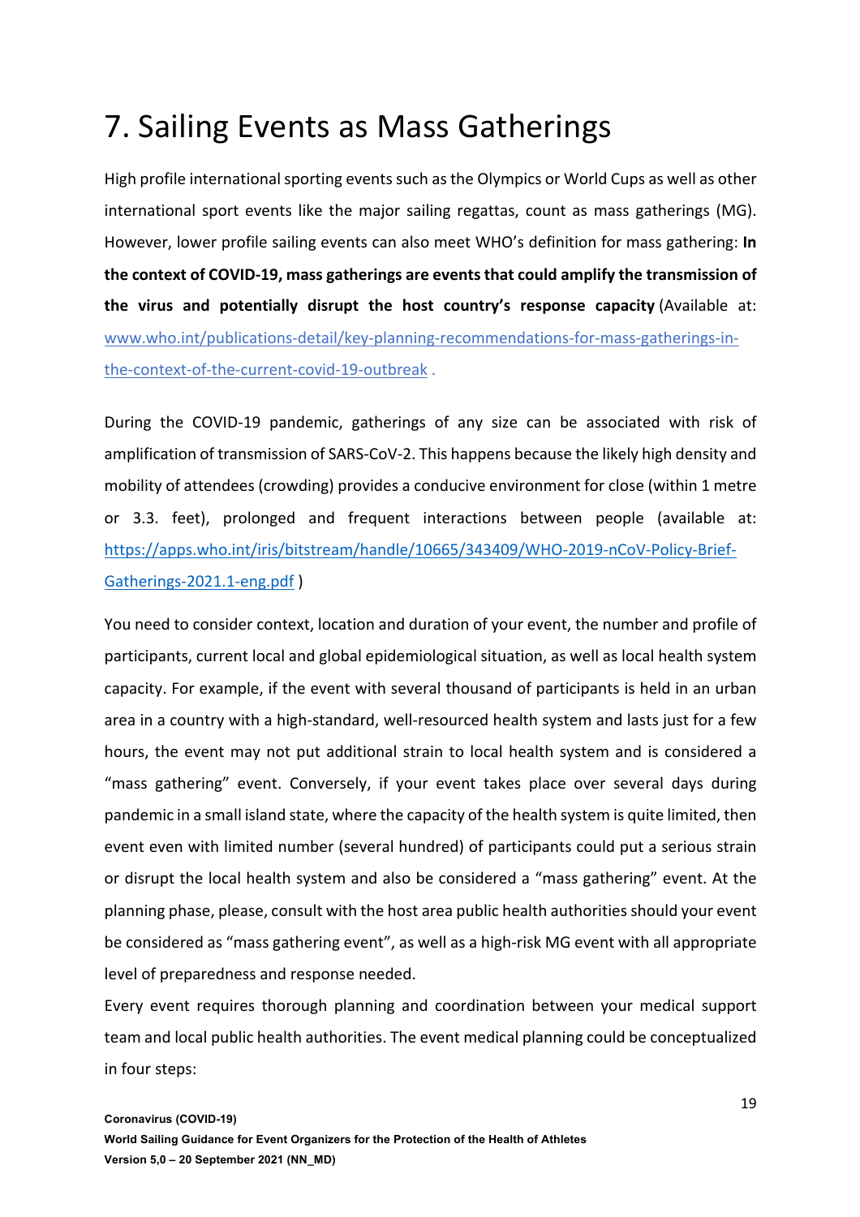# 7. Sailing Events as Mass Gatherings

High profile international sporting events such as the Olympics or World Cups as well as other international sport events like the major sailing regattas, count as mass gatherings (MG). However, lower profile sailing events can also meet WHO's definition for mass gathering: **In the context of COVID-19, mass gatherings are events that could amplify the transmission of the virus and potentially disrupt the host country's response capacity** (Available at: [www.who.int/publications-detail/key-planning-recommendations-for-mass-gatherings-in-the-context-of-the-current-covid-19-outbreak](www.who.int/publications-detail/key-planning-recommendations-for-mass-gatherings-in-the-context-of-the-current-covid-19-outbreak) .

During the COVID-19 pandemic, gatherings of any size can be associated with risk of amplification of transmission of SARS-CoV-2. This happens because the likely high density and mobility of attendees (crowding) provides a conducive environment for close (within 1 metre or 3.3. feet), prolonged and frequent interactions between people (available at: [https://apps.who.int/iris/bitstream/handle/10665/343409/WHO-2019-nCoV-Policy-Brief-Gatherings-2021.1-eng.pdf](https://apps.who.int/iris/bitstream/handle/10665/343409/WHO-2019-nCoV-Policy-Brief-Gatherings-2021.1-eng.pdf) )

You need to consider context, location and duration of your event, the number and profile of participants, current local and global epidemiological situation, as well as local health system capacity. For example, if the event with several thousand of participants is held in an urban area in a country with a high-standard, well-resourced health system and lasts just for a few hours, the event may not put additional strain to local health system and is considered a "mass gathering" event. Conversely, if your event takes place over several days during pandemic in a small island state, where the capacity of the health system is quite limited, then event even with limited number (several hundred) of participants could put a serious strain or disrupt the local health system and also be considered a "mass gathering" event. At the planning phase, please, consult with the host area public health authorities should your event be considered as "mass gathering event", as well as a high-risk MG event with all appropriate level of preparedness and response needed.

Every event requires thorough planning and coordination between your medical support team and local public health authorities. The event medical planning could be conceptualized in four steps: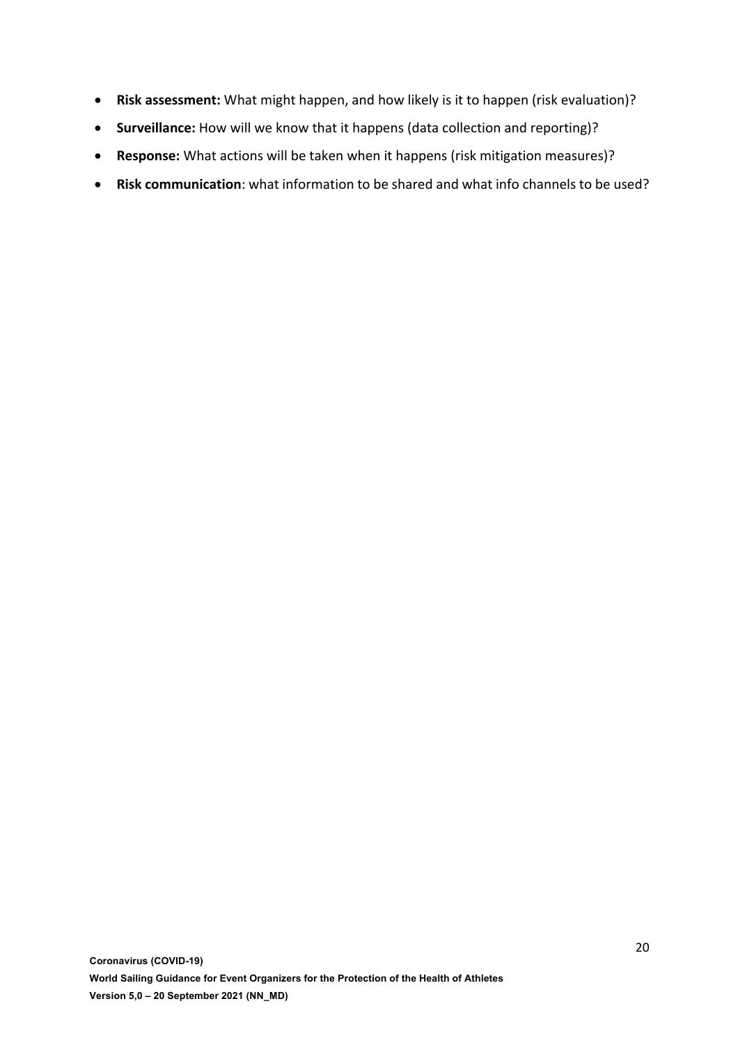- **Risk assessment:** What might happen, and how likely is it to happen (risk evaluation)?
- **Surveillance:** How will we know that it happens (data collection and reporting)?
- **Response:** What actions will be taken when it happens (risk mitigation measures)?
- **Risk communication**: what information to be shared and what info channels to be used?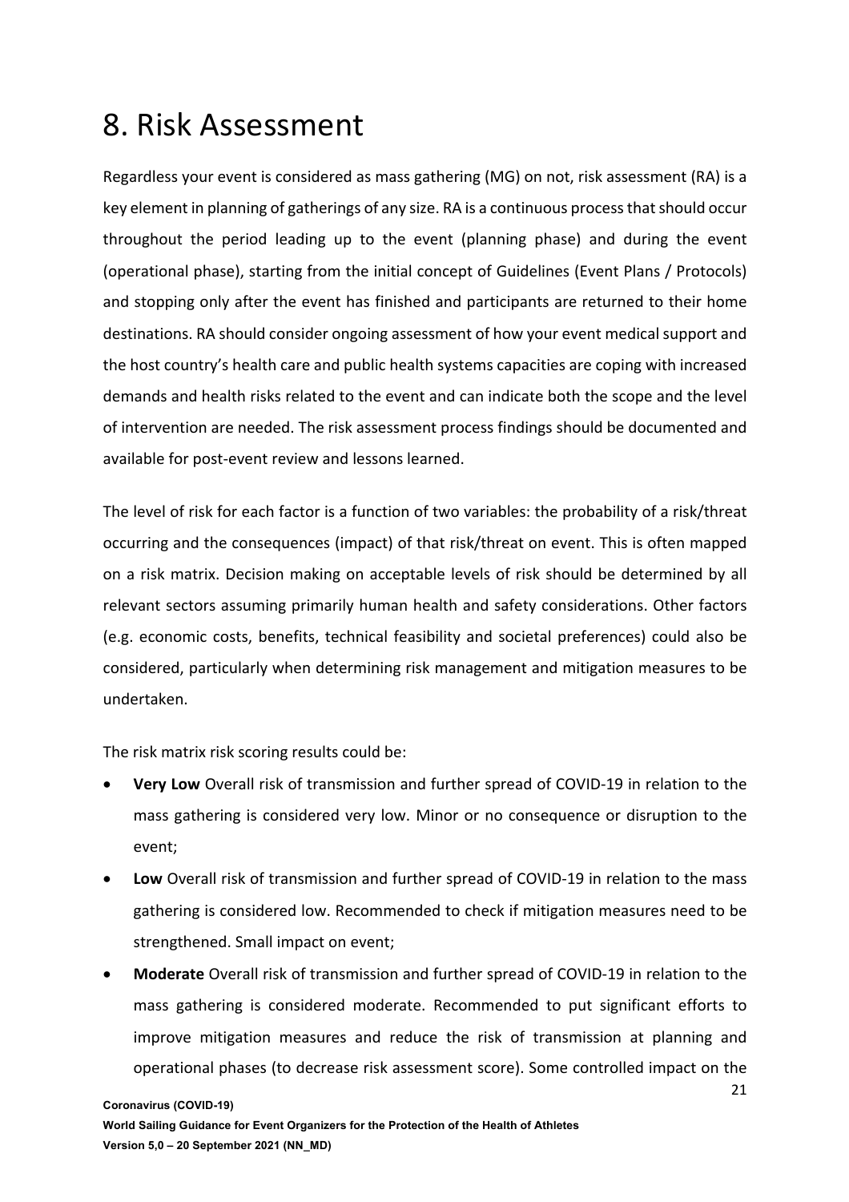# 8. Risk Assessment

Regardless your event is considered as mass gathering (MG) on not, risk assessment (RA) is a key element in planning of gatherings of any size. RA is a continuous process that should occur throughout the period leading up to the event (planning phase) and during the event (operational phase), starting from the initial concept of Guidelines (Event Plans / Protocols) and stopping only after the event has finished and participants are returned to their home destinations. RA should consider ongoing assessment of how your event medical support and the host country's health care and public health systems capacities are coping with increased demands and health risks related to the event and can indicate both the scope and the level of intervention are needed. The risk assessment process findings should be documented and available for post-event review and lessons learned.

The level of risk for each factor is a function of two variables: the probability of a risk/threat occurring and the consequences (impact) of that risk/threat on event. This is often mapped on a risk matrix. Decision making on acceptable levels of risk should be determined by all relevant sectors assuming primarily human health and safety considerations. Other factors (e.g. economic costs, benefits, technical feasibility and societal preferences) could also be considered, particularly when determining risk management and mitigation measures to be undertaken.

The risk matrix risk scoring results could be:

- **Very Low** Overall risk of transmission and further spread of COVID-19 in relation to the mass gathering is considered very low. Minor or no consequence or disruption to the event;
- **Low** Overall risk of transmission and further spread of COVID-19 in relation to the mass gathering is considered low. Recommended to check if mitigation measures need to be strengthened. Small impact on event;
- **Moderate** Overall risk of transmission and further spread of COVID-19 in relation to the mass gathering is considered moderate. Recommended to put significant efforts to improve mitigation measures and reduce the risk of transmission at planning and operational phases (to decrease risk assessment score). Some controlled impact on the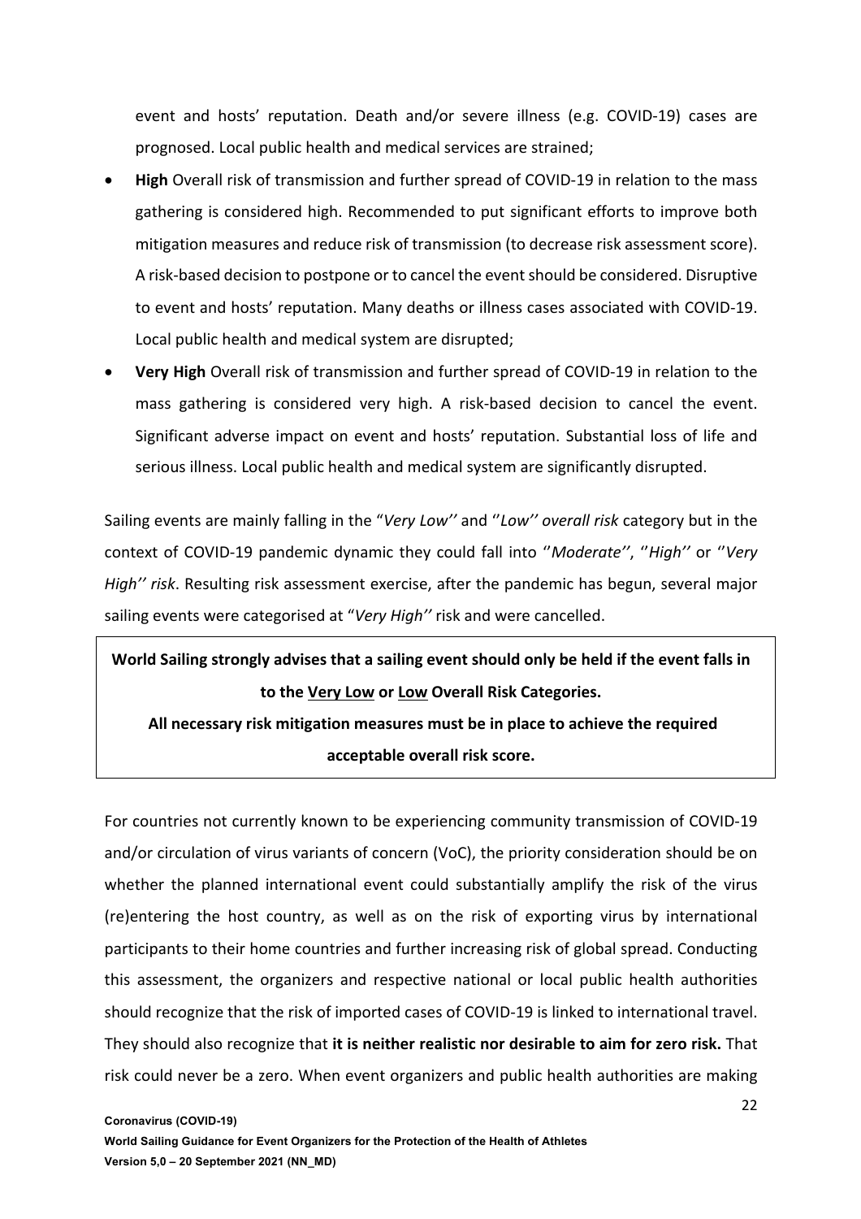event and hosts' reputation. Death and/or severe illness (e.g. COVID-19) cases are prognosed. Local public health and medical services are strained;

- **High** Overall risk of transmission and further spread of COVID-19 in relation to the mass gathering is considered high. Recommended to put significant efforts to improve both mitigation measures and reduce risk of transmission (to decrease risk assessment score). A risk-based decision to postpone or to cancel the event should be considered. Disruptive to event and hosts' reputation. Many deaths or illness cases associated with COVID-19. Local public health and medical system are disrupted;
- **Very High** Overall risk of transmission and further spread of COVID-19 in relation to the mass gathering is considered very high. A risk-based decision to cancel the event. Significant adverse impact on event and hosts' reputation. Substantial loss of life and serious illness. Local public health and medical system are significantly disrupted.

Sailing events are mainly falling in the "*Very Low''* and ''*Low'' overall risk* category but in the context of COVID-19 pandemic dynamic they could fall into ''*Moderate''*, ''*High''* or ''*Very High'' risk*. Resulting risk assessment exercise, after the pandemic has begun, several major sailing events were categorised at "*Very High''* risk and were cancelled.

**World Sailing strongly advises that a sailing event should only be held if the event falls in to the <u>Very Low</u> or <u>Low</u> Overall Risk Categories.**

**All necessary risk mitigation measures must be in place to achieve the required acceptable overall risk score.**

For countries not currently known to be experiencing community transmission of COVID-19 and/or circulation of virus variants of concern (VoC), the priority consideration should be on whether the planned international event could substantially amplify the risk of the virus (re)entering the host country, as well as on the risk of exporting virus by international participants to their home countries and further increasing risk of global spread. Conducting this assessment, the organizers and respective national or local public health authorities should recognize that the risk of imported cases of COVID-19 is linked to international travel. They should also recognize that **it is neither realistic nor desirable to aim for zero risk.** That risk could never be a zero. When event organizers and public health authorities are making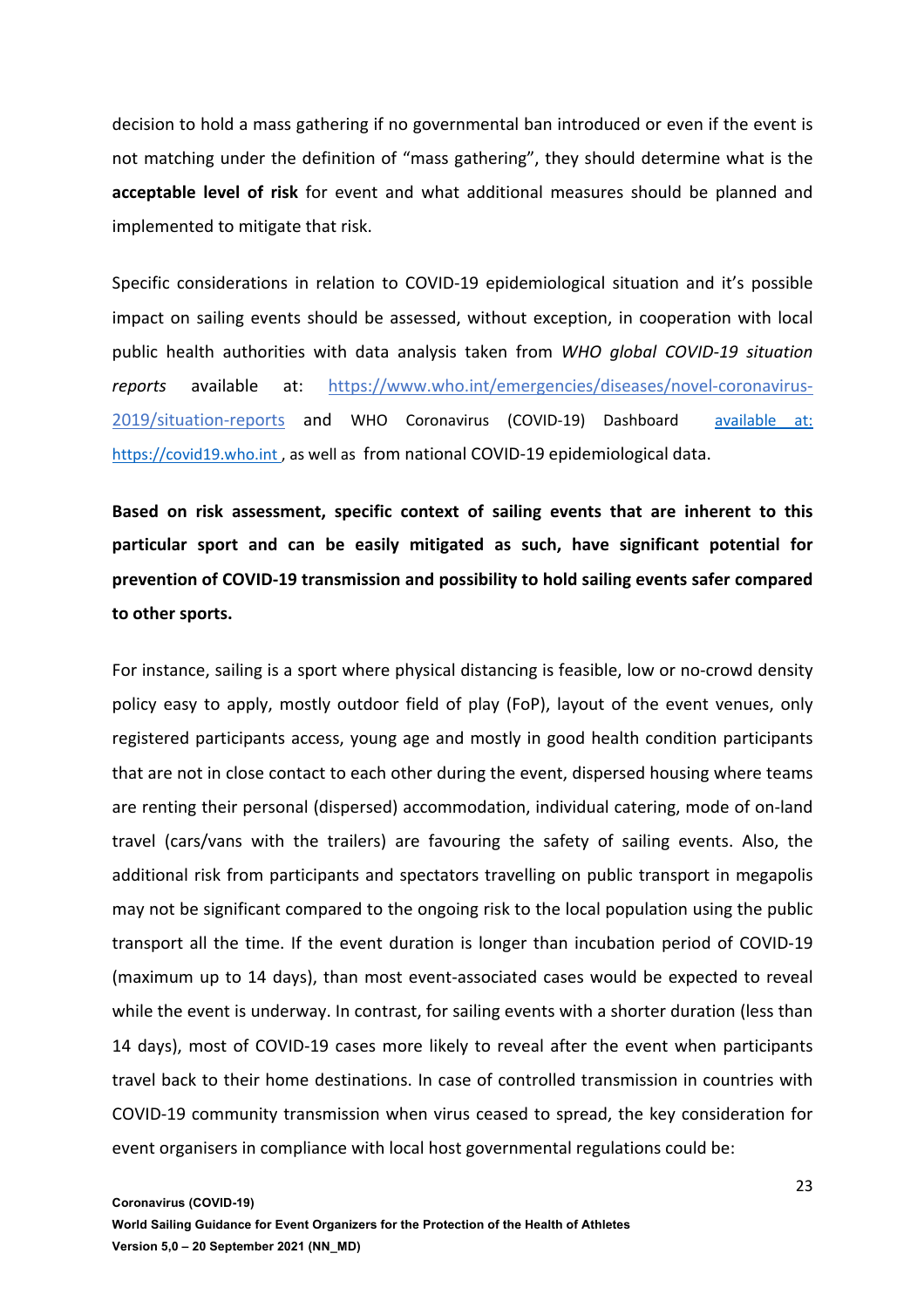decision to hold a mass gathering if no governmental ban introduced or even if the event is not matching under the definition of "mass gathering", they should determine what is the **acceptable level of risk** for event and what additional measures should be planned and implemented to mitigate that risk.

Specific considerations in relation to COVID-19 epidemiological situation and it's possible impact on sailing events should be assessed, without exception, in cooperation with local public health authorities with data analysis taken from *WHO global COVID-19 situation reports* available at: https://www.who.int/emergencies/diseases/novel-coronavirus-2019/situation-reports and WHO Coronavirus (COVID-19) Dashboard available at: https://covid19.who.int , as well as from national COVID-19 epidemiological data.

**Based on risk assessment, specific context of sailing events that are inherent to this particular sport and can be easily mitigated as such, have significant potential for prevention of COVID-19 transmission and possibility to hold sailing events safer compared to other sports.**

For instance, sailing is a sport where physical distancing is feasible, low or no-crowd density policy easy to apply, mostly outdoor field of play (FoP), layout of the event venues, only registered participants access, young age and mostly in good health condition participants that are not in close contact to each other during the event, dispersed housing where teams are renting their personal (dispersed) accommodation, individual catering, mode of on-land travel (cars/vans with the trailers) are favouring the safety of sailing events. Also, the additional risk from participants and spectators travelling on public transport in megapolis may not be significant compared to the ongoing risk to the local population using the public transport all the time. If the event duration is longer than incubation period of COVID-19 (maximum up to 14 days), than most event-associated cases would be expected to reveal while the event is underway. In contrast, for sailing events with a shorter duration (less than 14 days), most of COVID-19 cases more likely to reveal after the event when participants travel back to their home destinations. In case of controlled transmission in countries with COVID-19 community transmission when virus ceased to spread, the key consideration for event organisers in compliance with local host governmental regulations could be: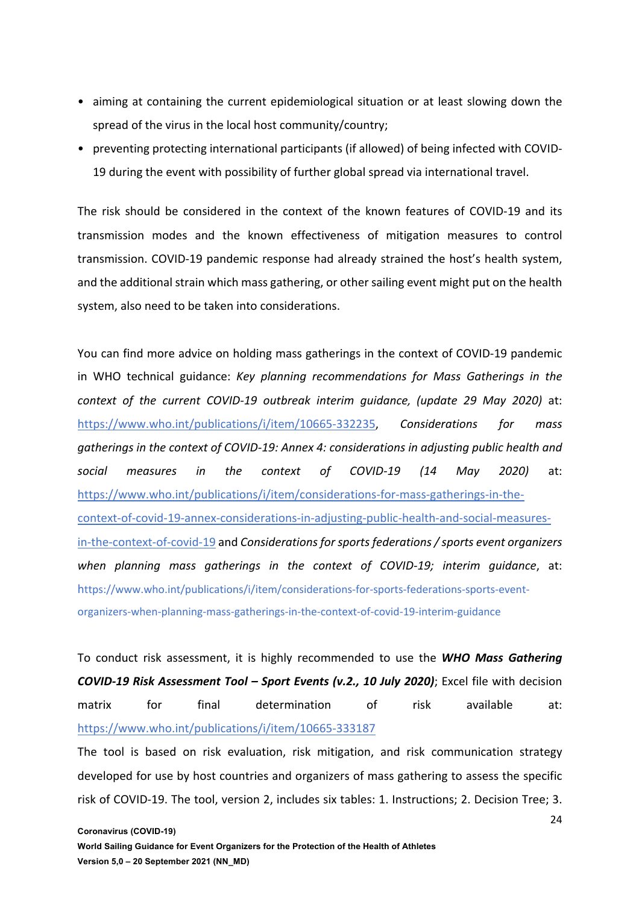- aiming at containing the current epidemiological situation or at least slowing down the spread of the virus in the local host community/country;
- preventing protecting international participants (if allowed) of being infected with COVID-19 during the event with possibility of further global spread via international travel.

The risk should be considered in the context of the known features of COVID-19 and its transmission modes and the known effectiveness of mitigation measures to control transmission. COVID-19 pandemic response had already strained the host's health system, and the additional strain which mass gathering, or other sailing event might put on the health system, also need to be taken into considerations.

You can find more advice on holding mass gatherings in the context of COVID-19 pandemic in WHO technical guidance: *Key planning recommendations for Mass Gatherings in the context of the current COVID-19 outbreak interim guidance, (update 29 May 2020)* at: https://www.who.int/publications/i/item/10665-332235, *Considerations for mass gatherings in the context of COVID-19: Annex 4: considerations in adjusting public health and social measures in the context of COVID-19 (14 May 2020)* at: https://www.who.int/publications/i/item/considerations-for-mass-gatherings-in-the-context-of-covid-19-annex-considerations-in-adjusting-public-health-and-social-measures-in-the-context-of-covid-19 and *Considerations for sports federations / sports event organizers when planning mass gatherings in the context of COVID-19; interim guidance*, at: https://www.who.int/publications/i/item/considerations-for-sports-federations-sports-event-organizers-when-planning-mass-gatherings-in-the-context-of-covid-19-interim-guidance

To conduct risk assessment, it is highly recommended to use the ***WHO Mass Gathering COVID-19 Risk Assessment Tool – Sport Events (v.2., 10 July 2020)***; Excel file with decision matrix for final determination of risk available at: https://www.who.int/publications/i/item/10665-333187

The tool is based on risk evaluation, risk mitigation, and risk communication strategy developed for use by host countries and organizers of mass gathering to assess the specific risk of COVID-19. The tool, version 2, includes six tables: 1. Instructions; 2. Decision Tree; 3.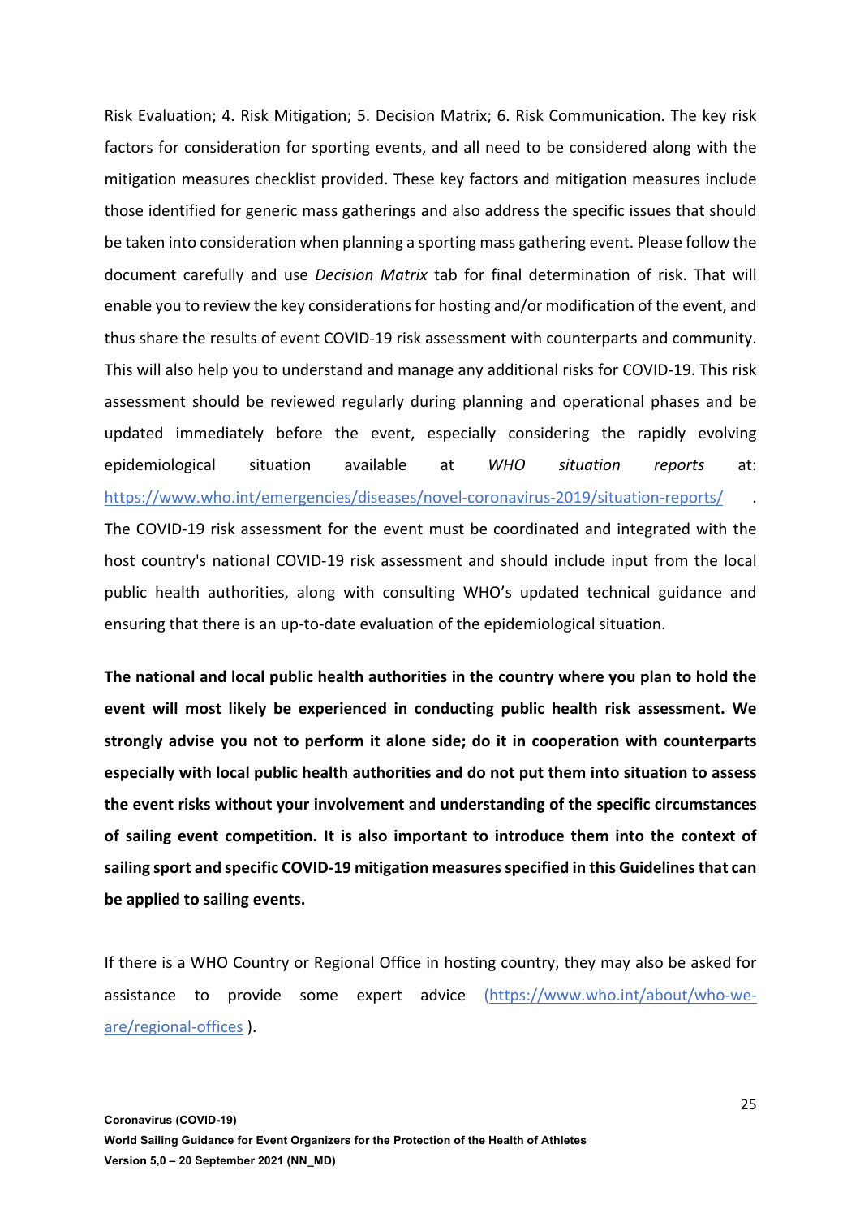Risk Evaluation; 4. Risk Mitigation; 5. Decision Matrix; 6. Risk Communication. The key risk factors for consideration for sporting events, and all need to be considered along with the mitigation measures checklist provided. These key factors and mitigation measures include those identified for generic mass gatherings and also address the specific issues that should be taken into consideration when planning a sporting mass gathering event. Please follow the document carefully and use *Decision Matrix* tab for final determination of risk. That will enable you to review the key considerations for hosting and/or modification of the event, and thus share the results of event COVID-19 risk assessment with counterparts and community. This will also help you to understand and manage any additional risks for COVID-19. This risk assessment should be reviewed regularly during planning and operational phases and be updated immediately before the event, especially considering the rapidly evolving epidemiological situation available at *WHO situation reports* at: [https://www.who.int/emergencies/diseases/novel-coronavirus-2019/situation-reports/](https://www.who.int/emergencies/diseases/novel-coronavirus-2019/situation-reports/) . The COVID-19 risk assessment for the event must be coordinated and integrated with the host country's national COVID-19 risk assessment and should include input from the local public health authorities, along with consulting WHO's updated technical guidance and ensuring that there is an up-to-date evaluation of the epidemiological situation.

**The national and local public health authorities in the country where you plan to hold the event will most likely be experienced in conducting public health risk assessment. We strongly advise you not to perform it alone side; do it in cooperation with counterparts especially with local public health authorities and do not put them into situation to assess the event risks without your involvement and understanding of the specific circumstances of sailing event competition. It is also important to introduce them into the context of sailing sport and specific COVID-19 mitigation measures specified in this Guidelines that can be applied to sailing events.**

If there is a WHO Country or Regional Office in hosting country, they may also be asked for assistance to provide some expert advice ([https://www.who.int/about/who-we-are/regional-offices](https://www.who.int/about/who-we-are/regional-offices) ).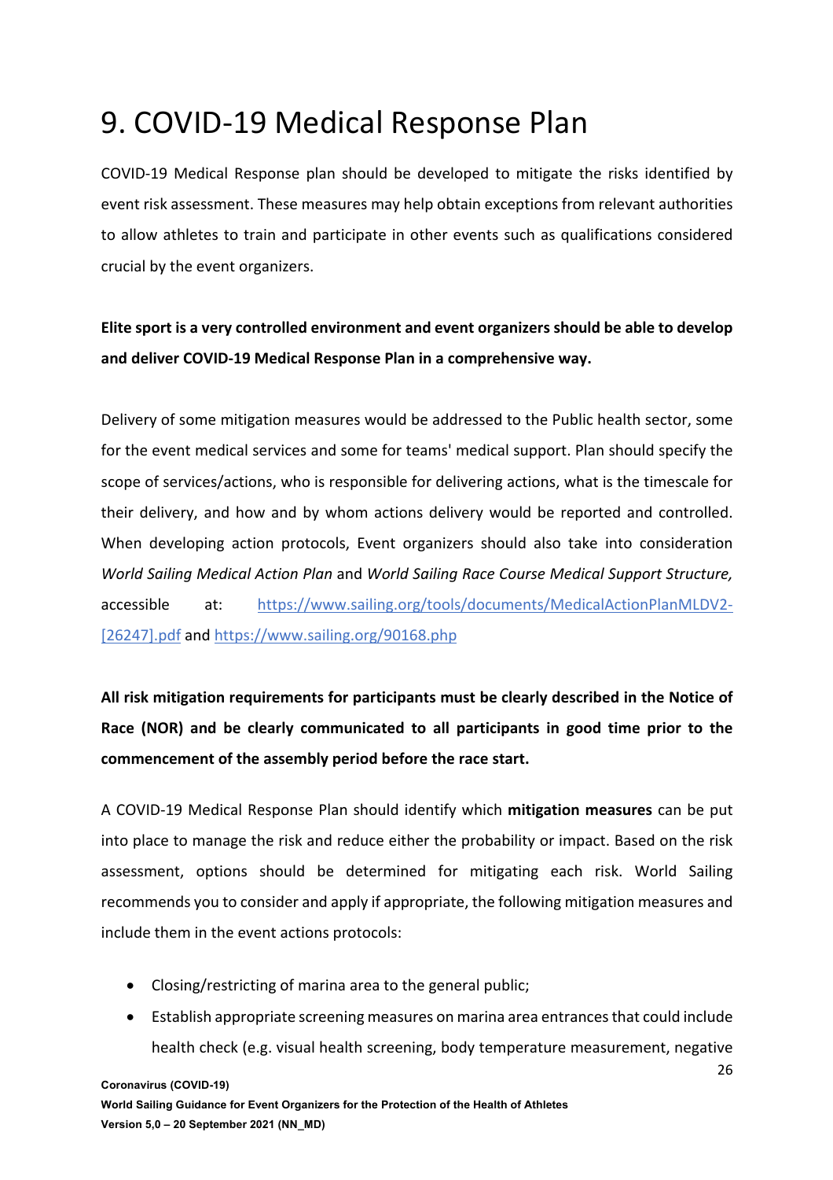# 9. COVID-19 Medical Response Plan

COVID-19 Medical Response plan should be developed to mitigate the risks identified by event risk assessment. These measures may help obtain exceptions from relevant authorities to allow athletes to train and participate in other events such as qualifications considered crucial by the event organizers.

**Elite sport is a very controlled environment and event organizers should be able to develop and deliver COVID-19 Medical Response Plan in a comprehensive way.**

Delivery of some mitigation measures would be addressed to the Public health sector, some for the event medical services and some for teams' medical support. Plan should specify the scope of services/actions, who is responsible for delivering actions, what is the timescale for their delivery, and how and by whom actions delivery would be reported and controlled. When developing action protocols, Event organizers should also take into consideration *World Sailing Medical Action Plan* and *World Sailing Race Course Medical Support Structure,* accessible at: [https://www.sailing.org/tools/documents/MedicalActionPlanMLDV2-[26247].pdf](https://www.sailing.org/tools/documents/MedicalActionPlanMLDV2-[26247].pdf) and [https://www.sailing.org/90168.php](https://www.sailing.org/90168.php)

**All risk mitigation requirements for participants must be clearly described in the Notice of Race (NOR) and be clearly communicated to all participants in good time prior to the commencement of the assembly period before the race start.**

A COVID-19 Medical Response Plan should identify which **mitigation measures** can be put into place to manage the risk and reduce either the probability or impact. Based on the risk assessment, options should be determined for mitigating each risk. World Sailing recommends you to consider and apply if appropriate, the following mitigation measures and include them in the event actions protocols:

- Closing/restricting of marina area to the general public;
- Establish appropriate screening measures on marina area entrances that could include health check (e.g. visual health screening, body temperature measurement, negative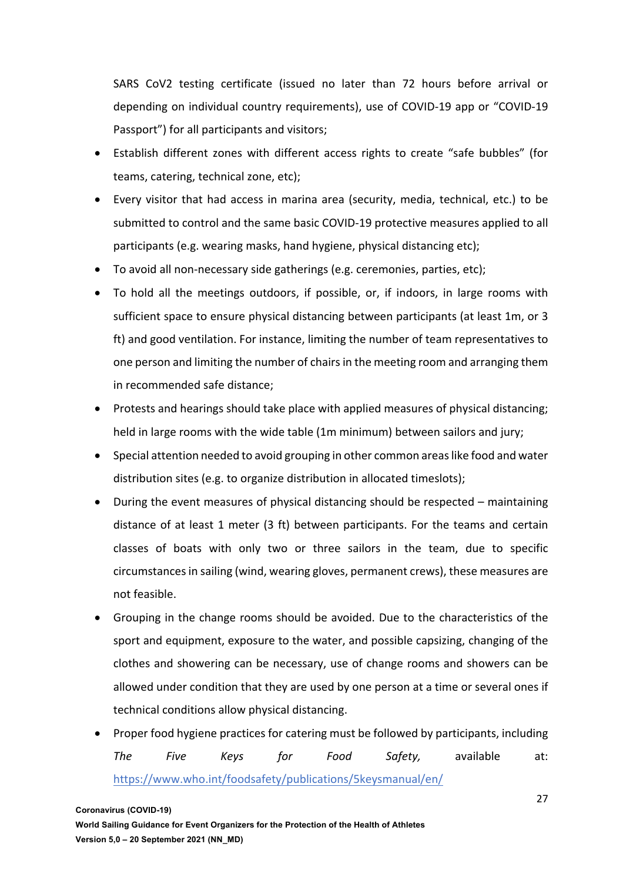SARS CoV2 testing certificate (issued no later than 72 hours before arrival or depending on individual country requirements), use of COVID-19 app or "COVID-19 Passport") for all participants and visitors;

- Establish different zones with different access rights to create "safe bubbles" (for teams, catering, technical zone, etc);
- Every visitor that had access in marina area (security, media, technical, etc.) to be submitted to control and the same basic COVID-19 protective measures applied to all participants (e.g. wearing masks, hand hygiene, physical distancing etc);
- To avoid all non-necessary side gatherings (e.g. ceremonies, parties, etc);
- To hold all the meetings outdoors, if possible, or, if indoors, in large rooms with sufficient space to ensure physical distancing between participants (at least 1m, or 3 ft) and good ventilation. For instance, limiting the number of team representatives to one person and limiting the number of chairs in the meeting room and arranging them in recommended safe distance;
- Protests and hearings should take place with applied measures of physical distancing; held in large rooms with the wide table (1m minimum) between sailors and jury;
- Special attention needed to avoid grouping in other common areas like food and water distribution sites (e.g. to organize distribution in allocated timeslots);
- During the event measures of physical distancing should be respected – maintaining distance of at least 1 meter (3 ft) between participants. For the teams and certain classes of boats with only two or three sailors in the team, due to specific circumstances in sailing (wind, wearing gloves, permanent crews), these measures are not feasible.
- Grouping in the change rooms should be avoided. Due to the characteristics of the sport and equipment, exposure to the water, and possible capsizing, changing of the clothes and showering can be necessary, use of change rooms and showers can be allowed under condition that they are used by one person at a time or several ones if technical conditions allow physical distancing.
- Proper food hygiene practices for catering must be followed by participants, including *The Five Keys for Food Safety,* available at: https://www.who.int/foodsafety/publications/5keysmanual/en/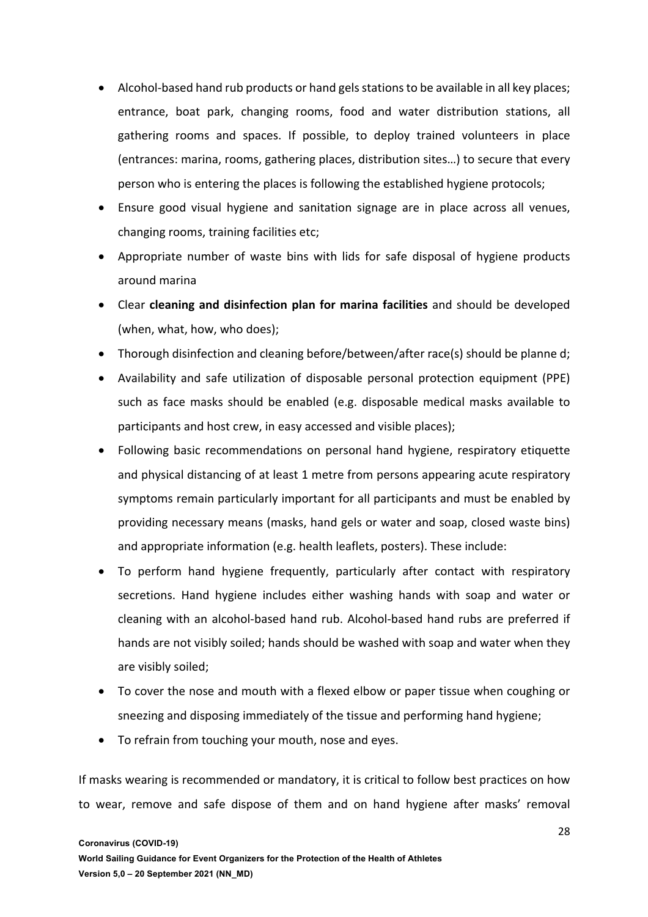- Alcohol-based hand rub products or hand gels stations to be available in all key places; entrance, boat park, changing rooms, food and water distribution stations, all gathering rooms and spaces. If possible, to deploy trained volunteers in place (entrances: marina, rooms, gathering places, distribution sites…) to secure that every person who is entering the places is following the established hygiene protocols;
- Ensure good visual hygiene and sanitation signage are in place across all venues, changing rooms, training facilities etc;
- Appropriate number of waste bins with lids for safe disposal of hygiene products around marina
- Clear **cleaning and disinfection plan for marina facilities** and should be developed (when, what, how, who does);
- Thorough disinfection and cleaning before/between/after race(s) should be planne d;
- Availability and safe utilization of disposable personal protection equipment (PPE) such as face masks should be enabled (e.g. disposable medical masks available to participants and host crew, in easy accessed and visible places);
- Following basic recommendations on personal hand hygiene, respiratory etiquette and physical distancing of at least 1 metre from persons appearing acute respiratory symptoms remain particularly important for all participants and must be enabled by providing necessary means (masks, hand gels or water and soap, closed waste bins) and appropriate information (e.g. health leaflets, posters). These include:
- To perform hand hygiene frequently, particularly after contact with respiratory secretions. Hand hygiene includes either washing hands with soap and water or cleaning with an alcohol-based hand rub. Alcohol-based hand rubs are preferred if hands are not visibly soiled; hands should be washed with soap and water when they are visibly soiled;
- To cover the nose and mouth with a flexed elbow or paper tissue when coughing or sneezing and disposing immediately of the tissue and performing hand hygiene;
- To refrain from touching your mouth, nose and eyes.

If masks wearing is recommended or mandatory, it is critical to follow best practices on how to wear, remove and safe dispose of them and on hand hygiene after masks' removal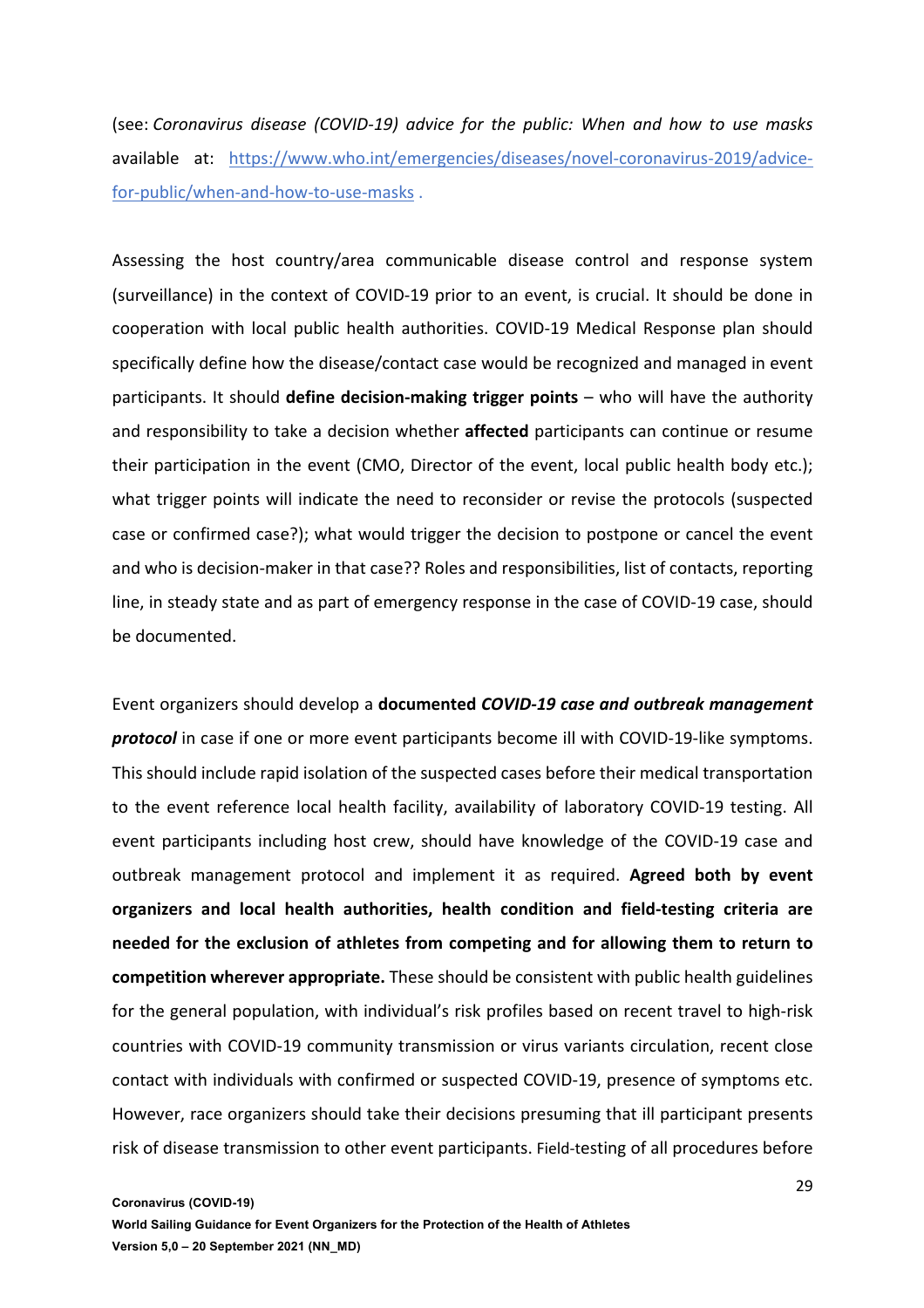(see: *Coronavirus disease (COVID-19) advice for the public: When and how to use masks* available at: [https://www.who.int/emergencies/diseases/novel-coronavirus-2019/advice-for-public/when-and-how-to-use-masks](https://www.who.int/emergencies/diseases/novel-coronavirus-2019/advice-for-public/when-and-how-to-use-masks) .

Assessing the host country/area communicable disease control and response system (surveillance) in the context of COVID-19 prior to an event, is crucial. It should be done in cooperation with local public health authorities. COVID-19 Medical Response plan should specifically define how the disease/contact case would be recognized and managed in event participants. It should **define decision-making trigger points** – who will have the authority and responsibility to take a decision whether **affected** participants can continue or resume their participation in the event (CMO, Director of the event, local public health body etc.); what trigger points will indicate the need to reconsider or revise the protocols (suspected case or confirmed case?); what would trigger the decision to postpone or cancel the event and who is decision-maker in that case?? Roles and responsibilities, list of contacts, reporting line, in steady state and as part of emergency response in the case of COVID-19 case, should be documented.

Event organizers should develop a **documented *COVID-19 case and outbreak management protocol*** in case if one or more event participants become ill with COVID-19-like symptoms. This should include rapid isolation of the suspected cases before their medical transportation to the event reference local health facility, availability of laboratory COVID-19 testing. All event participants including host crew, should have knowledge of the COVID-19 case and outbreak management protocol and implement it as required. **Agreed both by event organizers and local health authorities, health condition and field-testing criteria are needed for the exclusion of athletes from competing and for allowing them to return to competition wherever appropriate.** These should be consistent with public health guidelines for the general population, with individual's risk profiles based on recent travel to high-risk countries with COVID-19 community transmission or virus variants circulation, recent close contact with individuals with confirmed or suspected COVID-19, presence of symptoms etc. However, race organizers should take their decisions presuming that ill participant presents risk of disease transmission to other event participants. Field-testing of all procedures before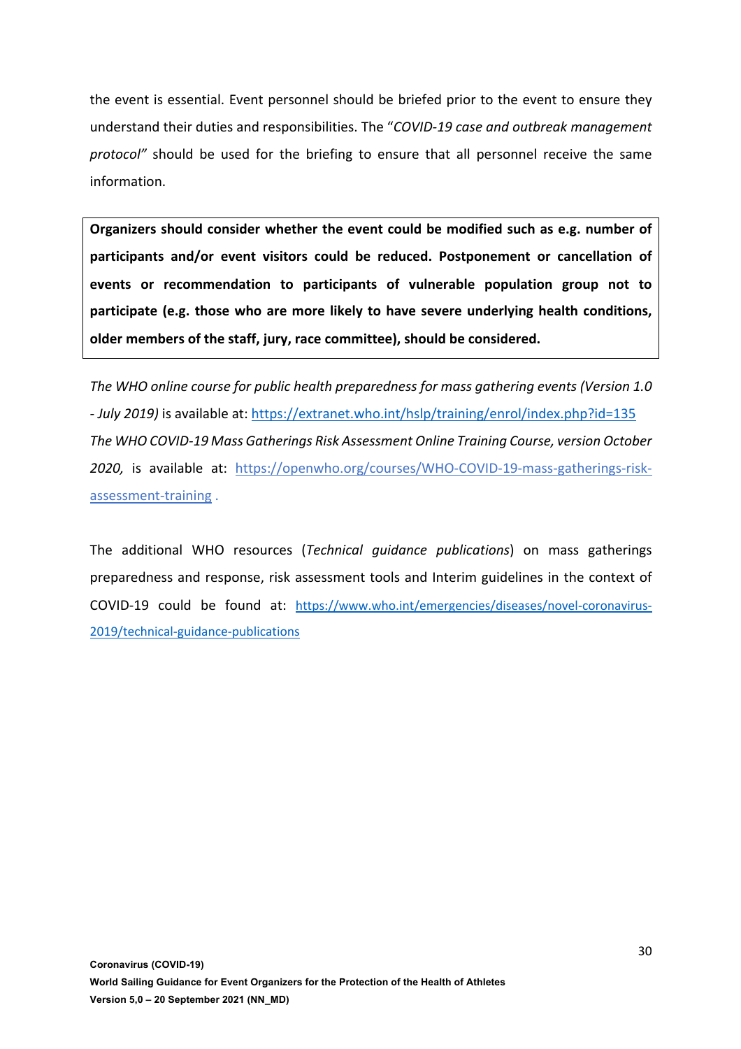the event is essential. Event personnel should be briefed prior to the event to ensure they understand their duties and responsibilities. The "*COVID-19 case and outbreak management protocol"* should be used for the briefing to ensure that all personnel receive the same information.

> **Organizers should consider whether the event could be modified such as e.g. number of participants and/or event visitors could be reduced. Postponement or cancellation of events or recommendation to participants of vulnerable population group not to participate (e.g. those who are more likely to have severe underlying health conditions, older members of the staff, jury, race committee), should be considered.**

*The WHO online course for public health preparedness for mass gathering events (Version 1.0 - July 2019)* is available at: https://extranet.who.int/hslp/training/enrol/index.php?id=135
*The WHO COVID-19 Mass Gatherings Risk Assessment Online Training Course, version October 2020,* is available at: https://openwho.org/courses/WHO-COVID-19-mass-gatherings-risk-assessment-training .

The additional WHO resources (*Technical guidance publications*) on mass gatherings preparedness and response, risk assessment tools and Interim guidelines in the context of COVID-19 could be found at: https://www.who.int/emergencies/diseases/novel-coronavirus-2019/technical-guidance-publications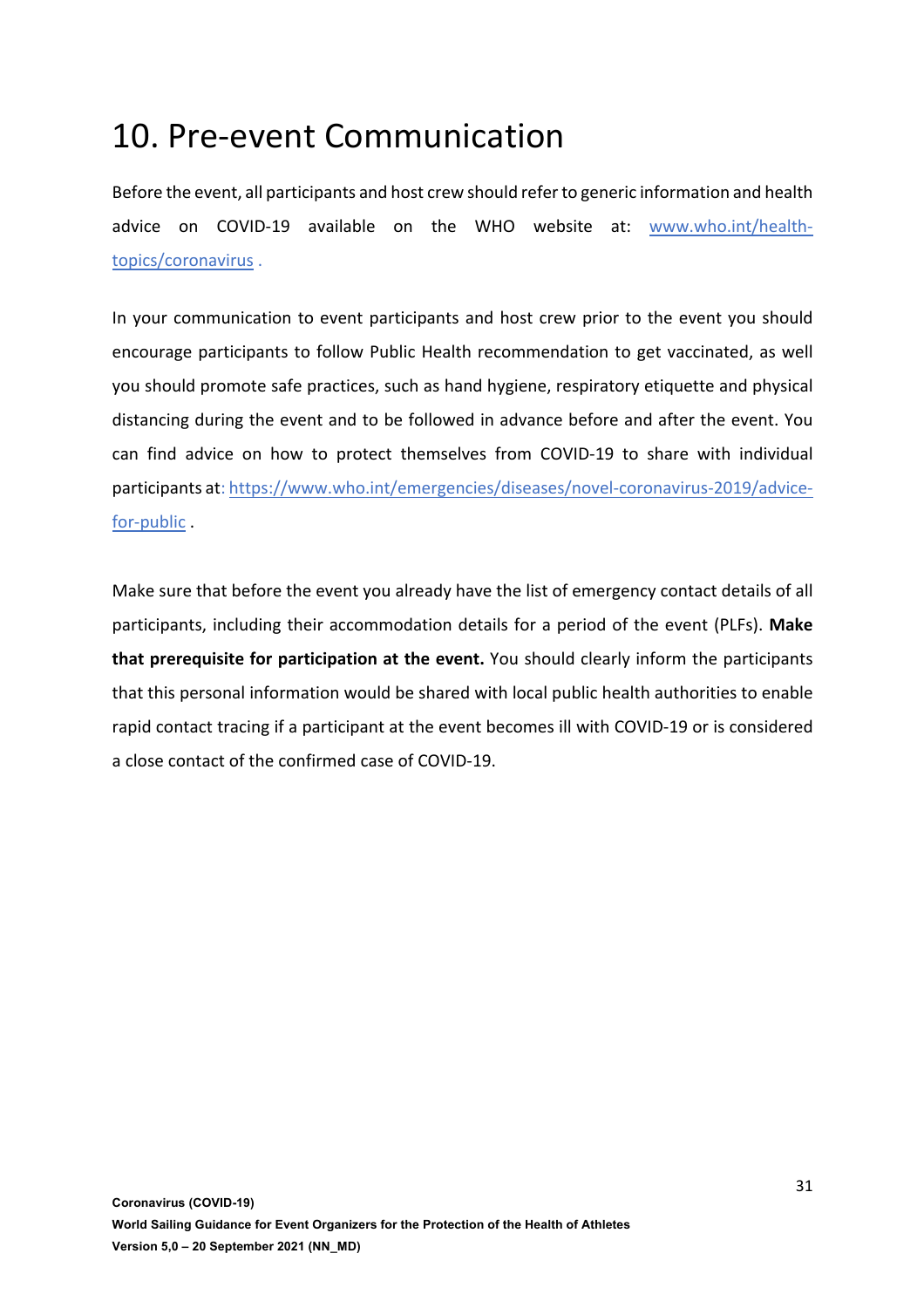# 10. Pre-event Communication

Before the event, all participants and host crew should refer to generic information and health advice on COVID-19 available on the WHO website at: [www.who.int/health-topics/coronavirus](www.who.int/health-topics/coronavirus) .

In your communication to event participants and host crew prior to the event you should encourage participants to follow Public Health recommendation to get vaccinated, as well you should promote safe practices, such as hand hygiene, respiratory etiquette and physical distancing during the event and to be followed in advance before and after the event. You can find advice on how to protect themselves from COVID-19 to share with individual participants at: [https://www.who.int/emergencies/diseases/novel-coronavirus-2019/advice-for-public](https://www.who.int/emergencies/diseases/novel-coronavirus-2019/advice-for-public) .

Make sure that before the event you already have the list of emergency contact details of all participants, including their accommodation details for a period of the event (PLFs). **Make that prerequisite for participation at the event.** You should clearly inform the participants that this personal information would be shared with local public health authorities to enable rapid contact tracing if a participant at the event becomes ill with COVID-19 or is considered a close contact of the confirmed case of COVID-19.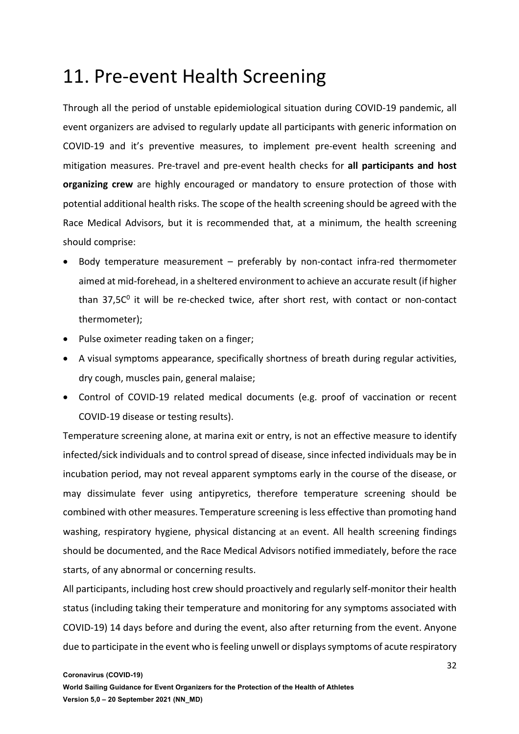# 11. Pre-event Health Screening

Through all the period of unstable epidemiological situation during COVID-19 pandemic, all event organizers are advised to regularly update all participants with generic information on COVID-19 and it's preventive measures, to implement pre-event health screening and mitigation measures. Pre-travel and pre-event health checks for **all participants and host organizing crew** are highly encouraged or mandatory to ensure protection of those with potential additional health risks. The scope of the health screening should be agreed with the Race Medical Advisors, but it is recommended that, at a minimum, the health screening should comprise:

- Body temperature measurement – preferably by non-contact infra-red thermometer aimed at mid-forehead, in a sheltered environment to achieve an accurate result (if higher than 37,5C$^0$ it will be re-checked twice, after short rest, with contact or non-contact thermometer);
- Pulse oximeter reading taken on a finger;
- A visual symptoms appearance, specifically shortness of breath during regular activities, dry cough, muscles pain, general malaise;
- Control of COVID-19 related medical documents (e.g. proof of vaccination or recent COVID-19 disease or testing results).

Temperature screening alone, at marina exit or entry, is not an effective measure to identify infected/sick individuals and to control spread of disease, since infected individuals may be in incubation period, may not reveal apparent symptoms early in the course of the disease, or may dissimulate fever using antipyretics, therefore temperature screening should be combined with other measures. Temperature screening is less effective than promoting hand washing, respiratory hygiene, physical distancing at an event. All health screening findings should be documented, and the Race Medical Advisors notified immediately, before the race starts, of any abnormal or concerning results.

All participants, including host crew should proactively and regularly self-monitor their health status (including taking their temperature and monitoring for any symptoms associated with COVID-19) 14 days before and during the event, also after returning from the event. Anyone due to participate in the event who is feeling unwell or displays symptoms of acute respiratory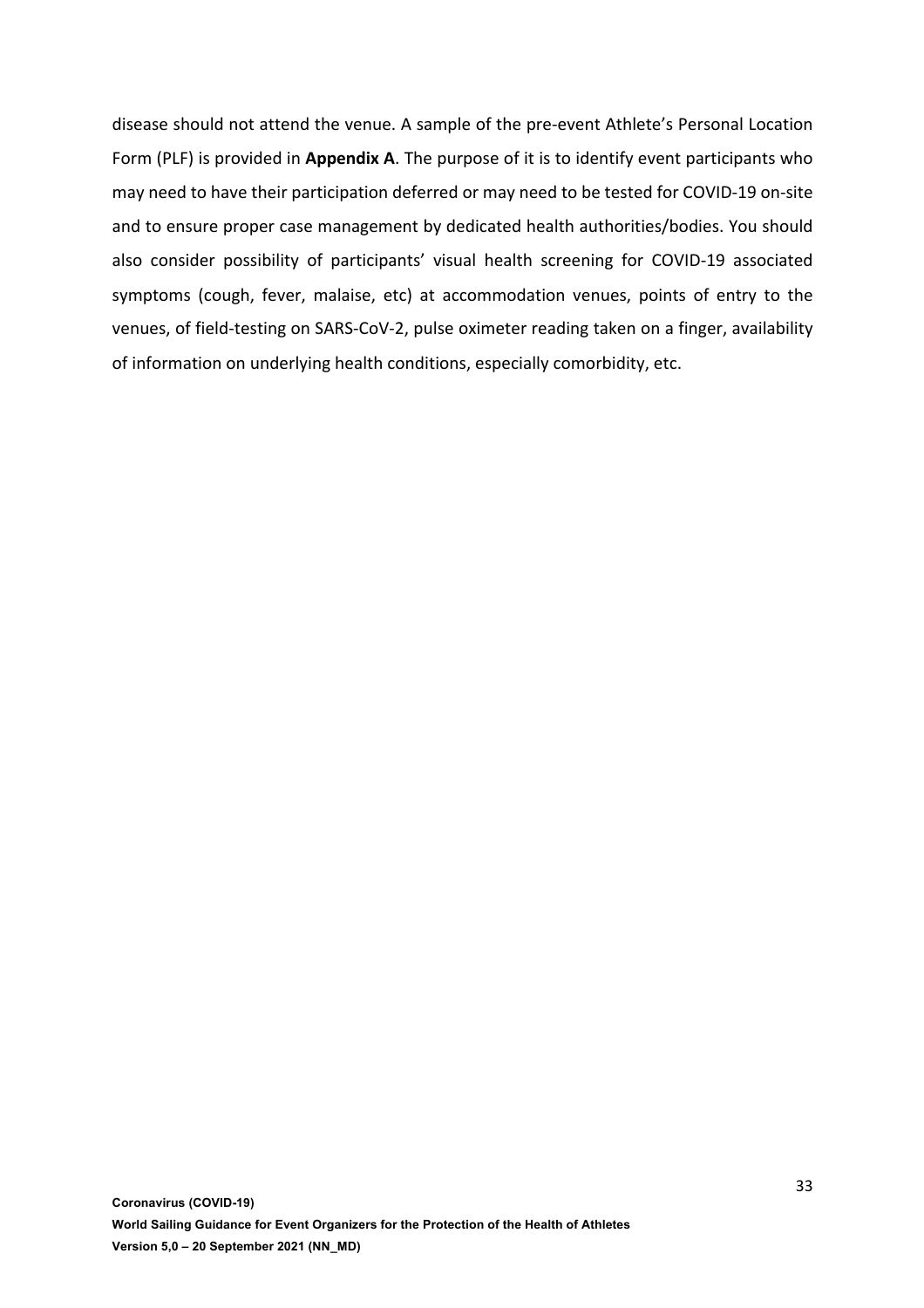disease should not attend the venue. A sample of the pre-event Athlete's Personal Location Form (PLF) is provided in **Appendix A**. The purpose of it is to identify event participants who may need to have their participation deferred or may need to be tested for COVID-19 on-site and to ensure proper case management by dedicated health authorities/bodies. You should also consider possibility of participants' visual health screening for COVID-19 associated symptoms (cough, fever, malaise, etc) at accommodation venues, points of entry to the venues, of field-testing on SARS-CoV-2, pulse oximeter reading taken on a finger, availability of information on underlying health conditions, especially comorbidity, etc.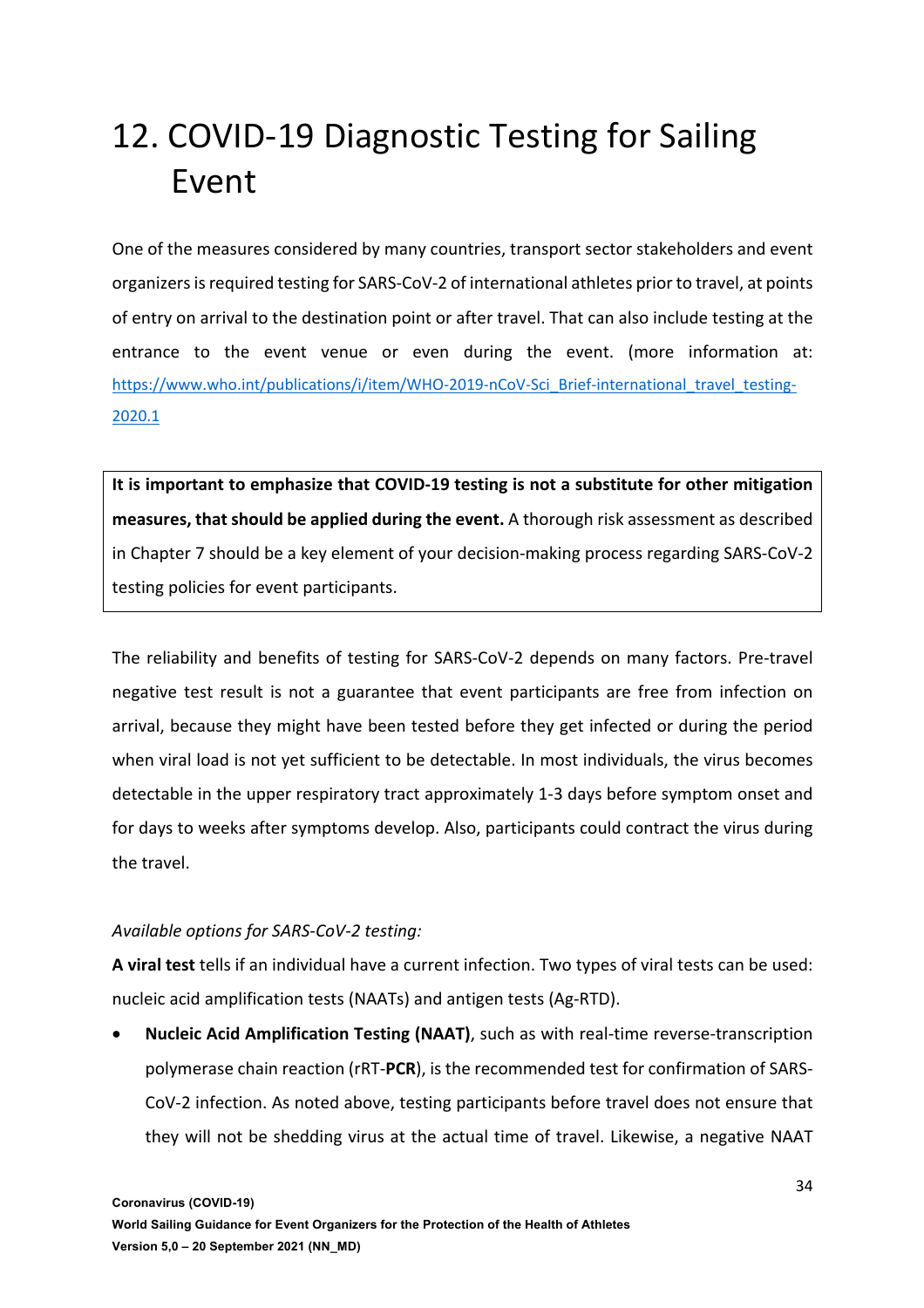# 12. COVID-19 Diagnostic Testing for Sailing Event

One of the measures considered by many countries, transport sector stakeholders and event organizers is required testing for SARS-CoV-2 of international athletes prior to travel, at points of entry on arrival to the destination point or after travel. That can also include testing at the entrance to the event venue or even during the event. (more information at: [https://www.who.int/publications/i/item/WHO-2019-nCoV-Sci_Brief-international_travel_testing-2020.1](https://www.who.int/publications/i/item/WHO-2019-nCoV-Sci_Brief-international_travel_testing-2020.1)

**It is important to emphasize that COVID-19 testing is not a substitute for other mitigation measures, that should be applied during the event.** A thorough risk assessment as described in Chapter 7 should be a key element of your decision-making process regarding SARS-CoV-2 testing policies for event participants.

The reliability and benefits of testing for SARS-CoV-2 depends on many factors. Pre-travel negative test result is not a guarantee that event participants are free from infection on arrival, because they might have been tested before they get infected or during the period when viral load is not yet sufficient to be detectable. In most individuals, the virus becomes detectable in the upper respiratory tract approximately 1-3 days before symptom onset and for days to weeks after symptoms develop. Also, participants could contract the virus during the travel.

*Available options for SARS-CoV-2 testing:*

**A viral test** tells if an individual have a current infection. Two types of viral tests can be used: nucleic acid amplification tests (NAATs) and antigen tests (Ag-RTD).

- **Nucleic Acid Amplification Testing (NAAT)**, such as with real-time reverse-transcription polymerase chain reaction (rRT-**PCR**), is the recommended test for confirmation of SARS-CoV-2 infection. As noted above, testing participants before travel does not ensure that they will not be shedding virus at the actual time of travel. Likewise, a negative NAAT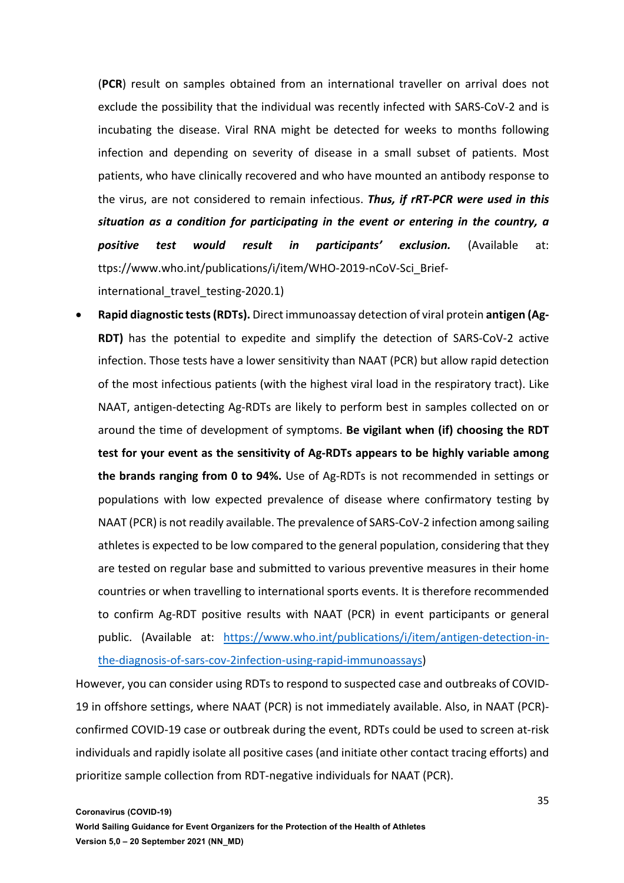(**PCR**) result on samples obtained from an international traveller on arrival does not exclude the possibility that the individual was recently infected with SARS-CoV-2 and is incubating the disease. Viral RNA might be detected for weeks to months following infection and depending on severity of disease in a small subset of patients. Most patients, who have clinically recovered and who have mounted an antibody response to the virus, are not considered to remain infectious. ***Thus, if rRT-PCR were used in this situation as a condition for participating in the event or entering in the country, a positive test would result in participants' exclusion.*** (Available at: ttps://www.who.int/publications/i/item/WHO-2019-nCoV-Sci_Brief-international_travel_testing-2020.1)

- **Rapid diagnostic tests (RDTs).** Direct immunoassay detection of viral protein **antigen (Ag-RDT)** has the potential to expedite and simplify the detection of SARS-CoV-2 active infection. Those tests have a lower sensitivity than NAAT (PCR) but allow rapid detection of the most infectious patients (with the highest viral load in the respiratory tract). Like NAAT, antigen-detecting Ag-RDTs are likely to perform best in samples collected on or around the time of development of symptoms. **Be vigilant when (if) choosing the RDT test for your event as the sensitivity of Ag-RDTs appears to be highly variable among the brands ranging from 0 to 94%.** Use of Ag-RDTs is not recommended in settings or populations with low expected prevalence of disease where confirmatory testing by NAAT (PCR) is not readily available. The prevalence of SARS-CoV-2 infection among sailing athletes is expected to be low compared to the general population, considering that they are tested on regular base and submitted to various preventive measures in their home countries or when travelling to international sports events. It is therefore recommended to confirm Ag-RDT positive results with NAAT (PCR) in event participants or general public. (Available at: https://www.who.int/publications/i/item/antigen-detection-in-the-diagnosis-of-sars-cov-2infection-using-rapid-immunoassays)

However, you can consider using RDTs to respond to suspected case and outbreaks of COVID-19 in offshore settings, where NAAT (PCR) is not immediately available. Also, in NAAT (PCR)-confirmed COVID-19 case or outbreak during the event, RDTs could be used to screen at-risk individuals and rapidly isolate all positive cases (and initiate other contact tracing efforts) and prioritize sample collection from RDT-negative individuals for NAAT (PCR).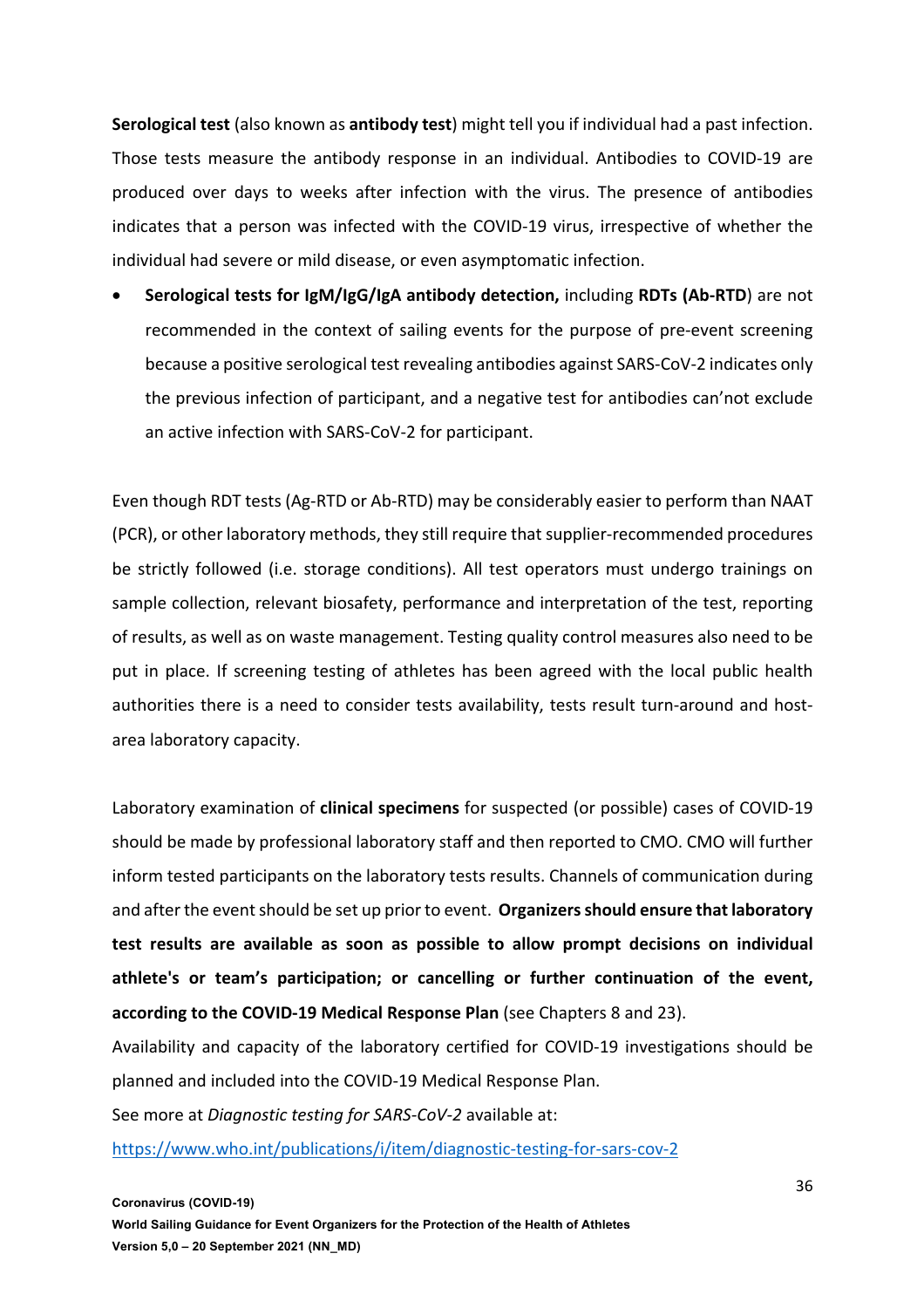**Serological test** (also known as **antibody test**) might tell you if individual had a past infection. Those tests measure the antibody response in an individual. Antibodies to COVID-19 are produced over days to weeks after infection with the virus. The presence of antibodies indicates that a person was infected with the COVID-19 virus, irrespective of whether the individual had severe or mild disease, or even asymptomatic infection.

- **Serological tests for IgM/IgG/IgA antibody detection,** including **RDTs (Ab-RTD**) are not recommended in the context of sailing events for the purpose of pre-event screening because a positive serological test revealing antibodies against SARS-CoV-2 indicates only the previous infection of participant, and a negative test for antibodies can'not exclude an active infection with SARS-CoV-2 for participant.

Even though RDT tests (Ag-RTD or Ab-RTD) may be considerably easier to perform than NAAT (PCR), or other laboratory methods, they still require that supplier-recommended procedures be strictly followed (i.e. storage conditions). All test operators must undergo trainings on sample collection, relevant biosafety, performance and interpretation of the test, reporting of results, as well as on waste management. Testing quality control measures also need to be put in place. If screening testing of athletes has been agreed with the local public health authorities there is a need to consider tests availability, tests result turn-around and host-area laboratory capacity.

Laboratory examination of **clinical specimens** for suspected (or possible) cases of COVID-19 should be made by professional laboratory staff and then reported to CMO. CMO will further inform tested participants on the laboratory tests results. Channels of communication during and after the event should be set up prior to event. **Organizers should ensure that laboratory test results are available as soon as possible to allow prompt decisions on individual athlete's or team's participation; or cancelling or further continuation of the event, according to the COVID-19 Medical Response Plan** (see Chapters 8 and 23).

Availability and capacity of the laboratory certified for COVID-19 investigations should be planned and included into the COVID-19 Medical Response Plan.

See more at *Diagnostic testing for SARS-CoV-2* available at:

https://www.who.int/publications/i/item/diagnostic-testing-for-sars-cov-2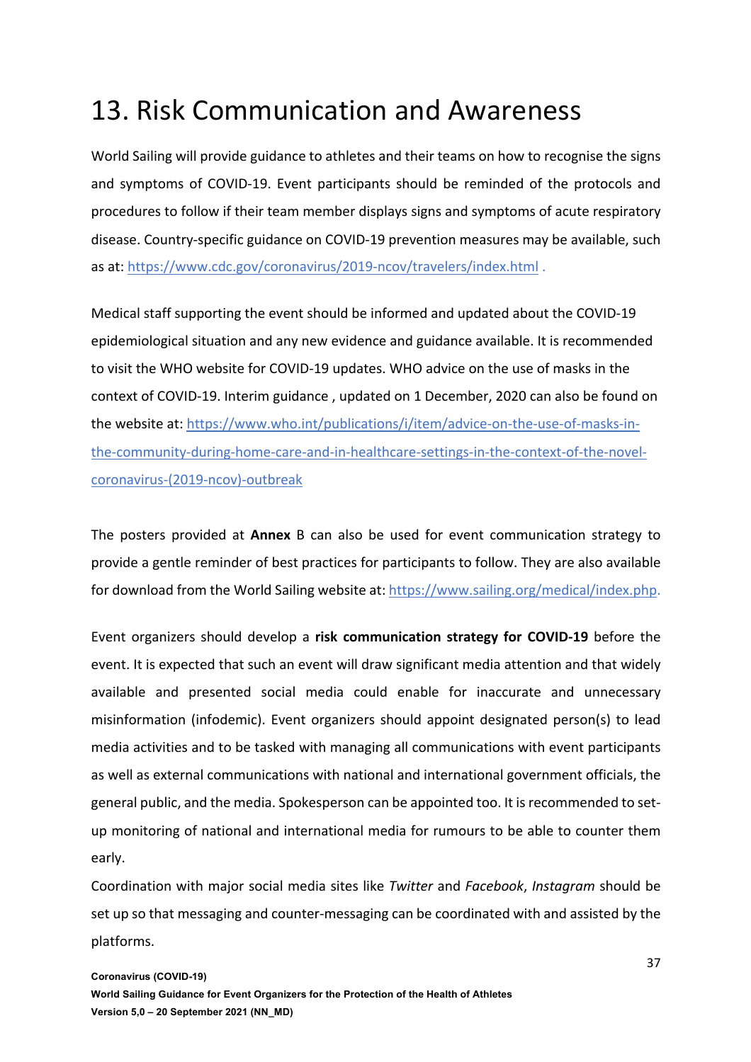# 13. Risk Communication and Awareness

World Sailing will provide guidance to athletes and their teams on how to recognise the signs and symptoms of COVID-19. Event participants should be reminded of the protocols and procedures to follow if their team member displays signs and symptoms of acute respiratory disease. Country-specific guidance on COVID-19 prevention measures may be available, such as at: https://www.cdc.gov/coronavirus/2019-ncov/travelers/index.html .

Medical staff supporting the event should be informed and updated about the COVID-19 epidemiological situation and any new evidence and guidance available. It is recommended to visit the WHO website for COVID-19 updates. WHO advice on the use of masks in the context of COVID-19. Interim guidance , updated on 1 December, 2020 can also be found on the website at: https://www.who.int/publications/i/item/advice-on-the-use-of-masks-in-the-community-during-home-care-and-in-healthcare-settings-in-the-context-of-the-novel-coronavirus-(2019-ncov)-outbreak

The posters provided at **Annex** B can also be used for event communication strategy to provide a gentle reminder of best practices for participants to follow. They are also available for download from the World Sailing website at: https://www.sailing.org/medical/index.php.

Event organizers should develop a **risk communication strategy for COVID-19** before the event. It is expected that such an event will draw significant media attention and that widely available and presented social media could enable for inaccurate and unnecessary misinformation (infodemic). Event organizers should appoint designated person(s) to lead media activities and to be tasked with managing all communications with event participants as well as external communications with national and international government officials, the general public, and the media. Spokesperson can be appointed too. It is recommended to set-up monitoring of national and international media for rumours to be able to counter them early.

Coordination with major social media sites like *Twitter* and *Facebook*, *Instagram* should be set up so that messaging and counter-messaging can be coordinated with and assisted by the platforms.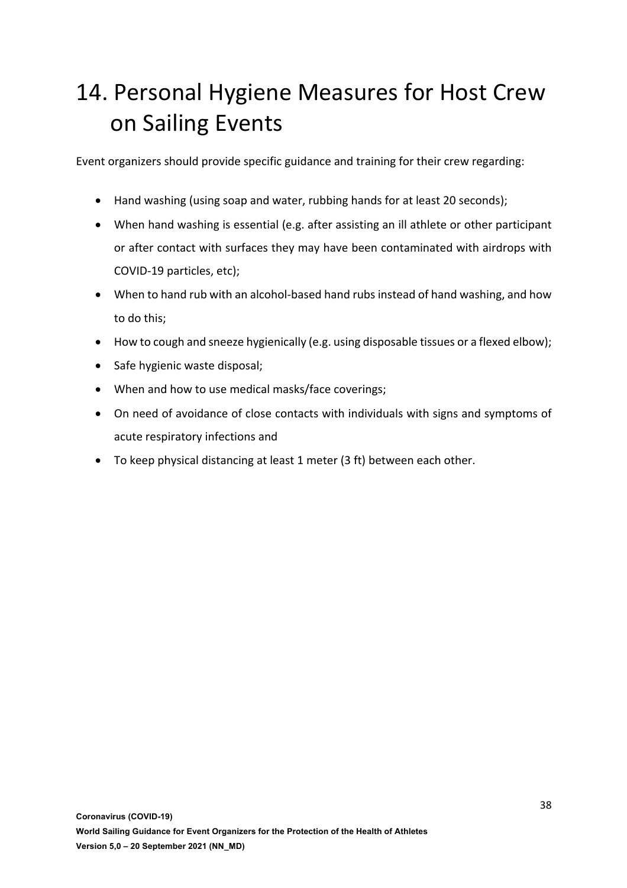# 14. Personal Hygiene Measures for Host Crew on Sailing Events

Event organizers should provide specific guidance and training for their crew regarding:

- Hand washing (using soap and water, rubbing hands for at least 20 seconds);
- When hand washing is essential (e.g. after assisting an ill athlete or other participant or after contact with surfaces they may have been contaminated with airdrops with COVID-19 particles, etc);
- When to hand rub with an alcohol-based hand rubs instead of hand washing, and how to do this;
- How to cough and sneeze hygienically (e.g. using disposable tissues or a flexed elbow);
- Safe hygienic waste disposal;
- When and how to use medical masks/face coverings;
- On need of avoidance of close contacts with individuals with signs and symptoms of acute respiratory infections and
- To keep physical distancing at least 1 meter (3 ft) between each other.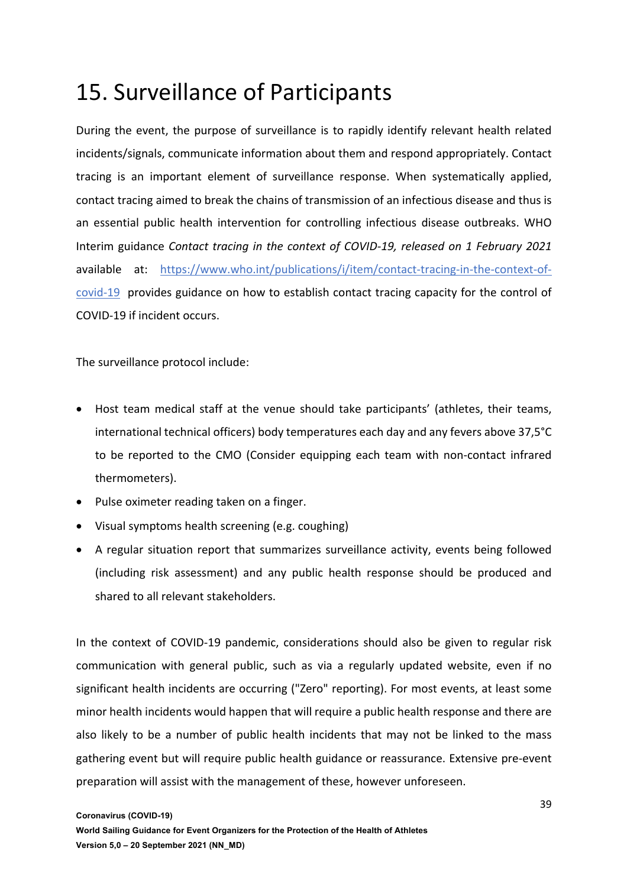# 15. Surveillance of Participants

During the event, the purpose of surveillance is to rapidly identify relevant health related incidents/signals, communicate information about them and respond appropriately. Contact tracing is an important element of surveillance response. When systematically applied, contact tracing aimed to break the chains of transmission of an infectious disease and thus is an essential public health intervention for controlling infectious disease outbreaks. WHO Interim guidance *Contact tracing in the context of COVID-19, released on 1 February 2021* available at: https://www.who.int/publications/i/item/contact-tracing-in-the-context-of-covid-19 provides guidance on how to establish contact tracing capacity for the control of COVID-19 if incident occurs.

The surveillance protocol include:

- Host team medical staff at the venue should take participants' (athletes, their teams, international technical officers) body temperatures each day and any fevers above 37,5°C to be reported to the CMO (Consider equipping each team with non-contact infrared thermometers).
- Pulse oximeter reading taken on a finger.
- Visual symptoms health screening (e.g. coughing)
- A regular situation report that summarizes surveillance activity, events being followed (including risk assessment) and any public health response should be produced and shared to all relevant stakeholders.

In the context of COVID-19 pandemic, considerations should also be given to regular risk communication with general public, such as via a regularly updated website, even if no significant health incidents are occurring ("Zero" reporting). For most events, at least some minor health incidents would happen that will require a public health response and there are also likely to be a number of public health incidents that may not be linked to the mass gathering event but will require public health guidance or reassurance. Extensive pre-event preparation will assist with the management of these, however unforeseen.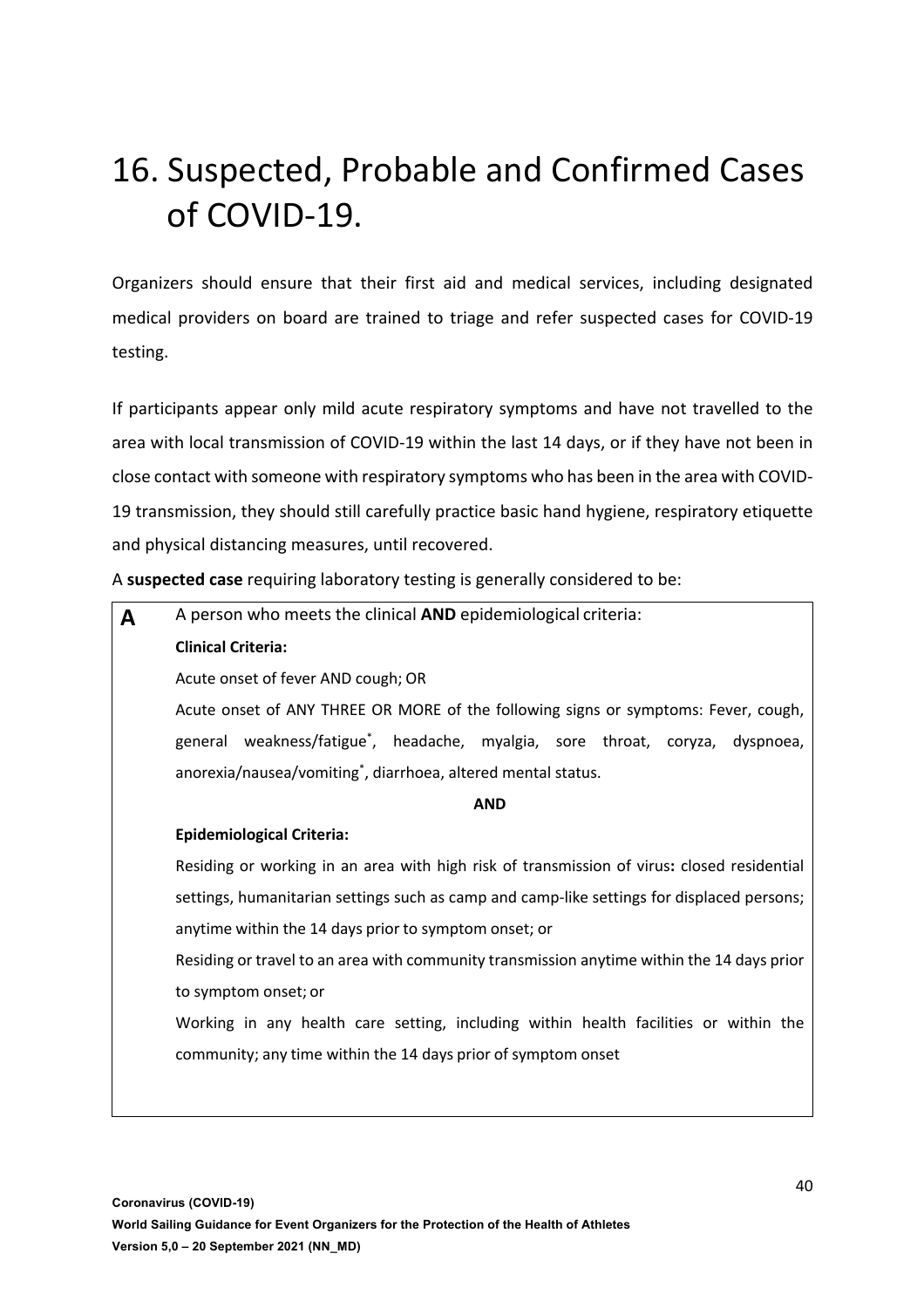# 16. Suspected, Probable and Confirmed Cases of COVID-19.

Organizers should ensure that their first aid and medical services, including designated medical providers on board are trained to triage and refer suspected cases for COVID-19 testing.

If participants appear only mild acute respiratory symptoms and have not travelled to the area with local transmission of COVID-19 within the last 14 days, or if they have not been in close contact with someone with respiratory symptoms who has been in the area with COVID-19 transmission, they should still carefully practice basic hand hygiene, respiratory etiquette and physical distancing measures, until recovered.

A **suspected case** requiring laboratory testing is generally considered to be:

| | |
|---|---|
| **A** | A person who meets the clinical **AND** epidemiological criteria:<br>**Clinical Criteria:**<br>Acute onset of fever AND cough; OR<br>Acute onset of ANY THREE OR MORE of the following signs or symptoms: Fever, cough, general weakness/fatigue*, headache, myalgia, sore throat, coryza, dyspnoea, anorexia/nausea/vomiting*, diarrhoea, altered mental status.<br>**AND**<br>**Epidemiological Criteria:**<br>Residing or working in an area with high risk of transmission of virus**:** closed residential settings, humanitarian settings such as camp and camp-like settings for displaced persons; anytime within the 14 days prior to symptom onset; or<br>Residing or travel to an area with community transmission anytime within the 14 days prior to symptom onset; or<br>Working in any health care setting, including within health facilities or within the community; any time within the 14 days prior of symptom onset |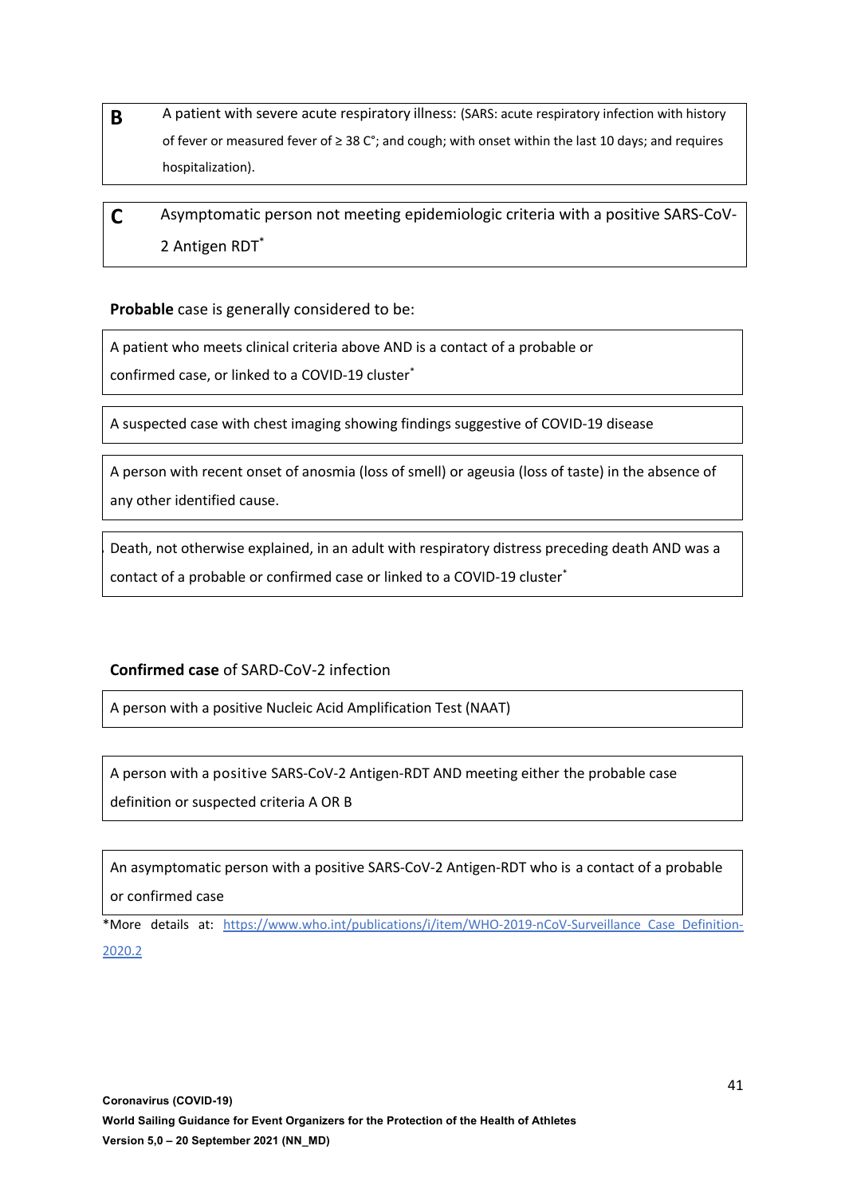| B | A patient with severe acute respiratory illness: (SARS: acute respiratory infection with history of fever or measured fever of ≥ 38 C°; and cough; with onset within the last 10 days; and requires hospitalization). |
|---|---|

| C | Asymptomatic person not meeting epidemiologic criteria with a positive SARS-CoV-2 Antigen RDT* |
|---|---|

**Probable** case is generally considered to be:

| A patient who meets clinical criteria above AND is a contact of a probable or confirmed case, or linked to a COVID-19 cluster* |
|---|

| A suspected case with chest imaging showing findings suggestive of COVID-19 disease |
|---|

| A person with recent onset of anosmia (loss of smell) or ageusia (loss of taste) in the absence of any other identified cause. |
|---|

| Death, not otherwise explained, in an adult with respiratory distress preceding death AND was a contact of a probable or confirmed case or linked to a COVID-19 cluster* |
|---|

**Confirmed case** of SARD-CoV-2 infection

| A person with a positive Nucleic Acid Amplification Test (NAAT) |
|---|

| A person with a positive SARS-CoV-2 Antigen-RDT AND meeting either the probable case definition or suspected criteria A OR B |
|---|

| An asymptomatic person with a positive SARS-CoV-2 Antigen-RDT who is a contact of a probable or confirmed case |
|---|

*More details at: https://www.who.int/publications/i/item/WHO-2019-nCoV-Surveillance_Case_Definition-2020.2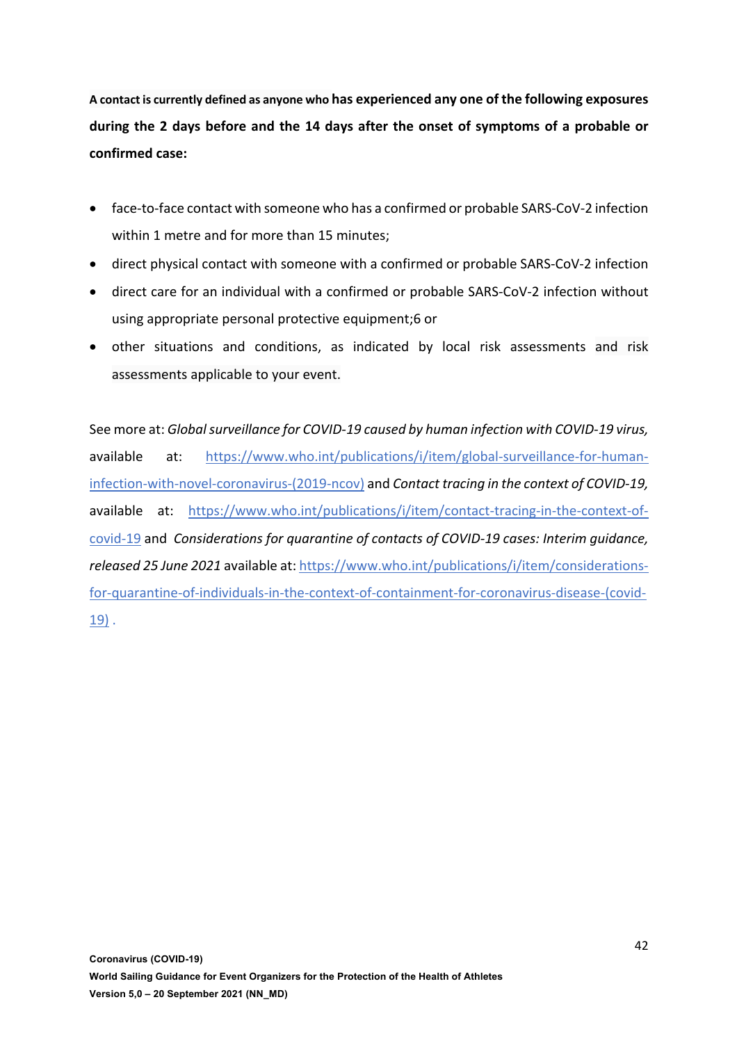**A contact is currently defined as anyone who has experienced any one of the following exposures during the 2 days before and the 14 days after the onset of symptoms of a probable or confirmed case:**

- face-to-face contact with someone who has a confirmed or probable SARS-CoV-2 infection within 1 metre and for more than 15 minutes;
- direct physical contact with someone with a confirmed or probable SARS-CoV-2 infection
- direct care for an individual with a confirmed or probable SARS-CoV-2 infection without using appropriate personal protective equipment;6 or
- other situations and conditions, as indicated by local risk assessments and risk assessments applicable to your event.

See more at: *Global surveillance for COVID-19 caused by human infection with COVID-19 virus,* available at: https://www.who.int/publications/i/item/global-surveillance-for-human-infection-with-novel-coronavirus-(2019-ncov) and *Contact tracing in the context of COVID-19,* available at: https://www.who.int/publications/i/item/contact-tracing-in-the-context-of-covid-19 and *Considerations for quarantine of contacts of COVID-19 cases: Interim guidance, released 25 June 2021* available at: https://www.who.int/publications/i/item/considerations-for-quarantine-of-individuals-in-the-context-of-containment-for-coronavirus-disease-(covid-19) .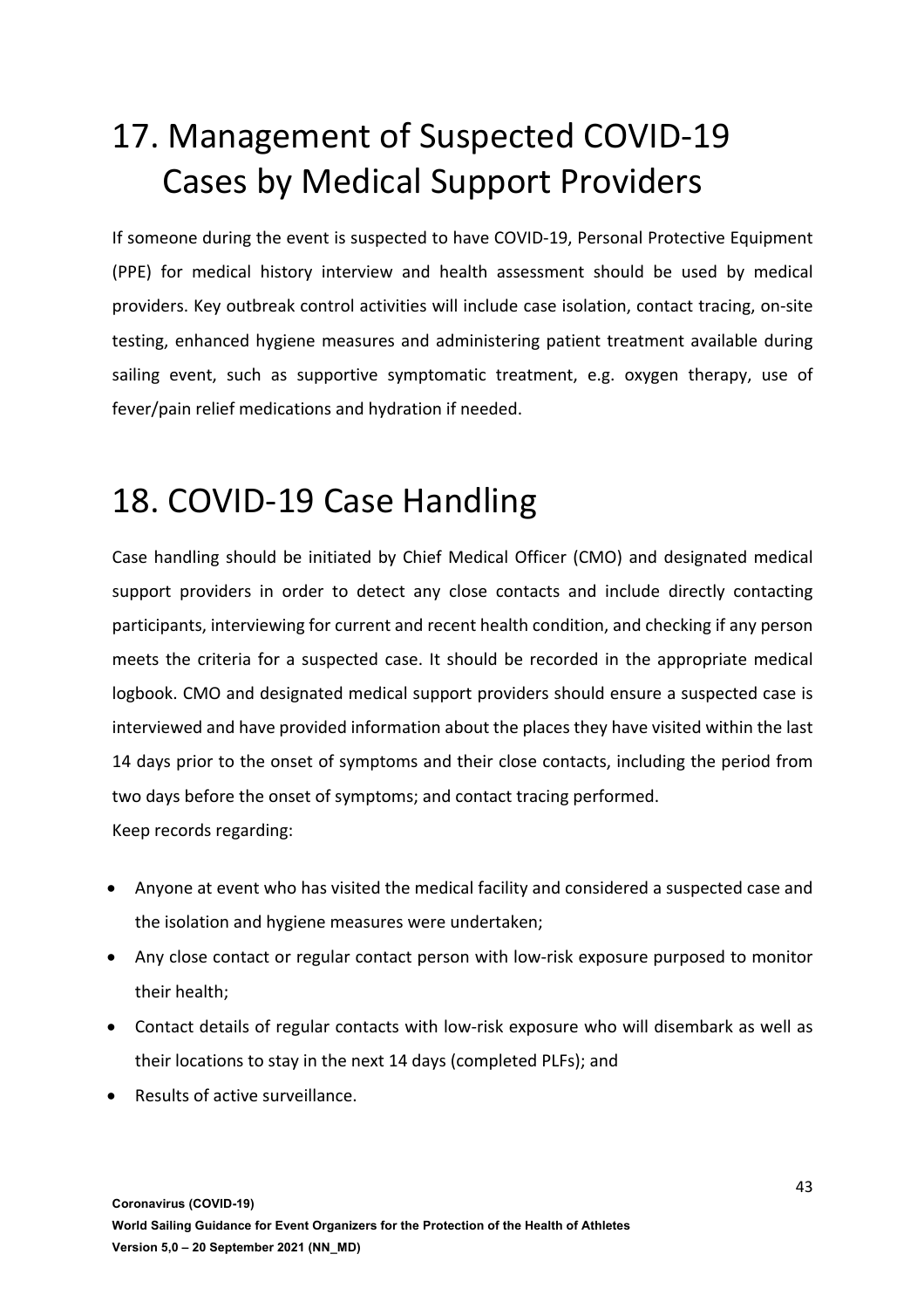# 17. Management of Suspected COVID-19 Cases by Medical Support Providers

If someone during the event is suspected to have COVID-19, Personal Protective Equipment (PPE) for medical history interview and health assessment should be used by medical providers. Key outbreak control activities will include case isolation, contact tracing, on-site testing, enhanced hygiene measures and administering patient treatment available during sailing event, such as supportive symptomatic treatment, e.g. oxygen therapy, use of fever/pain relief medications and hydration if needed.

# 18. COVID-19 Case Handling

Case handling should be initiated by Chief Medical Officer (CMO) and designated medical support providers in order to detect any close contacts and include directly contacting participants, interviewing for current and recent health condition, and checking if any person meets the criteria for a suspected case. It should be recorded in the appropriate medical logbook. CMO and designated medical support providers should ensure a suspected case is interviewed and have provided information about the places they have visited within the last 14 days prior to the onset of symptoms and their close contacts, including the period from two days before the onset of symptoms; and contact tracing performed.

Keep records regarding:

- Anyone at event who has visited the medical facility and considered a suspected case and the isolation and hygiene measures were undertaken;
- Any close contact or regular contact person with low-risk exposure purposed to monitor their health;
- Contact details of regular contacts with low-risk exposure who will disembark as well as their locations to stay in the next 14 days (completed PLFs); and
- Results of active surveillance.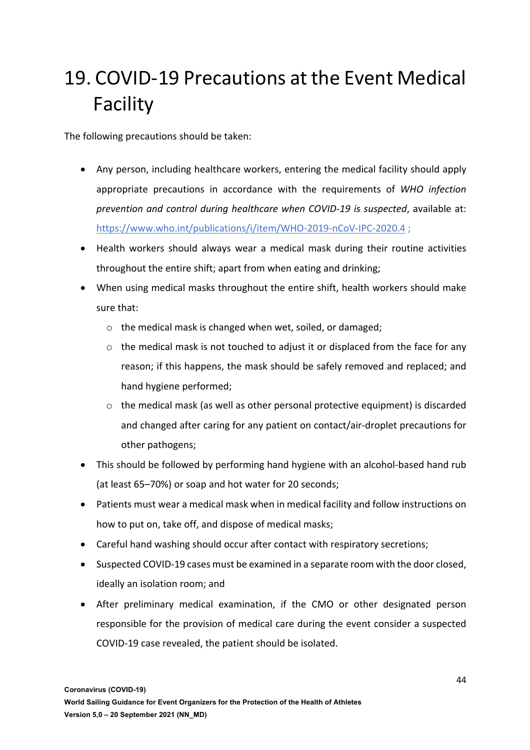# 19. COVID-19 Precautions at the Event Medical Facility

The following precautions should be taken:

- Any person, including healthcare workers, entering the medical facility should apply appropriate precautions in accordance with the requirements of *WHO infection prevention and control during healthcare when COVID-19 is suspected*, available at: https://www.who.int/publications/i/item/WHO-2019-nCoV-IPC-2020.4 ;
- Health workers should always wear a medical mask during their routine activities throughout the entire shift; apart from when eating and drinking;
- When using medical masks throughout the entire shift, health workers should make sure that:
  - the medical mask is changed when wet, soiled, or damaged;
  - the medical mask is not touched to adjust it or displaced from the face for any reason; if this happens, the mask should be safely removed and replaced; and hand hygiene performed;
  - the medical mask (as well as other personal protective equipment) is discarded and changed after caring for any patient on contact/air-droplet precautions for other pathogens;
- This should be followed by performing hand hygiene with an alcohol-based hand rub (at least 65–70%) or soap and hot water for 20 seconds;
- Patients must wear a medical mask when in medical facility and follow instructions on how to put on, take off, and dispose of medical masks;
- Careful hand washing should occur after contact with respiratory secretions;
- Suspected COVID-19 cases must be examined in a separate room with the door closed, ideally an isolation room; and
- After preliminary medical examination, if the CMO or other designated person responsible for the provision of medical care during the event consider a suspected COVID-19 case revealed, the patient should be isolated.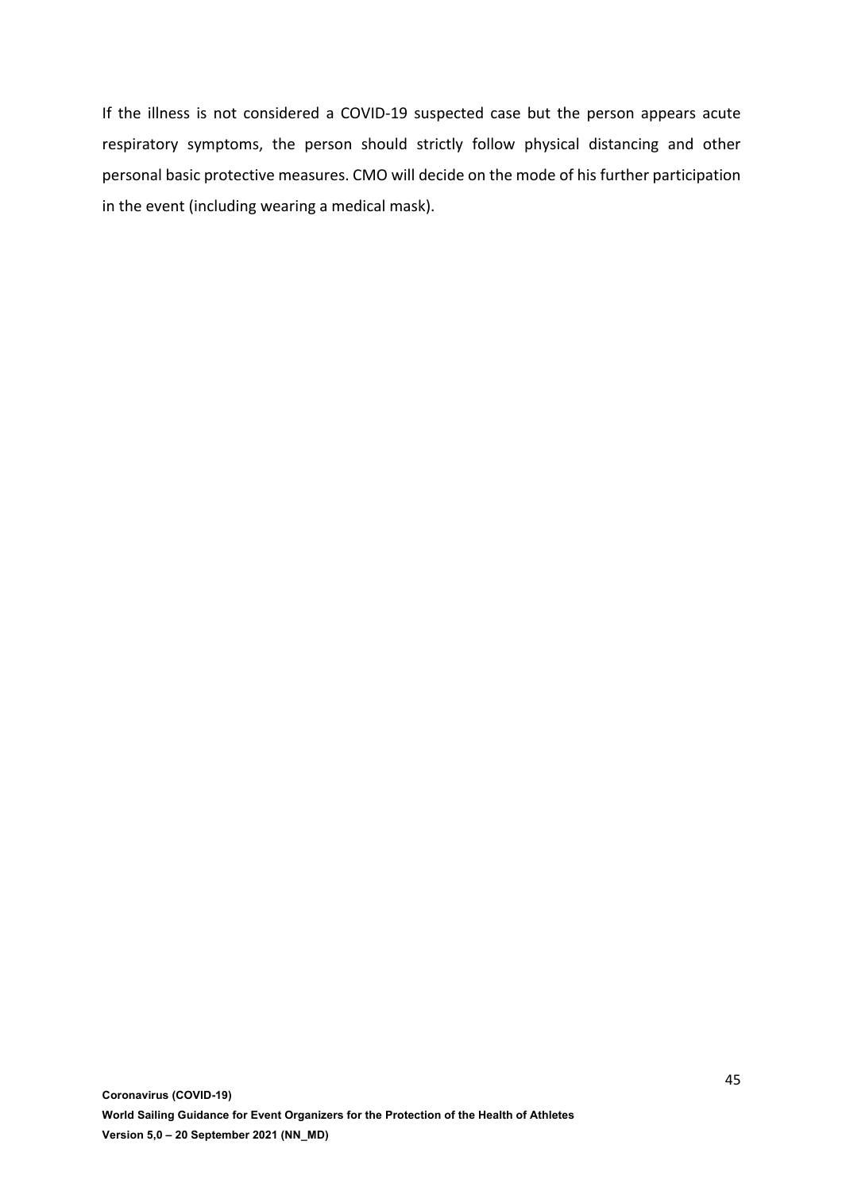If the illness is not considered a COVID-19 suspected case but the person appears acute respiratory symptoms, the person should strictly follow physical distancing and other personal basic protective measures. CMO will decide on the mode of his further participation in the event (including wearing a medical mask).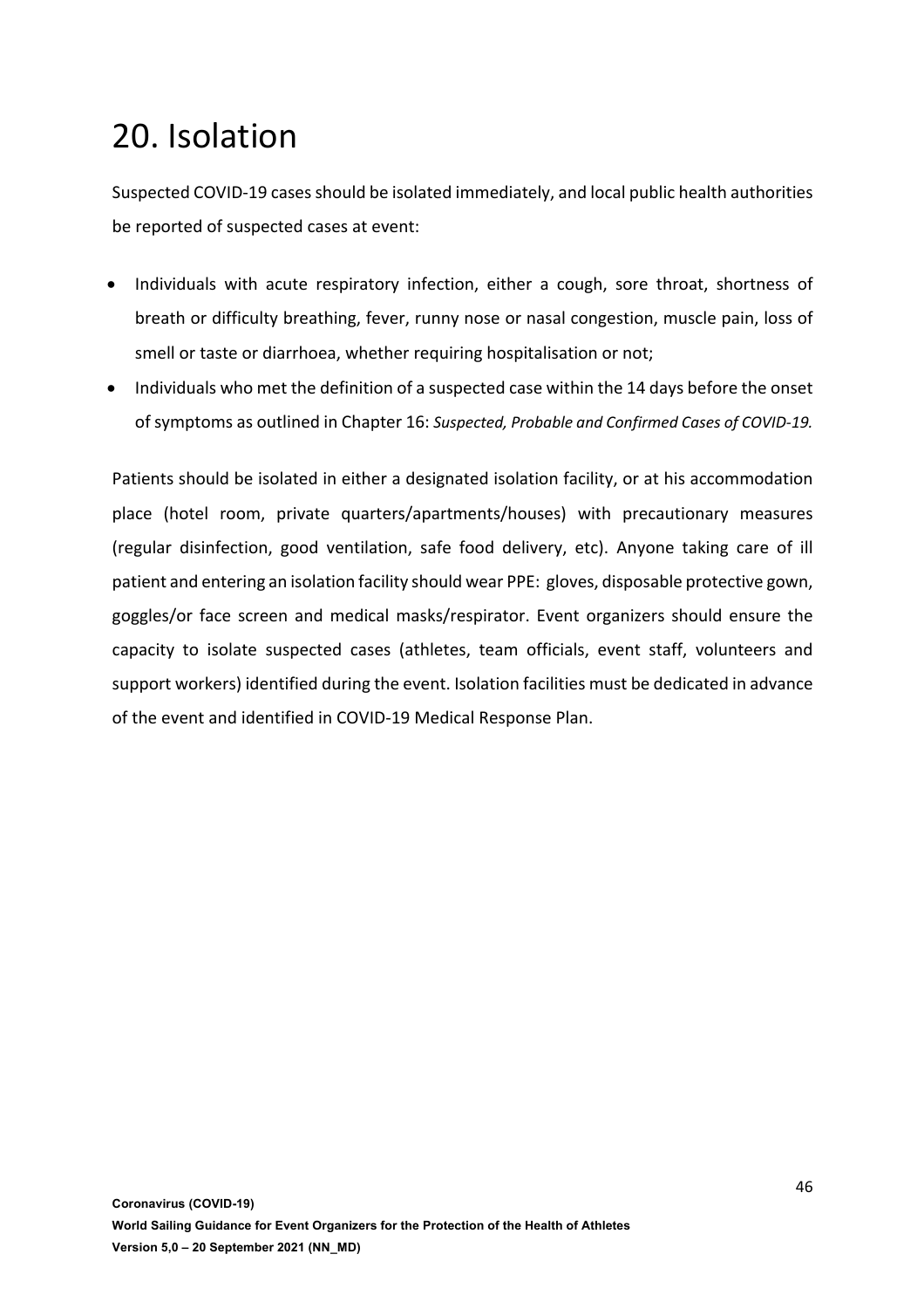# 20. Isolation

Suspected COVID-19 cases should be isolated immediately, and local public health authorities be reported of suspected cases at event:

- Individuals with acute respiratory infection, either a cough, sore throat, shortness of breath or difficulty breathing, fever, runny nose or nasal congestion, muscle pain, loss of smell or taste or diarrhoea, whether requiring hospitalisation or not;
- Individuals who met the definition of a suspected case within the 14 days before the onset of symptoms as outlined in Chapter 16: *Suspected, Probable and Confirmed Cases of COVID-19.*

Patients should be isolated in either a designated isolation facility, or at his accommodation place (hotel room, private quarters/apartments/houses) with precautionary measures (regular disinfection, good ventilation, safe food delivery, etc). Anyone taking care of ill patient and entering an isolation facility should wear PPE: gloves, disposable protective gown, goggles/or face screen and medical masks/respirator. Event organizers should ensure the capacity to isolate suspected cases (athletes, team officials, event staff, volunteers and support workers) identified during the event. Isolation facilities must be dedicated in advance of the event and identified in COVID-19 Medical Response Plan.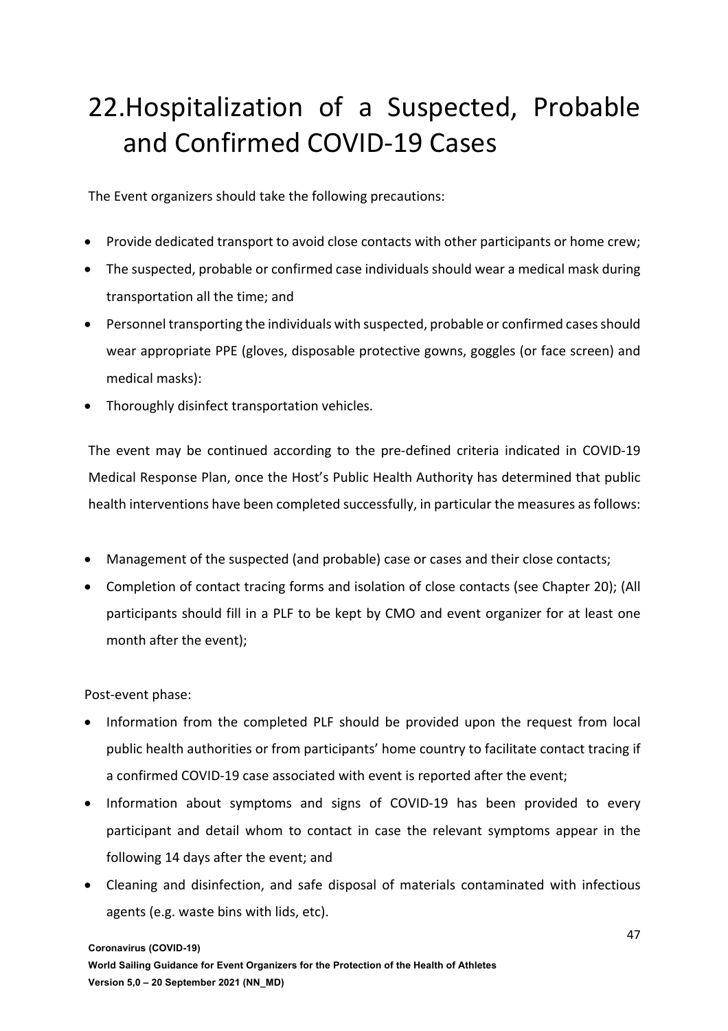# 22. Hospitalization of a Suspected, Probable and Confirmed COVID-19 Cases

The Event organizers should take the following precautions:

- Provide dedicated transport to avoid close contacts with other participants or home crew;
- The suspected, probable or confirmed case individuals should wear a medical mask during transportation all the time; and
- Personnel transporting the individuals with suspected, probable or confirmed cases should wear appropriate PPE (gloves, disposable protective gowns, goggles (or face screen) and medical masks):
- Thoroughly disinfect transportation vehicles.

The event may be continued according to the pre-defined criteria indicated in COVID-19 Medical Response Plan, once the Host's Public Health Authority has determined that public health interventions have been completed successfully, in particular the measures as follows:

- Management of the suspected (and probable) case or cases and their close contacts;
- Completion of contact tracing forms and isolation of close contacts (see Chapter 20); (All participants should fill in a PLF to be kept by CMO and event organizer for at least one month after the event);

Post-event phase:

- Information from the completed PLF should be provided upon the request from local public health authorities or from participants' home country to facilitate contact tracing if a confirmed COVID-19 case associated with event is reported after the event;
- Information about symptoms and signs of COVID-19 has been provided to every participant and detail whom to contact in case the relevant symptoms appear in the following 14 days after the event; and
- Cleaning and disinfection, and safe disposal of materials contaminated with infectious agents (e.g. waste bins with lids, etc).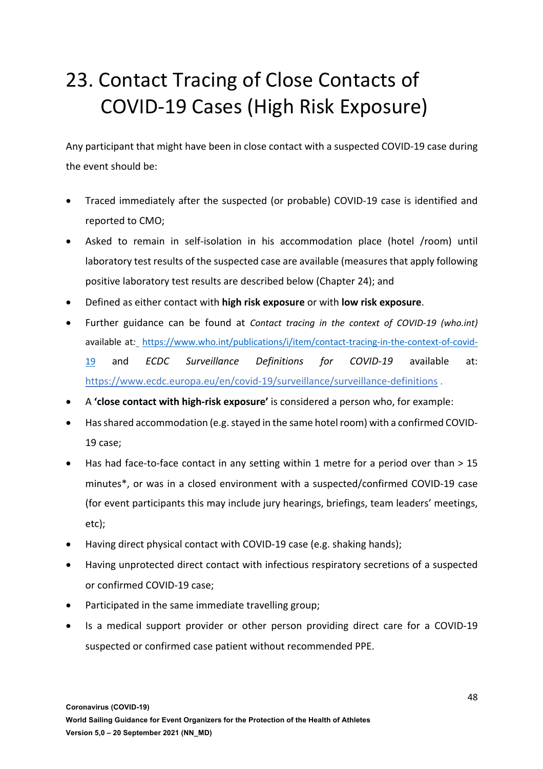# 23. Contact Tracing of Close Contacts of COVID-19 Cases (High Risk Exposure)

Any participant that might have been in close contact with a suspected COVID-19 case during the event should be:

- Traced immediately after the suspected (or probable) COVID-19 case is identified and reported to CMO;
- Asked to remain in self-isolation in his accommodation place (hotel /room) until laboratory test results of the suspected case are available (measures that apply following positive laboratory test results are described below (Chapter 24); and
- Defined as either contact with **high risk exposure** or with **low risk exposure**.
- Further guidance can be found at *Contact tracing in the context of COVID-19 (who.int)* available at*:* https://www.who.int/publications/i/item/contact-tracing-in-the-context-of-covid-19 and *ECDC Surveillance Definitions for COVID-19* available at: https://www.ecdc.europa.eu/en/covid-19/surveillance/surveillance-definitions .
- A **'close contact with high-risk exposure'** is considered a person who, for example:
- Has shared accommodation (e.g. stayed in the same hotel room) with a confirmed COVID-19 case;
- Has had face-to-face contact in any setting within 1 metre for a period over than > 15 minutes*, or was in a closed environment with a suspected/confirmed COVID-19 case (for event participants this may include jury hearings, briefings, team leaders' meetings, etc);
- Having direct physical contact with COVID-19 case (e.g. shaking hands);
- Having unprotected direct contact with infectious respiratory secretions of a suspected or confirmed COVID-19 case;
- Participated in the same immediate travelling group;
- Is a medical support provider or other person providing direct care for a COVID-19 suspected or confirmed case patient without recommended PPE.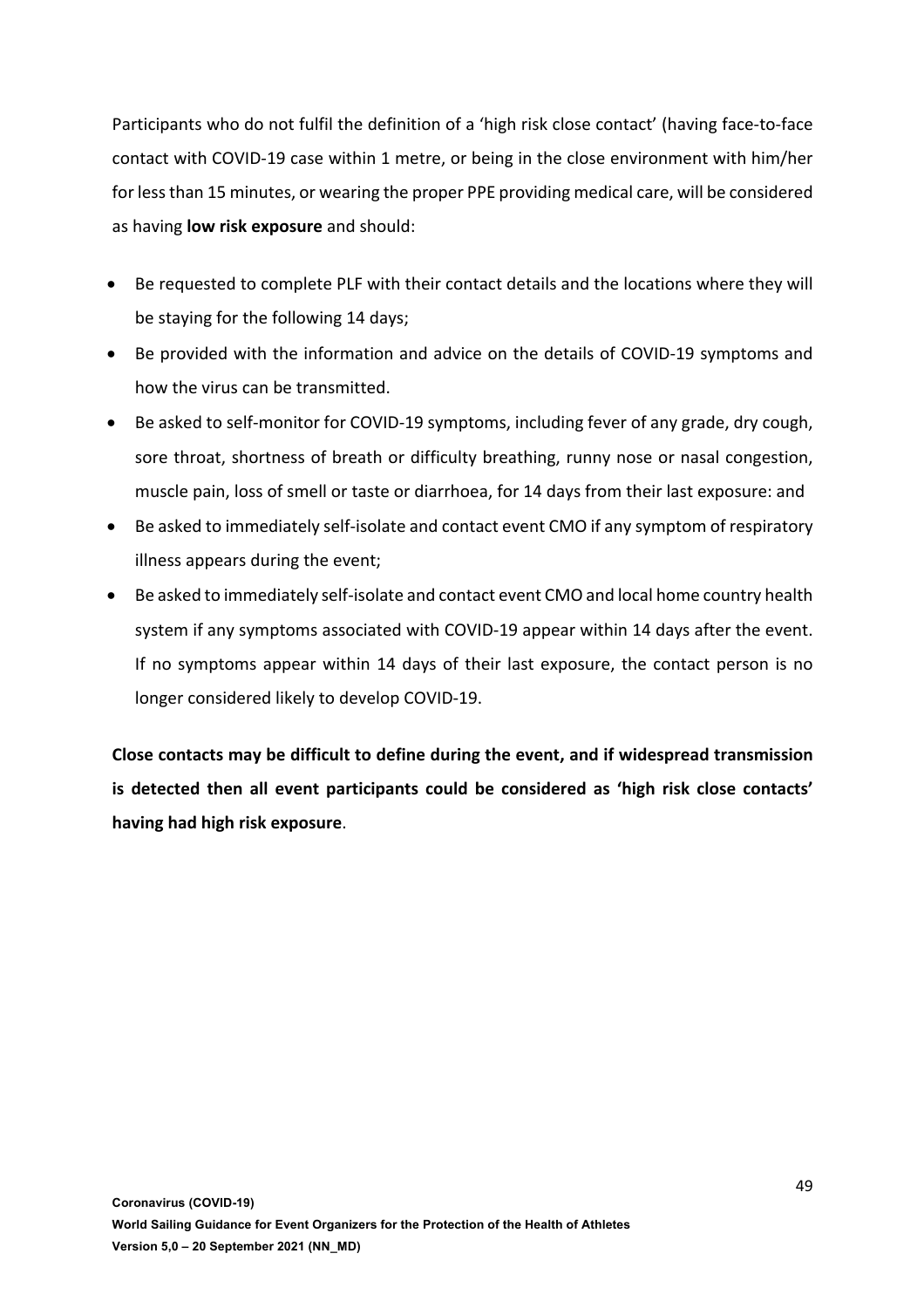Participants who do not fulfil the definition of a 'high risk close contact' (having face-to-face contact with COVID-19 case within 1 metre, or being in the close environment with him/her for less than 15 minutes, or wearing the proper PPE providing medical care, will be considered as having **low risk exposure** and should:

- Be requested to complete PLF with their contact details and the locations where they will be staying for the following 14 days;
- Be provided with the information and advice on the details of COVID-19 symptoms and how the virus can be transmitted.
- Be asked to self-monitor for COVID-19 symptoms, including fever of any grade, dry cough, sore throat, shortness of breath or difficulty breathing, runny nose or nasal congestion, muscle pain, loss of smell or taste or diarrhoea, for 14 days from their last exposure: and
- Be asked to immediately self-isolate and contact event CMO if any symptom of respiratory illness appears during the event;
- Be asked to immediately self-isolate and contact event CMO and local home country health system if any symptoms associated with COVID-19 appear within 14 days after the event. If no symptoms appear within 14 days of their last exposure, the contact person is no longer considered likely to develop COVID-19.

**Close contacts may be difficult to define during the event, and if widespread transmission is detected then all event participants could be considered as 'high risk close contacts' having had high risk exposure**.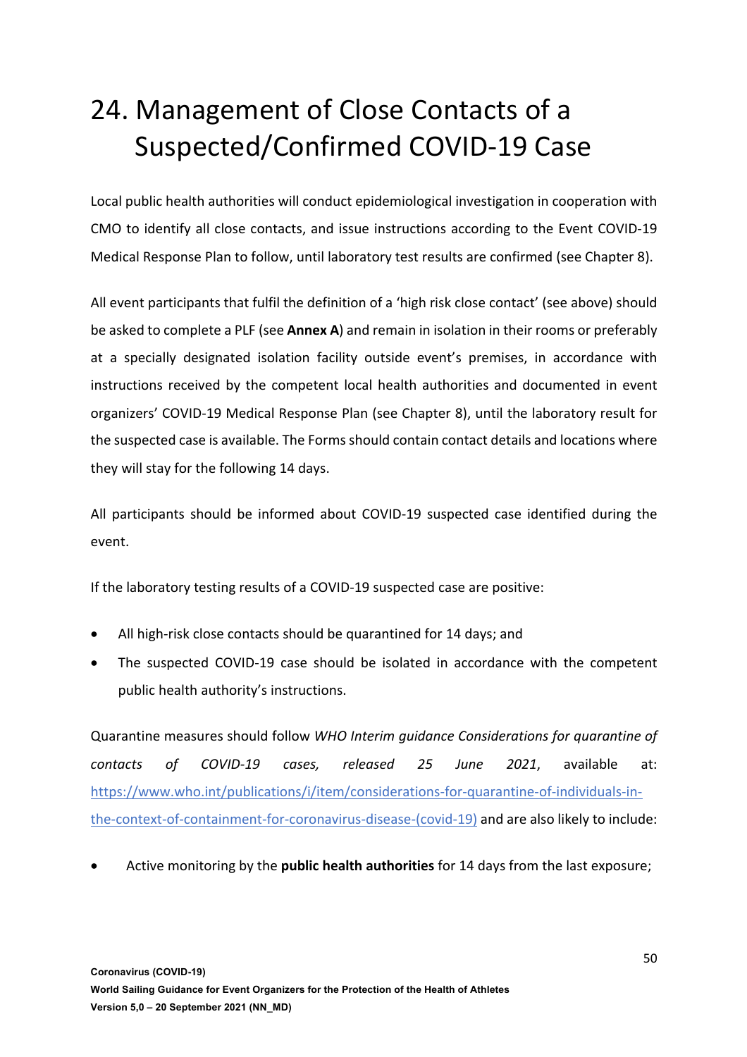# 24. Management of Close Contacts of a Suspected/Confirmed COVID-19 Case

Local public health authorities will conduct epidemiological investigation in cooperation with CMO to identify all close contacts, and issue instructions according to the Event COVID-19 Medical Response Plan to follow, until laboratory test results are confirmed (see Chapter 8).

All event participants that fulfil the definition of a 'high risk close contact' (see above) should be asked to complete a PLF (see **Annex A**) and remain in isolation in their rooms or preferably at a specially designated isolation facility outside event's premises, in accordance with instructions received by the competent local health authorities and documented in event organizers' COVID-19 Medical Response Plan (see Chapter 8), until the laboratory result for the suspected case is available. The Forms should contain contact details and locations where they will stay for the following 14 days.

All participants should be informed about COVID-19 suspected case identified during the event.

If the laboratory testing results of a COVID-19 suspected case are positive:

- All high-risk close contacts should be quarantined for 14 days; and
- The suspected COVID-19 case should be isolated in accordance with the competent public health authority's instructions.

Quarantine measures should follow *WHO Interim guidance Considerations for quarantine of contacts of COVID-19 cases, released 25 June 2021*, available at: [https://www.who.int/publications/i/item/considerations-for-quarantine-of-individuals-in-the-context-of-containment-for-coronavirus-disease-(covid-19)](https://www.who.int/publications/i/item/considerations-for-quarantine-of-individuals-in-the-context-of-containment-for-coronavirus-disease-(covid-19)) and are also likely to include:

- Active monitoring by the **public health authorities** for 14 days from the last exposure;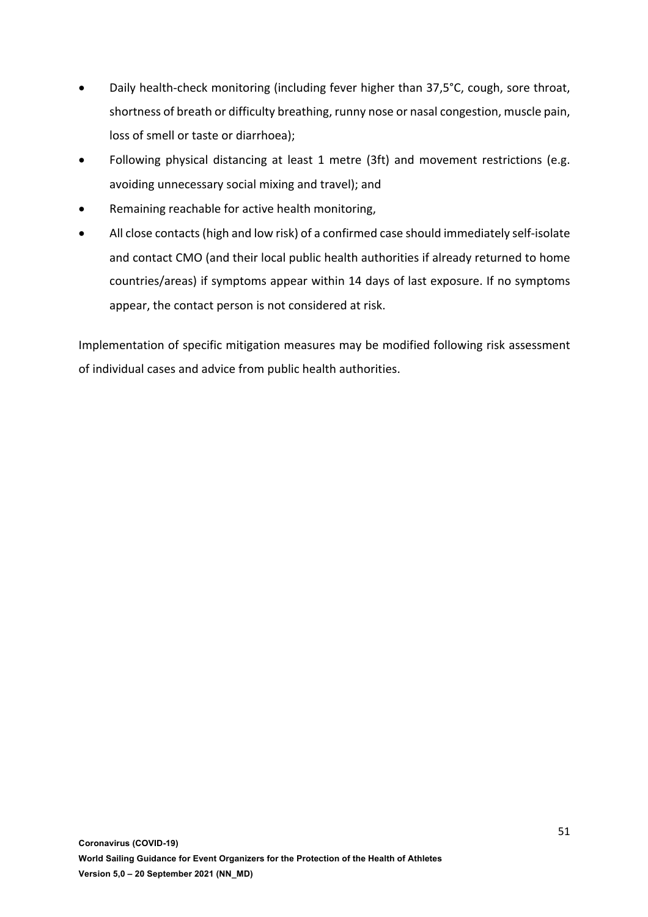- Daily health-check monitoring (including fever higher than 37,5°C, cough, sore throat, shortness of breath or difficulty breathing, runny nose or nasal congestion, muscle pain, loss of smell or taste or diarrhoea);
- Following physical distancing at least 1 metre (3ft) and movement restrictions (e.g. avoiding unnecessary social mixing and travel); and
- Remaining reachable for active health monitoring,
- All close contacts (high and low risk) of a confirmed case should immediately self-isolate and contact CMO (and their local public health authorities if already returned to home countries/areas) if symptoms appear within 14 days of last exposure. If no symptoms appear, the contact person is not considered at risk.

Implementation of specific mitigation measures may be modified following risk assessment of individual cases and advice from public health authorities.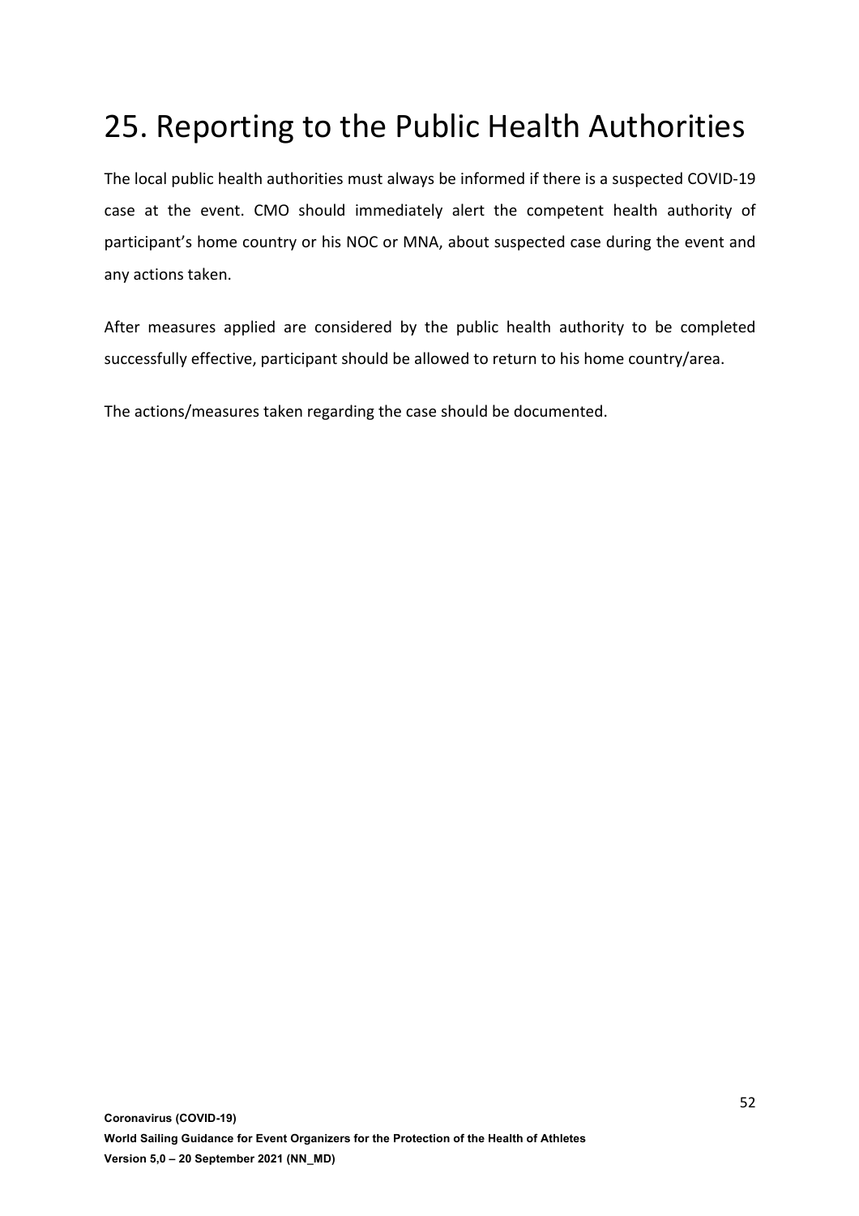# 25. Reporting to the Public Health Authorities

The local public health authorities must always be informed if there is a suspected COVID-19 case at the event. CMO should immediately alert the competent health authority of participant's home country or his NOC or MNA, about suspected case during the event and any actions taken.

After measures applied are considered by the public health authority to be completed successfully effective, participant should be allowed to return to his home country/area.

The actions/measures taken regarding the case should be documented.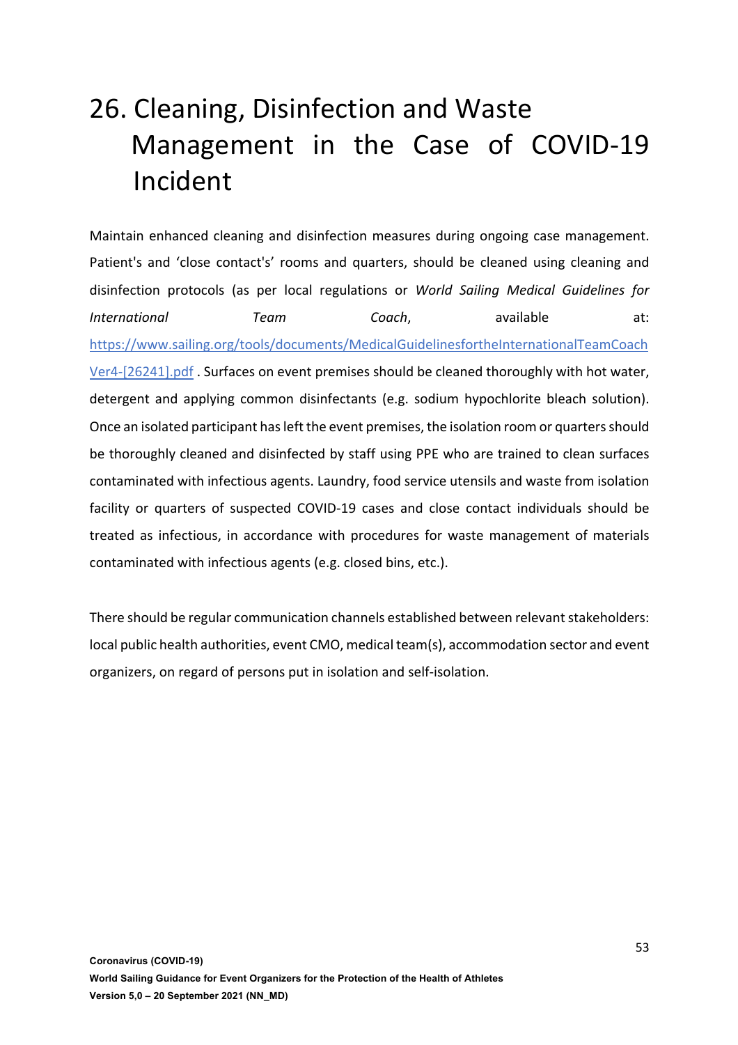# 26. Cleaning, Disinfection and Waste Management in the Case of COVID-19 Incident

Maintain enhanced cleaning and disinfection measures during ongoing case management. Patient's and 'close contact's' rooms and quarters, should be cleaned using cleaning and disinfection protocols (as per local regulations or *World Sailing Medical Guidelines for International Team Coach*, available at: [https://www.sailing.org/tools/documents/MedicalGuidelinesfortheInternationalTeamCoachVer4-[26241].pdf](https://www.sailing.org/tools/documents/MedicalGuidelinesfortheInternationalTeamCoachVer4-[26241].pdf) . Surfaces on event premises should be cleaned thoroughly with hot water, detergent and applying common disinfectants (e.g. sodium hypochlorite bleach solution). Once an isolated participant has left the event premises, the isolation room or quarters should be thoroughly cleaned and disinfected by staff using PPE who are trained to clean surfaces contaminated with infectious agents. Laundry, food service utensils and waste from isolation facility or quarters of suspected COVID-19 cases and close contact individuals should be treated as infectious, in accordance with procedures for waste management of materials contaminated with infectious agents (e.g. closed bins, etc.).

There should be regular communication channels established between relevant stakeholders: local public health authorities, event CMO, medical team(s), accommodation sector and event organizers, on regard of persons put in isolation and self-isolation.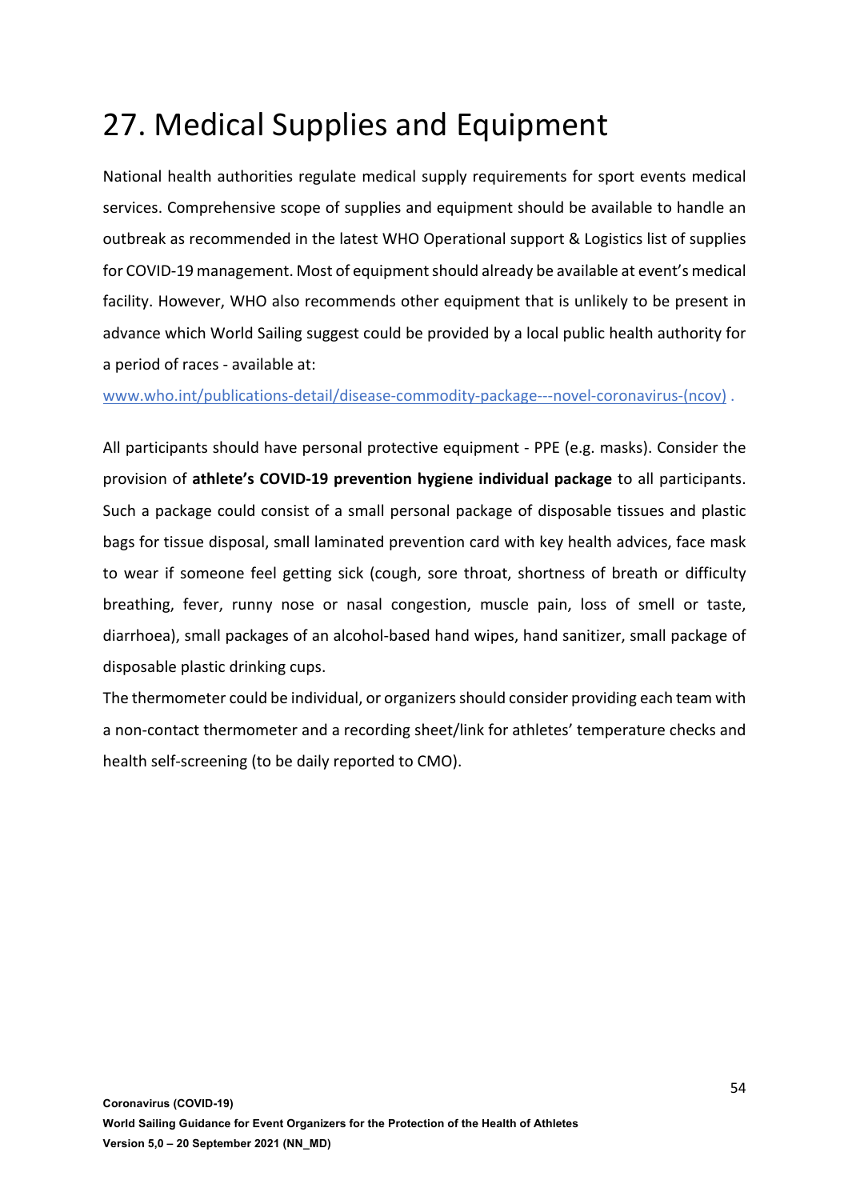# 27. Medical Supplies and Equipment

National health authorities regulate medical supply requirements for sport events medical services. Comprehensive scope of supplies and equipment should be available to handle an outbreak as recommended in the latest WHO Operational support & Logistics list of supplies for COVID-19 management. Most of equipment should already be available at event's medical facility. However, WHO also recommends other equipment that is unlikely to be present in advance which World Sailing suggest could be provided by a local public health authority for a period of races - available at:

www.who.int/publications-detail/disease-commodity-package---novel-coronavirus-(ncov) .

All participants should have personal protective equipment - PPE (e.g. masks). Consider the provision of **athlete's COVID-19 prevention hygiene individual package** to all participants. Such a package could consist of a small personal package of disposable tissues and plastic bags for tissue disposal, small laminated prevention card with key health advices, face mask to wear if someone feel getting sick (cough, sore throat, shortness of breath or difficulty breathing, fever, runny nose or nasal congestion, muscle pain, loss of smell or taste, diarrhoea), small packages of an alcohol-based hand wipes, hand sanitizer, small package of disposable plastic drinking cups.

The thermometer could be individual, or organizers should consider providing each team with a non-contact thermometer and a recording sheet/link for athletes' temperature checks and health self-screening (to be daily reported to CMO).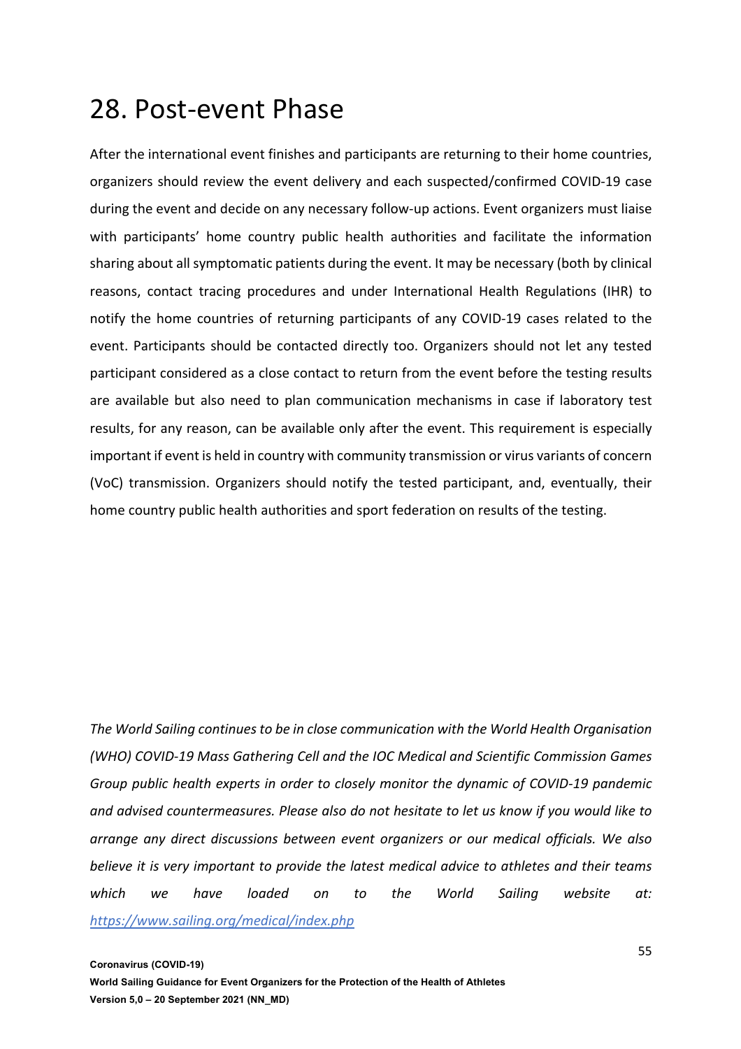# 28. Post-event Phase

After the international event finishes and participants are returning to their home countries, organizers should review the event delivery and each suspected/confirmed COVID-19 case during the event and decide on any necessary follow-up actions. Event organizers must liaise with participants' home country public health authorities and facilitate the information sharing about all symptomatic patients during the event. It may be necessary (both by clinical reasons, contact tracing procedures and under International Health Regulations (IHR) to notify the home countries of returning participants of any COVID-19 cases related to the event. Participants should be contacted directly too. Organizers should not let any tested participant considered as a close contact to return from the event before the testing results are available but also need to plan communication mechanisms in case if laboratory test results, for any reason, can be available only after the event. This requirement is especially important if event is held in country with community transmission or virus variants of concern (VoC) transmission. Organizers should notify the tested participant, and, eventually, their home country public health authorities and sport federation on results of the testing.

*The World Sailing continues to be in close communication with the World Health Organisation (WHO) COVID-19 Mass Gathering Cell and the IOC Medical and Scientific Commission Games Group public health experts in order to closely monitor the dynamic of COVID-19 pandemic and advised countermeasures. Please also do not hesitate to let us know if you would like to arrange any direct discussions between event organizers or our medical officials. We also believe it is very important to provide the latest medical advice to athletes and their teams which we have loaded on to the World Sailing website at: [https://www.sailing.org/medical/index.php](https://www.sailing.org/medical/index.php)*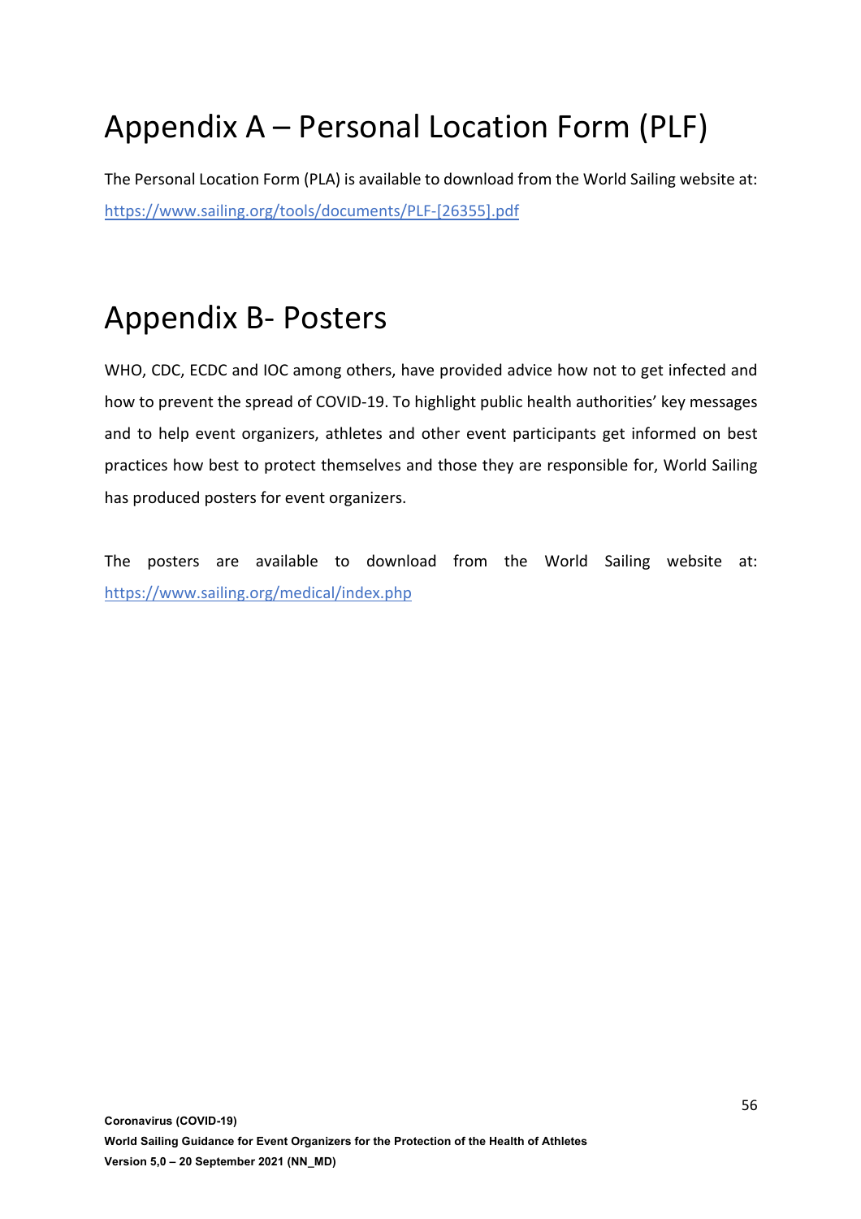# Appendix A – Personal Location Form (PLF)

The Personal Location Form (PLA) is available to download from the World Sailing website at: https://www.sailing.org/tools/documents/PLF-[26355].pdf

# Appendix B- Posters

WHO, CDC, ECDC and IOC among others, have provided advice how not to get infected and how to prevent the spread of COVID-19. To highlight public health authorities' key messages and to help event organizers, athletes and other event participants get informed on best practices how best to protect themselves and those they are responsible for, World Sailing has produced posters for event organizers.

The posters are available to download from the World Sailing website at: https://www.sailing.org/medical/index.php